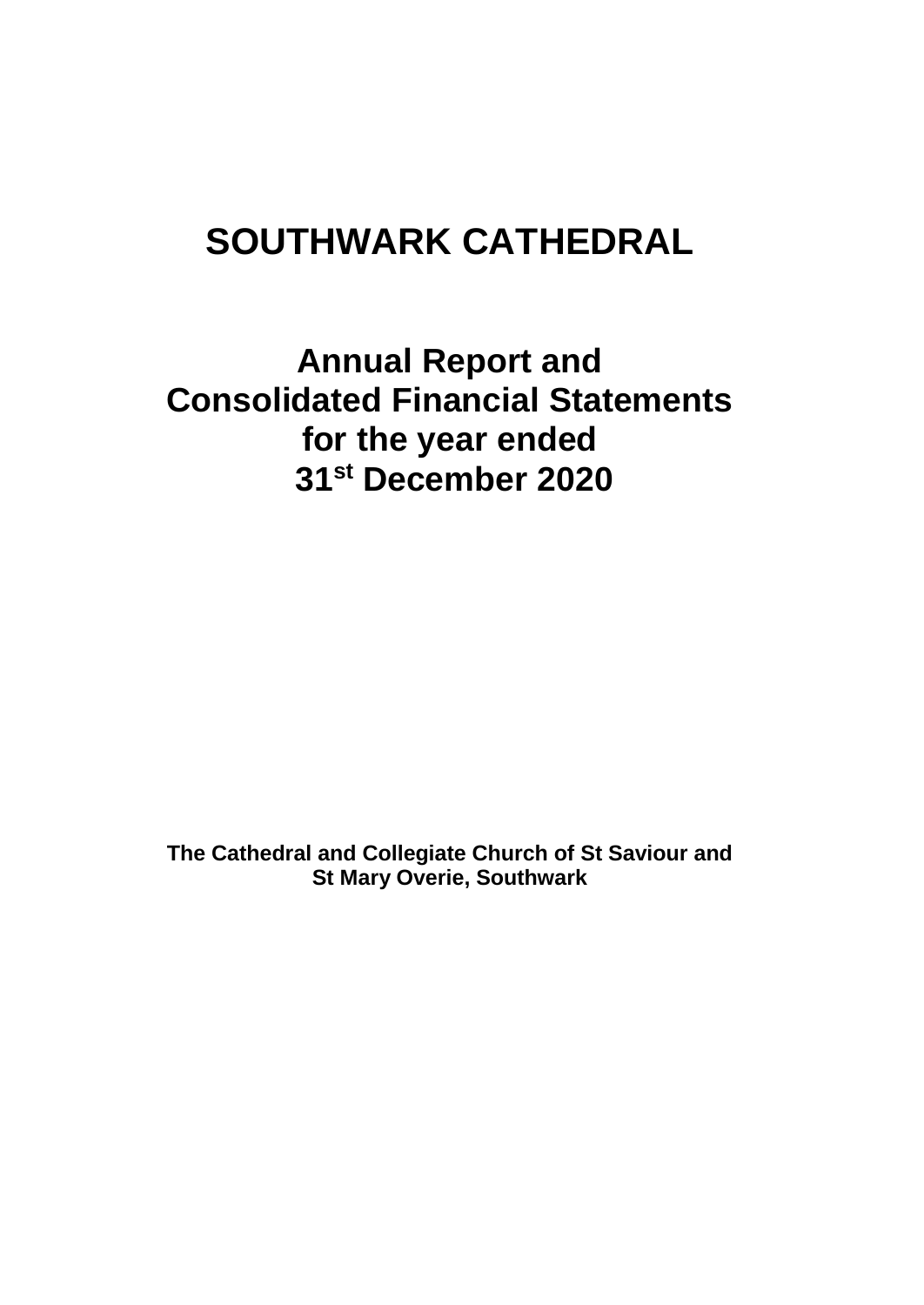# SOUTHWARK CATHEDRAL

## Annual Report and Consolidated Financial Statements for the year ended 31st December 2020

**The Cathedral and Collegiate Church of St Saviour and St Mary Overie, Southwark**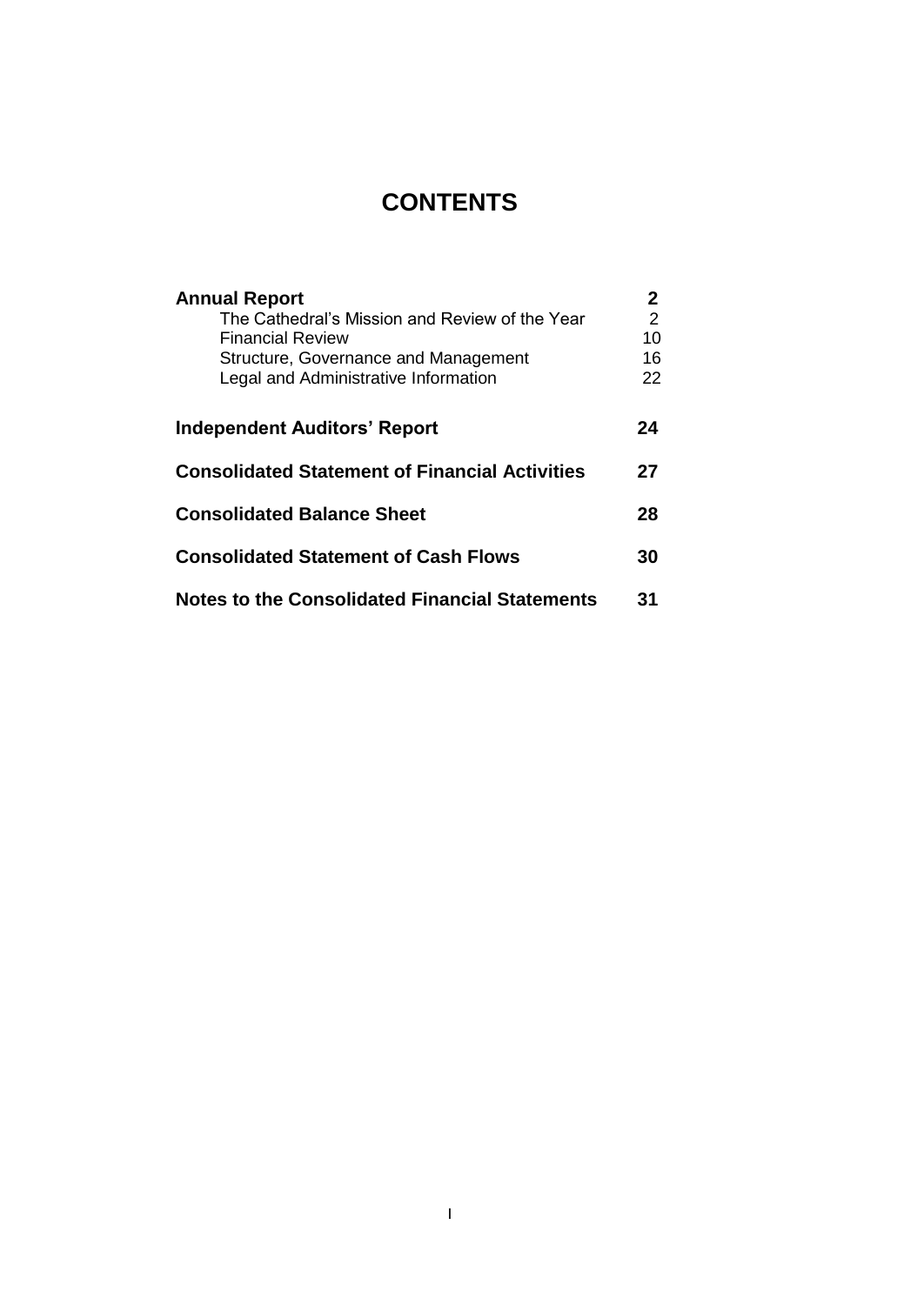# CONTENTS

| | |
|---|---|
| **Annual Report** | **2** |
| The Cathedral's Mission and Review of the Year | 2 |
| Financial Review | 10 |
| Structure, Governance and Management | 16 |
| Legal and Administrative Information | 22 |
| **Independent Auditors' Report** | **24** |
| **Consolidated Statement of Financial Activities** | **27** |
| **Consolidated Balance Sheet** | **28** |
| **Consolidated Statement of Cash Flows** | **30** |
| **Notes to the Consolidated Financial Statements** | **31** |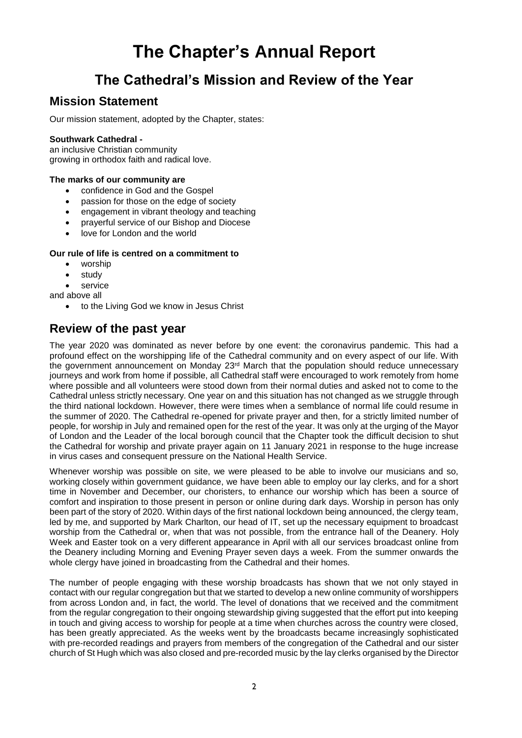# The Chapter's Annual Report

## The Cathedral's Mission and Review of the Year

### Mission Statement

Our mission statement, adopted by the Chapter, states:

**Southwark Cathedral -**
an inclusive Christian community
growing in orthodox faith and radical love.

**The marks of our community are**

- confidence in God and the Gospel
- passion for those on the edge of society
- engagement in vibrant theology and teaching
- prayerful service of our Bishop and Diocese
- love for London and the world

**Our rule of life is centred on a commitment to**

- worship
- study
- service

and above all

- to the Living God we know in Jesus Christ

### Review of the past year

The year 2020 was dominated as never before by one event: the coronavirus pandemic. This had a profound effect on the worshipping life of the Cathedral community and on every aspect of our life. With the government announcement on Monday 23rd March that the population should reduce unnecessary journeys and work from home if possible, all Cathedral staff were encouraged to work remotely from home where possible and all volunteers were stood down from their normal duties and asked not to come to the Cathedral unless strictly necessary. One year on and this situation has not changed as we struggle through the third national lockdown. However, there were times when a semblance of normal life could resume in the summer of 2020. The Cathedral re-opened for private prayer and then, for a strictly limited number of people, for worship in July and remained open for the rest of the year. It was only at the urging of the Mayor of London and the Leader of the local borough council that the Chapter took the difficult decision to shut the Cathedral for worship and private prayer again on 11 January 2021 in response to the huge increase in virus cases and consequent pressure on the National Health Service.

Whenever worship was possible on site, we were pleased to be able to involve our musicians and so, working closely within government guidance, we have been able to employ our lay clerks, and for a short time in November and December, our choristers, to enhance our worship which has been a source of comfort and inspiration to those present in person or online during dark days. Worship in person has only been part of the story of 2020. Within days of the first national lockdown being announced, the clergy team, led by me, and supported by Mark Charlton, our head of IT, set up the necessary equipment to broadcast worship from the Cathedral or, when that was not possible, from the entrance hall of the Deanery. Holy Week and Easter took on a very different appearance in April with all our services broadcast online from the Deanery including Morning and Evening Prayer seven days a week. From the summer onwards the whole clergy have joined in broadcasting from the Cathedral and their homes.

The number of people engaging with these worship broadcasts has shown that we not only stayed in contact with our regular congregation but that we started to develop a new online community of worshippers from across London and, in fact, the world. The level of donations that we received and the commitment from the regular congregation to their ongoing stewardship giving suggested that the effort put into keeping in touch and giving access to worship for people at a time when churches across the country were closed, has been greatly appreciated. As the weeks went by the broadcasts became increasingly sophisticated with pre-recorded readings and prayers from members of the congregation of the Cathedral and our sister church of St Hugh which was also closed and pre-recorded music by the lay clerks organised by the Director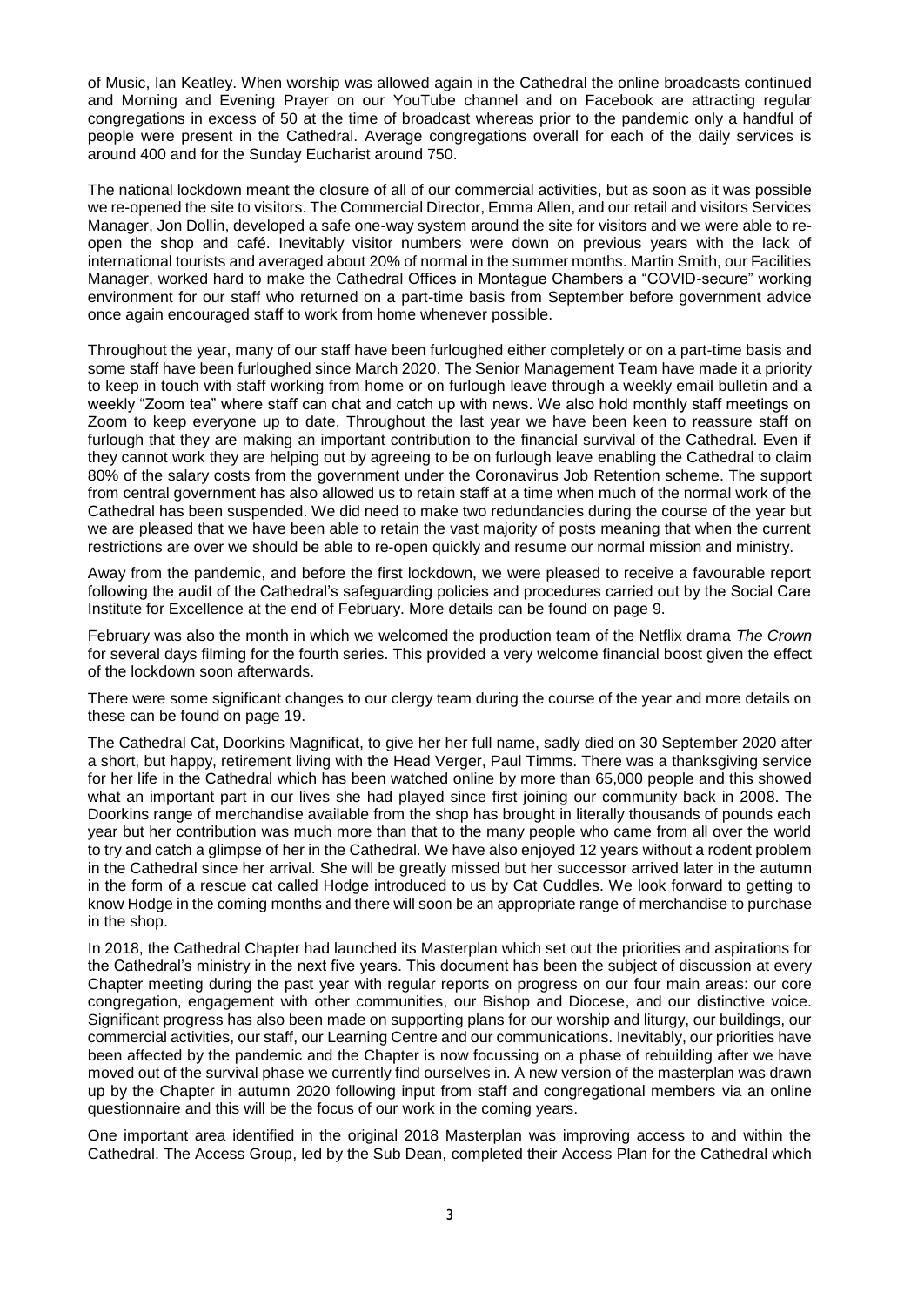of Music, Ian Keatley. When worship was allowed again in the Cathedral the online broadcasts continued and Morning and Evening Prayer on our YouTube channel and on Facebook are attracting regular congregations in excess of 50 at the time of broadcast whereas prior to the pandemic only a handful of people were present in the Cathedral. Average congregations overall for each of the daily services is around 400 and for the Sunday Eucharist around 750.

The national lockdown meant the closure of all of our commercial activities, but as soon as it was possible we re-opened the site to visitors. The Commercial Director, Emma Allen, and our retail and visitors Services Manager, Jon Dollin, developed a safe one-way system around the site for visitors and we were able to re-open the shop and café. Inevitably visitor numbers were down on previous years with the lack of international tourists and averaged about 20% of normal in the summer months. Martin Smith, our Facilities Manager, worked hard to make the Cathedral Offices in Montague Chambers a "COVID-secure" working environment for our staff who returned on a part-time basis from September before government advice once again encouraged staff to work from home whenever possible.

Throughout the year, many of our staff have been furloughed either completely or on a part-time basis and some staff have been furloughed since March 2020. The Senior Management Team have made it a priority to keep in touch with staff working from home or on furlough leave through a weekly email bulletin and a weekly "Zoom tea" where staff can chat and catch up with news. We also hold monthly staff meetings on Zoom to keep everyone up to date. Throughout the last year we have been keen to reassure staff on furlough that they are making an important contribution to the financial survival of the Cathedral. Even if they cannot work they are helping out by agreeing to be on furlough leave enabling the Cathedral to claim 80% of the salary costs from the government under the Coronavirus Job Retention scheme. The support from central government has also allowed us to retain staff at a time when much of the normal work of the Cathedral has been suspended. We did need to make two redundancies during the course of the year but we are pleased that we have been able to retain the vast majority of posts meaning that when the current restrictions are over we should be able to re-open quickly and resume our normal mission and ministry.

Away from the pandemic, and before the first lockdown, we were pleased to receive a favourable report following the audit of the Cathedral's safeguarding policies and procedures carried out by the Social Care Institute for Excellence at the end of February. More details can be found on page 9.

February was also the month in which we welcomed the production team of the Netflix drama *The Crown* for several days filming for the fourth series. This provided a very welcome financial boost given the effect of the lockdown soon afterwards.

There were some significant changes to our clergy team during the course of the year and more details on these can be found on page 19.

The Cathedral Cat, Doorkins Magnificat, to give her her full name, sadly died on 30 September 2020 after a short, but happy, retirement living with the Head Verger, Paul Timms. There was a thanksgiving service for her life in the Cathedral which has been watched online by more than 65,000 people and this showed what an important part in our lives she had played since first joining our community back in 2008. The Doorkins range of merchandise available from the shop has brought in literally thousands of pounds each year but her contribution was much more than that to the many people who came from all over the world to try and catch a glimpse of her in the Cathedral. We have also enjoyed 12 years without a rodent problem in the Cathedral since her arrival. She will be greatly missed but her successor arrived later in the autumn in the form of a rescue cat called Hodge introduced to us by Cat Cuddles. We look forward to getting to know Hodge in the coming months and there will soon be an appropriate range of merchandise to purchase in the shop.

In 2018, the Cathedral Chapter had launched its Masterplan which set out the priorities and aspirations for the Cathedral's ministry in the next five years. This document has been the subject of discussion at every Chapter meeting during the past year with regular reports on progress on our four main areas: our core congregation, engagement with other communities, our Bishop and Diocese, and our distinctive voice. Significant progress has also been made on supporting plans for our worship and liturgy, our buildings, our commercial activities, our staff, our Learning Centre and our communications. Inevitably, our priorities have been affected by the pandemic and the Chapter is now focussing on a phase of rebuilding after we have moved out of the survival phase we currently find ourselves in. A new version of the masterplan was drawn up by the Chapter in autumn 2020 following input from staff and congregational members via an online questionnaire and this will be the focus of our work in the coming years.

One important area identified in the original 2018 Masterplan was improving access to and within the Cathedral. The Access Group, led by the Sub Dean, completed their Access Plan for the Cathedral which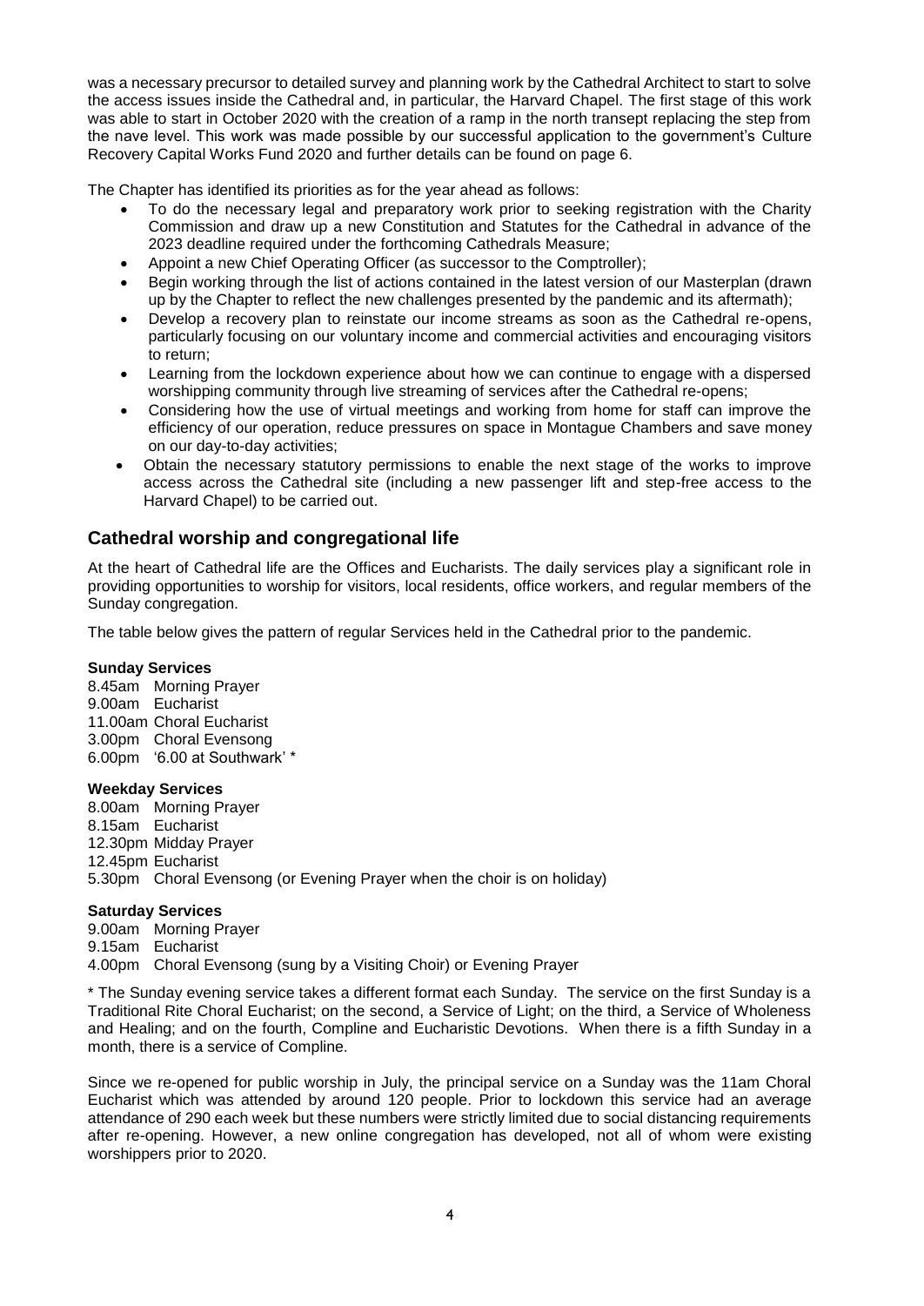was a necessary precursor to detailed survey and planning work by the Cathedral Architect to start to solve the access issues inside the Cathedral and, in particular, the Harvard Chapel. The first stage of this work was able to start in October 2020 with the creation of a ramp in the north transept replacing the step from the nave level. This work was made possible by our successful application to the government's Culture Recovery Capital Works Fund 2020 and further details can be found on page 6.

The Chapter has identified its priorities as for the year ahead as follows:

- To do the necessary legal and preparatory work prior to seeking registration with the Charity Commission and draw up a new Constitution and Statutes for the Cathedral in advance of the 2023 deadline required under the forthcoming Cathedrals Measure;
- Appoint a new Chief Operating Officer (as successor to the Comptroller);
- Begin working through the list of actions contained in the latest version of our Masterplan (drawn up by the Chapter to reflect the new challenges presented by the pandemic and its aftermath);
- Develop a recovery plan to reinstate our income streams as soon as the Cathedral re-opens, particularly focusing on our voluntary income and commercial activities and encouraging visitors to return;
- Learning from the lockdown experience about how we can continue to engage with a dispersed worshipping community through live streaming of services after the Cathedral re-opens;
- Considering how the use of virtual meetings and working from home for staff can improve the efficiency of our operation, reduce pressures on space in Montague Chambers and save money on our day-to-day activities;
- Obtain the necessary statutory permissions to enable the next stage of the works to improve access across the Cathedral site (including a new passenger lift and step-free access to the Harvard Chapel) to be carried out.

## Cathedral worship and congregational life

At the heart of Cathedral life are the Offices and Eucharists. The daily services play a significant role in providing opportunities to worship for visitors, local residents, office workers, and regular members of the Sunday congregation.

The table below gives the pattern of regular Services held in the Cathedral prior to the pandemic.

**Sunday Services**

8.45am Morning Prayer
9.00am Eucharist
11.00am Choral Eucharist
3.00pm Choral Evensong
6.00pm '6.00 at Southwark' *

**Weekday Services**

8.00am Morning Prayer
8.15am Eucharist
12.30pm Midday Prayer
12.45pm Eucharist
5.30pm Choral Evensong (or Evening Prayer when the choir is on holiday)

**Saturday Services**

9.00am Morning Prayer
9.15am Eucharist
4.00pm Choral Evensong (sung by a Visiting Choir) or Evening Prayer

* The Sunday evening service takes a different format each Sunday. The service on the first Sunday is a Traditional Rite Choral Eucharist; on the second, a Service of Light; on the third, a Service of Wholeness and Healing; and on the fourth, Compline and Eucharistic Devotions. When there is a fifth Sunday in a month, there is a service of Compline.

Since we re-opened for public worship in July, the principal service on a Sunday was the 11am Choral Eucharist which was attended by around 120 people. Prior to lockdown this service had an average attendance of 290 each week but these numbers were strictly limited due to social distancing requirements after re-opening. However, a new online congregation has developed, not all of whom were existing worshippers prior to 2020.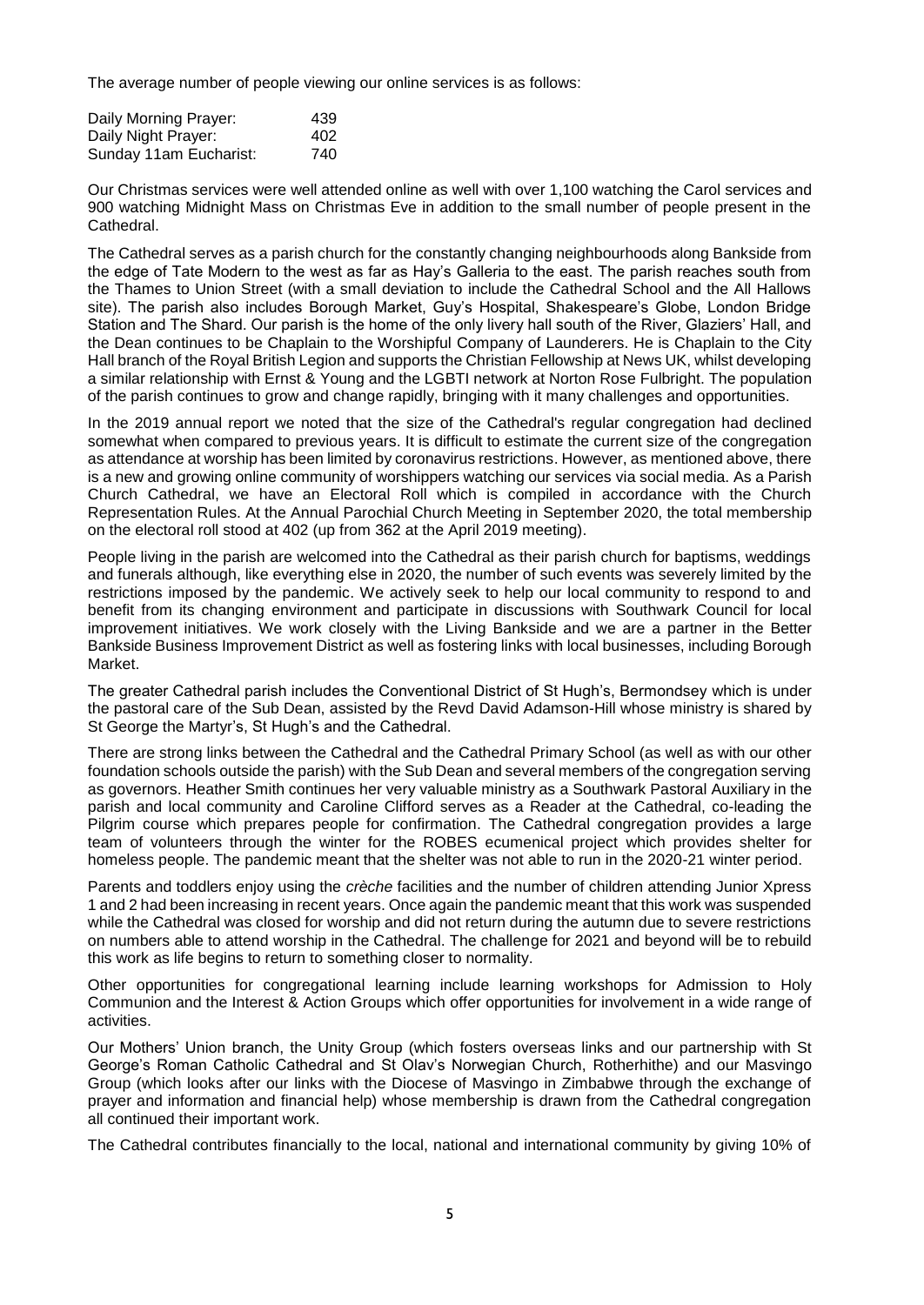The average number of people viewing our online services is as follows:

| | |
|---|---|
| Daily Morning Prayer: | 439 |
| Daily Night Prayer: | 402 |
| Sunday 11am Eucharist: | 740 |

Our Christmas services were well attended online as well with over 1,100 watching the Carol services and 900 watching Midnight Mass on Christmas Eve in addition to the small number of people present in the Cathedral.

The Cathedral serves as a parish church for the constantly changing neighbourhoods along Bankside from the edge of Tate Modern to the west as far as Hay's Galleria to the east. The parish reaches south from the Thames to Union Street (with a small deviation to include the Cathedral School and the All Hallows site). The parish also includes Borough Market, Guy's Hospital, Shakespeare's Globe, London Bridge Station and The Shard. Our parish is the home of the only livery hall south of the River, Glaziers' Hall, and the Dean continues to be Chaplain to the Worshipful Company of Launderers. He is Chaplain to the City Hall branch of the Royal British Legion and supports the Christian Fellowship at News UK, whilst developing a similar relationship with Ernst & Young and the LGBTI network at Norton Rose Fulbright. The population of the parish continues to grow and change rapidly, bringing with it many challenges and opportunities.

In the 2019 annual report we noted that the size of the Cathedral's regular congregation had declined somewhat when compared to previous years. It is difficult to estimate the current size of the congregation as attendance at worship has been limited by coronavirus restrictions. However, as mentioned above, there is a new and growing online community of worshippers watching our services via social media. As a Parish Church Cathedral, we have an Electoral Roll which is compiled in accordance with the Church Representation Rules. At the Annual Parochial Church Meeting in September 2020, the total membership on the electoral roll stood at 402 (up from 362 at the April 2019 meeting).

People living in the parish are welcomed into the Cathedral as their parish church for baptisms, weddings and funerals although, like everything else in 2020, the number of such events was severely limited by the restrictions imposed by the pandemic. We actively seek to help our local community to respond to and benefit from its changing environment and participate in discussions with Southwark Council for local improvement initiatives. We work closely with the Living Bankside and we are a partner in the Better Bankside Business Improvement District as well as fostering links with local businesses, including Borough Market.

The greater Cathedral parish includes the Conventional District of St Hugh's, Bermondsey which is under the pastoral care of the Sub Dean, assisted by the Revd David Adamson-Hill whose ministry is shared by St George the Martyr's, St Hugh's and the Cathedral.

There are strong links between the Cathedral and the Cathedral Primary School (as well as with our other foundation schools outside the parish) with the Sub Dean and several members of the congregation serving as governors. Heather Smith continues her very valuable ministry as a Southwark Pastoral Auxiliary in the parish and local community and Caroline Clifford serves as a Reader at the Cathedral, co-leading the Pilgrim course which prepares people for confirmation. The Cathedral congregation provides a large team of volunteers through the winter for the ROBES ecumenical project which provides shelter for homeless people. The pandemic meant that the shelter was not able to run in the 2020-21 winter period.

Parents and toddlers enjoy using the *crèche* facilities and the number of children attending Junior Xpress 1 and 2 had been increasing in recent years. Once again the pandemic meant that this work was suspended while the Cathedral was closed for worship and did not return during the autumn due to severe restrictions on numbers able to attend worship in the Cathedral. The challenge for 2021 and beyond will be to rebuild this work as life begins to return to something closer to normality.

Other opportunities for congregational learning include learning workshops for Admission to Holy Communion and the Interest & Action Groups which offer opportunities for involvement in a wide range of activities.

Our Mothers' Union branch, the Unity Group (which fosters overseas links and our partnership with St George's Roman Catholic Cathedral and St Olav's Norwegian Church, Rotherhithe) and our Masvingo Group (which looks after our links with the Diocese of Masvingo in Zimbabwe through the exchange of prayer and information and financial help) whose membership is drawn from the Cathedral congregation all continued their important work.

The Cathedral contributes financially to the local, national and international community by giving 10% of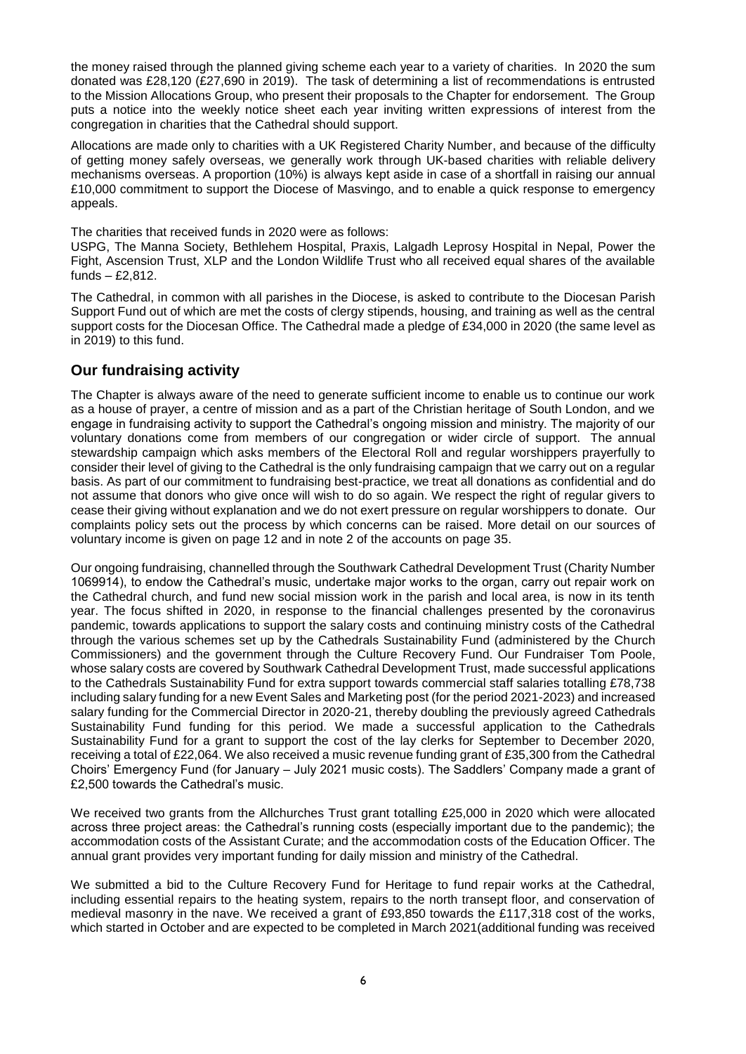the money raised through the planned giving scheme each year to a variety of charities. In 2020 the sum donated was £28,120 (£27,690 in 2019). The task of determining a list of recommendations is entrusted to the Mission Allocations Group, who present their proposals to the Chapter for endorsement. The Group puts a notice into the weekly notice sheet each year inviting written expressions of interest from the congregation in charities that the Cathedral should support.

Allocations are made only to charities with a UK Registered Charity Number, and because of the difficulty of getting money safely overseas, we generally work through UK-based charities with reliable delivery mechanisms overseas. A proportion (10%) is always kept aside in case of a shortfall in raising our annual £10,000 commitment to support the Diocese of Masvingo, and to enable a quick response to emergency appeals.

The charities that received funds in 2020 were as follows:

USPG, The Manna Society, Bethlehem Hospital, Praxis, Lalgadh Leprosy Hospital in Nepal, Power the Fight, Ascension Trust, XLP and the London Wildlife Trust who all received equal shares of the available funds – £2,812.

The Cathedral, in common with all parishes in the Diocese, is asked to contribute to the Diocesan Parish Support Fund out of which are met the costs of clergy stipends, housing, and training as well as the central support costs for the Diocesan Office. The Cathedral made a pledge of £34,000 in 2020 (the same level as in 2019) to this fund.

## Our fundraising activity

The Chapter is always aware of the need to generate sufficient income to enable us to continue our work as a house of prayer, a centre of mission and as a part of the Christian heritage of South London, and we engage in fundraising activity to support the Cathedral's ongoing mission and ministry. The majority of our voluntary donations come from members of our congregation or wider circle of support. The annual stewardship campaign which asks members of the Electoral Roll and regular worshippers prayerfully to consider their level of giving to the Cathedral is the only fundraising campaign that we carry out on a regular basis. As part of our commitment to fundraising best-practice, we treat all donations as confidential and do not assume that donors who give once will wish to do so again. We respect the right of regular givers to cease their giving without explanation and we do not exert pressure on regular worshippers to donate. Our complaints policy sets out the process by which concerns can be raised. More detail on our sources of voluntary income is given on page 12 and in note 2 of the accounts on page 35.

Our ongoing fundraising, channelled through the Southwark Cathedral Development Trust (Charity Number 1069914), to endow the Cathedral's music, undertake major works to the organ, carry out repair work on the Cathedral church, and fund new social mission work in the parish and local area, is now in its tenth year. The focus shifted in 2020, in response to the financial challenges presented by the coronavirus pandemic, towards applications to support the salary costs and continuing ministry costs of the Cathedral through the various schemes set up by the Cathedrals Sustainability Fund (administered by the Church Commissioners) and the government through the Culture Recovery Fund. Our Fundraiser Tom Poole, whose salary costs are covered by Southwark Cathedral Development Trust, made successful applications to the Cathedrals Sustainability Fund for extra support towards commercial staff salaries totalling £78,738 including salary funding for a new Event Sales and Marketing post (for the period 2021-2023) and increased salary funding for the Commercial Director in 2020-21, thereby doubling the previously agreed Cathedrals Sustainability Fund funding for this period. We made a successful application to the Cathedrals Sustainability Fund for a grant to support the cost of the lay clerks for September to December 2020, receiving a total of £22,064. We also received a music revenue funding grant of £35,300 from the Cathedral Choirs' Emergency Fund (for January – July 2021 music costs). The Saddlers' Company made a grant of £2,500 towards the Cathedral's music.

We received two grants from the Allchurches Trust grant totalling £25,000 in 2020 which were allocated across three project areas: the Cathedral's running costs (especially important due to the pandemic); the accommodation costs of the Assistant Curate; and the accommodation costs of the Education Officer. The annual grant provides very important funding for daily mission and ministry of the Cathedral.

We submitted a bid to the Culture Recovery Fund for Heritage to fund repair works at the Cathedral, including essential repairs to the heating system, repairs to the north transept floor, and conservation of medieval masonry in the nave. We received a grant of £93,850 towards the £117,318 cost of the works, which started in October and are expected to be completed in March 2021(additional funding was received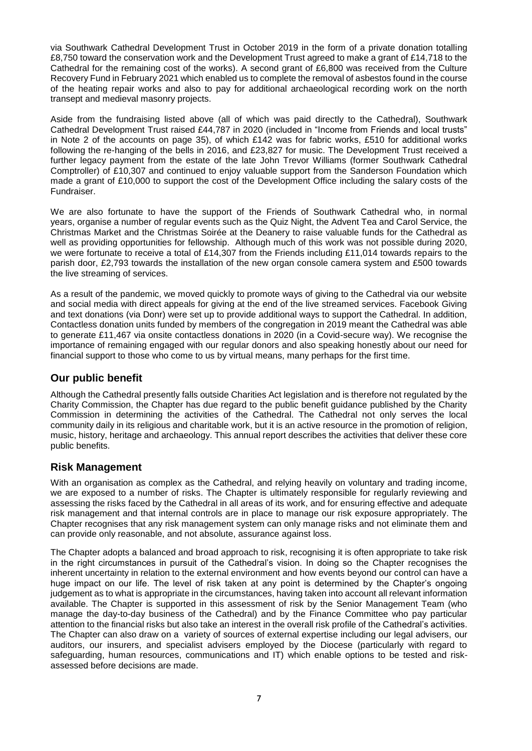via Southwark Cathedral Development Trust in October 2019 in the form of a private donation totalling £8,750 toward the conservation work and the Development Trust agreed to make a grant of £14,718 to the Cathedral for the remaining cost of the works). A second grant of £6,800 was received from the Culture Recovery Fund in February 2021 which enabled us to complete the removal of asbestos found in the course of the heating repair works and also to pay for additional archaeological recording work on the north transept and medieval masonry projects.

Aside from the fundraising listed above (all of which was paid directly to the Cathedral), Southwark Cathedral Development Trust raised £44,787 in 2020 (included in "Income from Friends and local trusts" in Note 2 of the accounts on page 35), of which £142 was for fabric works, £510 for additional works following the re-hanging of the bells in 2016, and £23,827 for music. The Development Trust received a further legacy payment from the estate of the late John Trevor Williams (former Southwark Cathedral Comptroller) of £10,307 and continued to enjoy valuable support from the Sanderson Foundation which made a grant of £10,000 to support the cost of the Development Office including the salary costs of the Fundraiser.

We are also fortunate to have the support of the Friends of Southwark Cathedral who, in normal years, organise a number of regular events such as the Quiz Night, the Advent Tea and Carol Service, the Christmas Market and the Christmas Soirée at the Deanery to raise valuable funds for the Cathedral as well as providing opportunities for fellowship. Although much of this work was not possible during 2020, we were fortunate to receive a total of £14,307 from the Friends including £11,014 towards repairs to the parish door, £2,793 towards the installation of the new organ console camera system and £500 towards the live streaming of services.

As a result of the pandemic, we moved quickly to promote ways of giving to the Cathedral via our website and social media with direct appeals for giving at the end of the live streamed services. Facebook Giving and text donations (via Donr) were set up to provide additional ways to support the Cathedral. In addition, Contactless donation units funded by members of the congregation in 2019 meant the Cathedral was able to generate £11,467 via onsite contactless donations in 2020 (in a Covid-secure way). We recognise the importance of remaining engaged with our regular donors and also speaking honestly about our need for financial support to those who come to us by virtual means, many perhaps for the first time.

## Our public benefit

Although the Cathedral presently falls outside Charities Act legislation and is therefore not regulated by the Charity Commission, the Chapter has due regard to the public benefit guidance published by the Charity Commission in determining the activities of the Cathedral. The Cathedral not only serves the local community daily in its religious and charitable work, but it is an active resource in the promotion of religion, music, history, heritage and archaeology. This annual report describes the activities that deliver these core public benefits.

## Risk Management

With an organisation as complex as the Cathedral, and relying heavily on voluntary and trading income, we are exposed to a number of risks. The Chapter is ultimately responsible for regularly reviewing and assessing the risks faced by the Cathedral in all areas of its work, and for ensuring effective and adequate risk management and that internal controls are in place to manage our risk exposure appropriately. The Chapter recognises that any risk management system can only manage risks and not eliminate them and can provide only reasonable, and not absolute, assurance against loss.

The Chapter adopts a balanced and broad approach to risk, recognising it is often appropriate to take risk in the right circumstances in pursuit of the Cathedral's vision. In doing so the Chapter recognises the inherent uncertainty in relation to the external environment and how events beyond our control can have a huge impact on our life. The level of risk taken at any point is determined by the Chapter's ongoing judgement as to what is appropriate in the circumstances, having taken into account all relevant information available. The Chapter is supported in this assessment of risk by the Senior Management Team (who manage the day-to-day business of the Cathedral) and by the Finance Committee who pay particular attention to the financial risks but also take an interest in the overall risk profile of the Cathedral's activities. The Chapter can also draw on a variety of sources of external expertise including our legal advisers, our auditors, our insurers, and specialist advisers employed by the Diocese (particularly with regard to safeguarding, human resources, communications and IT) which enable options to be tested and risk-assessed before decisions are made.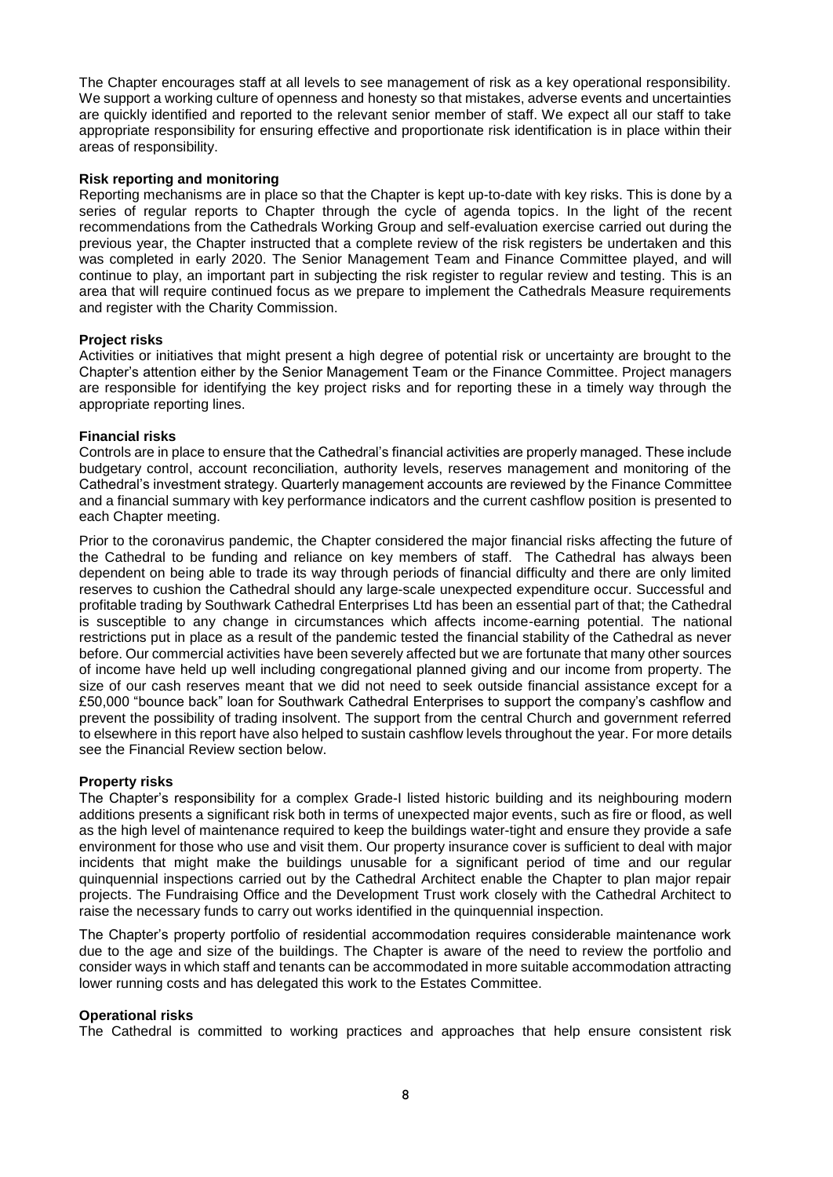The Chapter encourages staff at all levels to see management of risk as a key operational responsibility. We support a working culture of openness and honesty so that mistakes, adverse events and uncertainties are quickly identified and reported to the relevant senior member of staff. We expect all our staff to take appropriate responsibility for ensuring effective and proportionate risk identification is in place within their areas of responsibility.

**Risk reporting and monitoring**

Reporting mechanisms are in place so that the Chapter is kept up-to-date with key risks. This is done by a series of regular reports to Chapter through the cycle of agenda topics. In the light of the recent recommendations from the Cathedrals Working Group and self-evaluation exercise carried out during the previous year, the Chapter instructed that a complete review of the risk registers be undertaken and this was completed in early 2020. The Senior Management Team and Finance Committee played, and will continue to play, an important part in subjecting the risk register to regular review and testing. This is an area that will require continued focus as we prepare to implement the Cathedrals Measure requirements and register with the Charity Commission.

**Project risks**

Activities or initiatives that might present a high degree of potential risk or uncertainty are brought to the Chapter's attention either by the Senior Management Team or the Finance Committee. Project managers are responsible for identifying the key project risks and for reporting these in a timely way through the appropriate reporting lines.

**Financial risks**

Controls are in place to ensure that the Cathedral's financial activities are properly managed. These include budgetary control, account reconciliation, authority levels, reserves management and monitoring of the Cathedral's investment strategy. Quarterly management accounts are reviewed by the Finance Committee and a financial summary with key performance indicators and the current cashflow position is presented to each Chapter meeting.

Prior to the coronavirus pandemic, the Chapter considered the major financial risks affecting the future of the Cathedral to be funding and reliance on key members of staff. The Cathedral has always been dependent on being able to trade its way through periods of financial difficulty and there are only limited reserves to cushion the Cathedral should any large-scale unexpected expenditure occur. Successful and profitable trading by Southwark Cathedral Enterprises Ltd has been an essential part of that; the Cathedral is susceptible to any change in circumstances which affects income-earning potential. The national restrictions put in place as a result of the pandemic tested the financial stability of the Cathedral as never before. Our commercial activities have been severely affected but we are fortunate that many other sources of income have held up well including congregational planned giving and our income from property. The size of our cash reserves meant that we did not need to seek outside financial assistance except for a £50,000 "bounce back" loan for Southwark Cathedral Enterprises to support the company's cashflow and prevent the possibility of trading insolvent. The support from the central Church and government referred to elsewhere in this report have also helped to sustain cashflow levels throughout the year. For more details see the Financial Review section below.

**Property risks**

The Chapter's responsibility for a complex Grade-I listed historic building and its neighbouring modern additions presents a significant risk both in terms of unexpected major events, such as fire or flood, as well as the high level of maintenance required to keep the buildings water-tight and ensure they provide a safe environment for those who use and visit them. Our property insurance cover is sufficient to deal with major incidents that might make the buildings unusable for a significant period of time and our regular quinquennial inspections carried out by the Cathedral Architect enable the Chapter to plan major repair projects. The Fundraising Office and the Development Trust work closely with the Cathedral Architect to raise the necessary funds to carry out works identified in the quinquennial inspection.

The Chapter's property portfolio of residential accommodation requires considerable maintenance work due to the age and size of the buildings. The Chapter is aware of the need to review the portfolio and consider ways in which staff and tenants can be accommodated in more suitable accommodation attracting lower running costs and has delegated this work to the Estates Committee.

**Operational risks**

The Cathedral is committed to working practices and approaches that help ensure consistent risk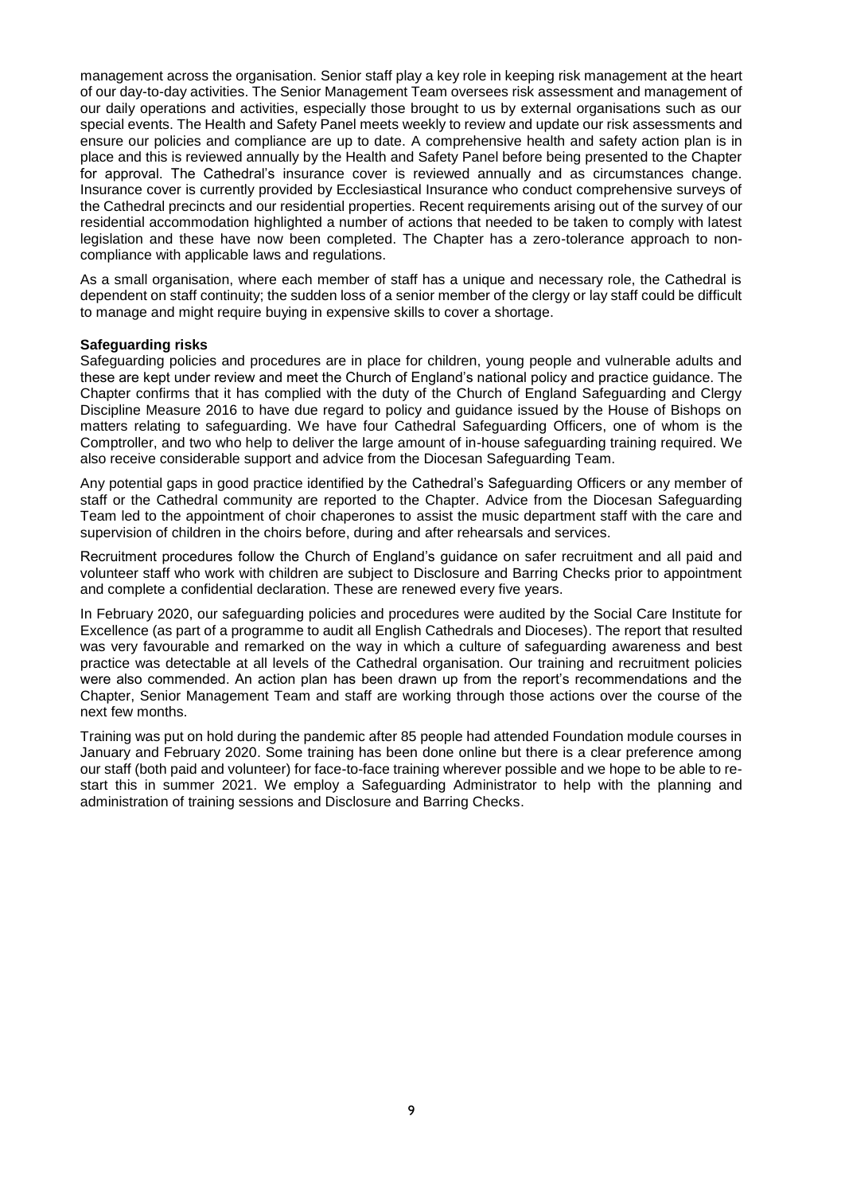management across the organisation. Senior staff play a key role in keeping risk management at the heart of our day-to-day activities. The Senior Management Team oversees risk assessment and management of our daily operations and activities, especially those brought to us by external organisations such as our special events. The Health and Safety Panel meets weekly to review and update our risk assessments and ensure our policies and compliance are up to date. A comprehensive health and safety action plan is in place and this is reviewed annually by the Health and Safety Panel before being presented to the Chapter for approval. The Cathedral's insurance cover is reviewed annually and as circumstances change. Insurance cover is currently provided by Ecclesiastical Insurance who conduct comprehensive surveys of the Cathedral precincts and our residential properties. Recent requirements arising out of the survey of our residential accommodation highlighted a number of actions that needed to be taken to comply with latest legislation and these have now been completed. The Chapter has a zero-tolerance approach to non-compliance with applicable laws and regulations.

As a small organisation, where each member of staff has a unique and necessary role, the Cathedral is dependent on staff continuity; the sudden loss of a senior member of the clergy or lay staff could be difficult to manage and might require buying in expensive skills to cover a shortage.

**Safeguarding risks**

Safeguarding policies and procedures are in place for children, young people and vulnerable adults and these are kept under review and meet the Church of England's national policy and practice guidance. The Chapter confirms that it has complied with the duty of the Church of England Safeguarding and Clergy Discipline Measure 2016 to have due regard to policy and guidance issued by the House of Bishops on matters relating to safeguarding. We have four Cathedral Safeguarding Officers, one of whom is the Comptroller, and two who help to deliver the large amount of in-house safeguarding training required. We also receive considerable support and advice from the Diocesan Safeguarding Team.

Any potential gaps in good practice identified by the Cathedral's Safeguarding Officers or any member of staff or the Cathedral community are reported to the Chapter. Advice from the Diocesan Safeguarding Team led to the appointment of choir chaperones to assist the music department staff with the care and supervision of children in the choirs before, during and after rehearsals and services.

Recruitment procedures follow the Church of England's guidance on safer recruitment and all paid and volunteer staff who work with children are subject to Disclosure and Barring Checks prior to appointment and complete a confidential declaration. These are renewed every five years.

In February 2020, our safeguarding policies and procedures were audited by the Social Care Institute for Excellence (as part of a programme to audit all English Cathedrals and Dioceses). The report that resulted was very favourable and remarked on the way in which a culture of safeguarding awareness and best practice was detectable at all levels of the Cathedral organisation. Our training and recruitment policies were also commended. An action plan has been drawn up from the report's recommendations and the Chapter, Senior Management Team and staff are working through those actions over the course of the next few months.

Training was put on hold during the pandemic after 85 people had attended Foundation module courses in January and February 2020. Some training has been done online but there is a clear preference among our staff (both paid and volunteer) for face-to-face training wherever possible and we hope to be able to re-start this in summer 2021. We employ a Safeguarding Administrator to help with the planning and administration of training sessions and Disclosure and Barring Checks.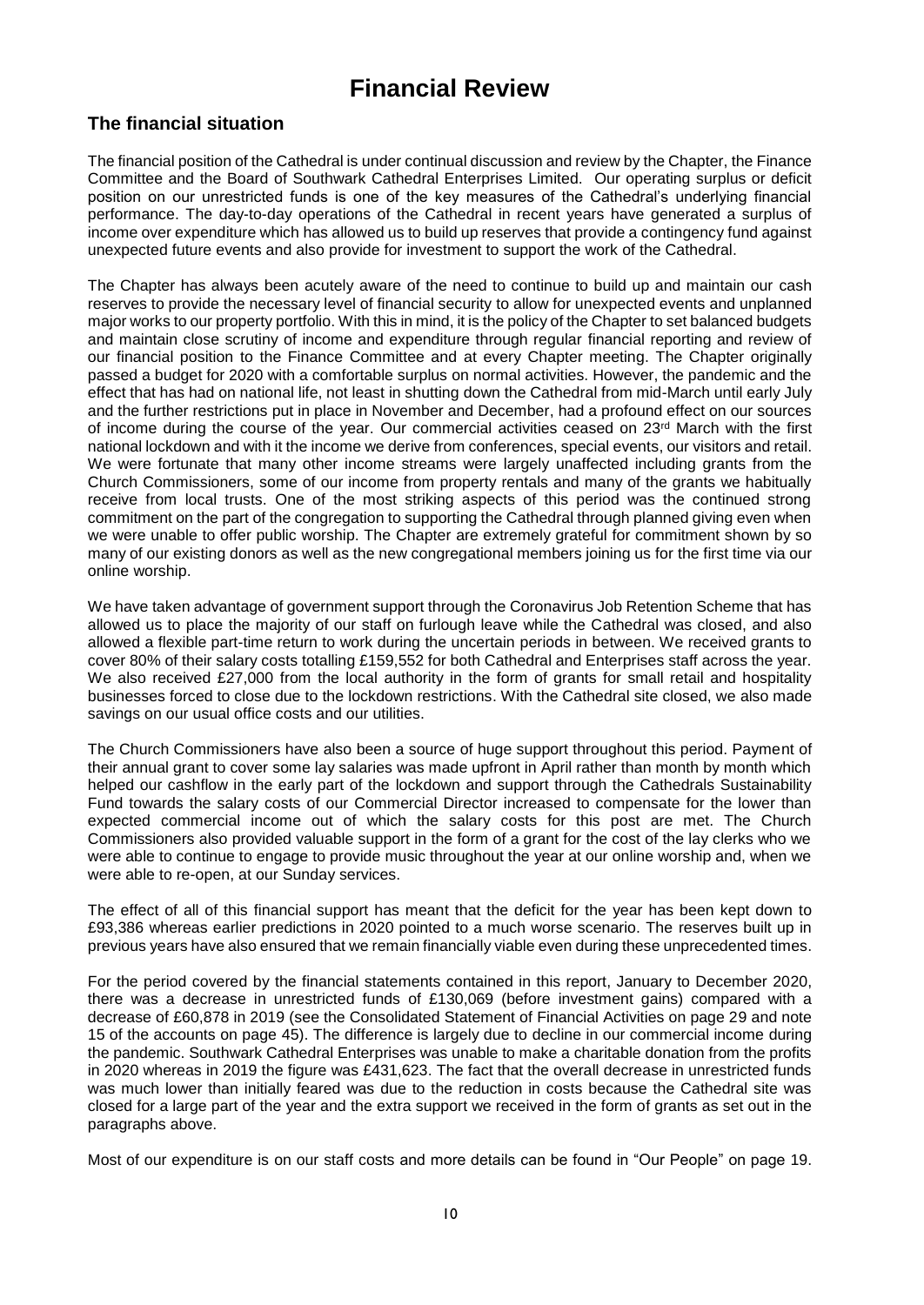# Financial Review

## The financial situation

The financial position of the Cathedral is under continual discussion and review by the Chapter, the Finance Committee and the Board of Southwark Cathedral Enterprises Limited. Our operating surplus or deficit position on our unrestricted funds is one of the key measures of the Cathedral's underlying financial performance. The day-to-day operations of the Cathedral in recent years have generated a surplus of income over expenditure which has allowed us to build up reserves that provide a contingency fund against unexpected future events and also provide for investment to support the work of the Cathedral.

The Chapter has always been acutely aware of the need to continue to build up and maintain our cash reserves to provide the necessary level of financial security to allow for unexpected events and unplanned major works to our property portfolio. With this in mind, it is the policy of the Chapter to set balanced budgets and maintain close scrutiny of income and expenditure through regular financial reporting and review of our financial position to the Finance Committee and at every Chapter meeting. The Chapter originally passed a budget for 2020 with a comfortable surplus on normal activities. However, the pandemic and the effect that has had on national life, not least in shutting down the Cathedral from mid-March until early July and the further restrictions put in place in November and December, had a profound effect on our sources of income during the course of the year. Our commercial activities ceased on 23rd March with the first national lockdown and with it the income we derive from conferences, special events, our visitors and retail. We were fortunate that many other income streams were largely unaffected including grants from the Church Commissioners, some of our income from property rentals and many of the grants we habitually receive from local trusts. One of the most striking aspects of this period was the continued strong commitment on the part of the congregation to supporting the Cathedral through planned giving even when we were unable to offer public worship. The Chapter are extremely grateful for commitment shown by so many of our existing donors as well as the new congregational members joining us for the first time via our online worship.

We have taken advantage of government support through the Coronavirus Job Retention Scheme that has allowed us to place the majority of our staff on furlough leave while the Cathedral was closed, and also allowed a flexible part-time return to work during the uncertain periods in between. We received grants to cover 80% of their salary costs totalling £159,552 for both Cathedral and Enterprises staff across the year. We also received £27,000 from the local authority in the form of grants for small retail and hospitality businesses forced to close due to the lockdown restrictions. With the Cathedral site closed, we also made savings on our usual office costs and our utilities.

The Church Commissioners have also been a source of huge support throughout this period. Payment of their annual grant to cover some lay salaries was made upfront in April rather than month by month which helped our cashflow in the early part of the lockdown and support through the Cathedrals Sustainability Fund towards the salary costs of our Commercial Director increased to compensate for the lower than expected commercial income out of which the salary costs for this post are met. The Church Commissioners also provided valuable support in the form of a grant for the cost of the lay clerks who we were able to continue to engage to provide music throughout the year at our online worship and, when we were able to re-open, at our Sunday services.

The effect of all of this financial support has meant that the deficit for the year has been kept down to £93,386 whereas earlier predictions in 2020 pointed to a much worse scenario. The reserves built up in previous years have also ensured that we remain financially viable even during these unprecedented times.

For the period covered by the financial statements contained in this report, January to December 2020, there was a decrease in unrestricted funds of £130,069 (before investment gains) compared with a decrease of £60,878 in 2019 (see the Consolidated Statement of Financial Activities on page 29 and note 15 of the accounts on page 45). The difference is largely due to decline in our commercial income during the pandemic. Southwark Cathedral Enterprises was unable to make a charitable donation from the profits in 2020 whereas in 2019 the figure was £431,623. The fact that the overall decrease in unrestricted funds was much lower than initially feared was due to the reduction in costs because the Cathedral site was closed for a large part of the year and the extra support we received in the form of grants as set out in the paragraphs above.

Most of our expenditure is on our staff costs and more details can be found in "Our People" on page 19.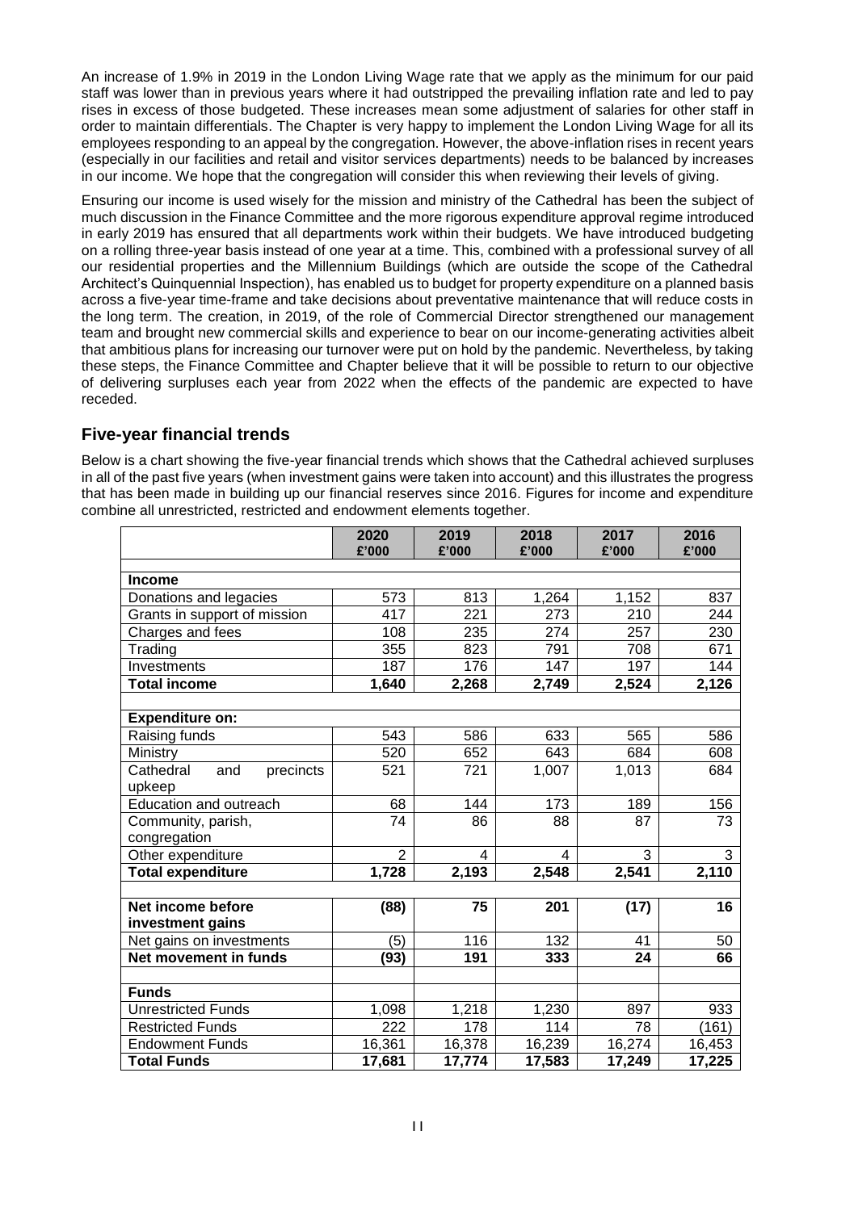An increase of 1.9% in 2019 in the London Living Wage rate that we apply as the minimum for our paid staff was lower than in previous years where it had outstripped the prevailing inflation rate and led to pay rises in excess of those budgeted. These increases mean some adjustment of salaries for other staff in order to maintain differentials. The Chapter is very happy to implement the London Living Wage for all its employees responding to an appeal by the congregation. However, the above-inflation rises in recent years (especially in our facilities and retail and visitor services departments) needs to be balanced by increases in our income. We hope that the congregation will consider this when reviewing their levels of giving.

Ensuring our income is used wisely for the mission and ministry of the Cathedral has been the subject of much discussion in the Finance Committee and the more rigorous expenditure approval regime introduced in early 2019 has ensured that all departments work within their budgets. We have introduced budgeting on a rolling three-year basis instead of one year at a time. This, combined with a professional survey of all our residential properties and the Millennium Buildings (which are outside the scope of the Cathedral Architect's Quinquennial Inspection), has enabled us to budget for property expenditure on a planned basis across a five-year time-frame and take decisions about preventative maintenance that will reduce costs in the long term. The creation, in 2019, of the role of Commercial Director strengthened our management team and brought new commercial skills and experience to bear on our income-generating activities albeit that ambitious plans for increasing our turnover were put on hold by the pandemic. Nevertheless, by taking these steps, the Finance Committee and Chapter believe that it will be possible to return to our objective of delivering surpluses each year from 2022 when the effects of the pandemic are expected to have receded.

## Five-year financial trends

Below is a chart showing the five-year financial trends which shows that the Cathedral achieved surpluses in all of the past five years (when investment gains were taken into account) and this illustrates the progress that has been made in building up our financial reserves since 2016. Figures for income and expenditure combine all unrestricted, restricted and endowment elements together.

| | 2020 £'000 | 2019 £'000 | 2018 £'000 | 2017 £'000 | 2016 £'000 |
|---|---|---|---|---|---|
| **Income** | | | | | |
| Donations and legacies | 573 | 813 | 1,264 | 1,152 | 837 |
| Grants in support of mission | 417 | 221 | 273 | 210 | 244 |
| Charges and fees | 108 | 235 | 274 | 257 | 230 |
| Trading | 355 | 823 | 791 | 708 | 671 |
| Investments | 187 | 176 | 147 | 197 | 144 |
| **Total income** | **1,640** | **2,268** | **2,749** | **2,524** | **2,126** |
| **Expenditure on:** | | | | | |
| Raising funds | 543 | 586 | 633 | 565 | 586 |
| Ministry | 520 | 652 | 643 | 684 | 608 |
| Cathedral and precincts upkeep | 521 | 721 | 1,007 | 1,013 | 684 |
| Education and outreach | 68 | 144 | 173 | 189 | 156 |
| Community, parish, congregation | 74 | 86 | 88 | 87 | 73 |
| Other expenditure | 2 | 4 | 4 | 3 | 3 |
| **Total expenditure** | **1,728** | **2,193** | **2,548** | **2,541** | **2,110** |
| **Net income before investment gains** | **(88)** | **75** | **201** | **(17)** | **16** |
| Net gains on investments | (5) | 116 | 132 | 41 | 50 |
| **Net movement in funds** | **(93)** | **191** | **333** | **24** | **66** |
| **Funds** | | | | | |
| Unrestricted Funds | 1,098 | 1,218 | 1,230 | 897 | 933 |
| Restricted Funds | 222 | 178 | 114 | 78 | (161) |
| Endowment Funds | 16,361 | 16,378 | 16,239 | 16,274 | 16,453 |
| **Total Funds** | **17,681** | **17,774** | **17,583** | **17,249** | **17,225** |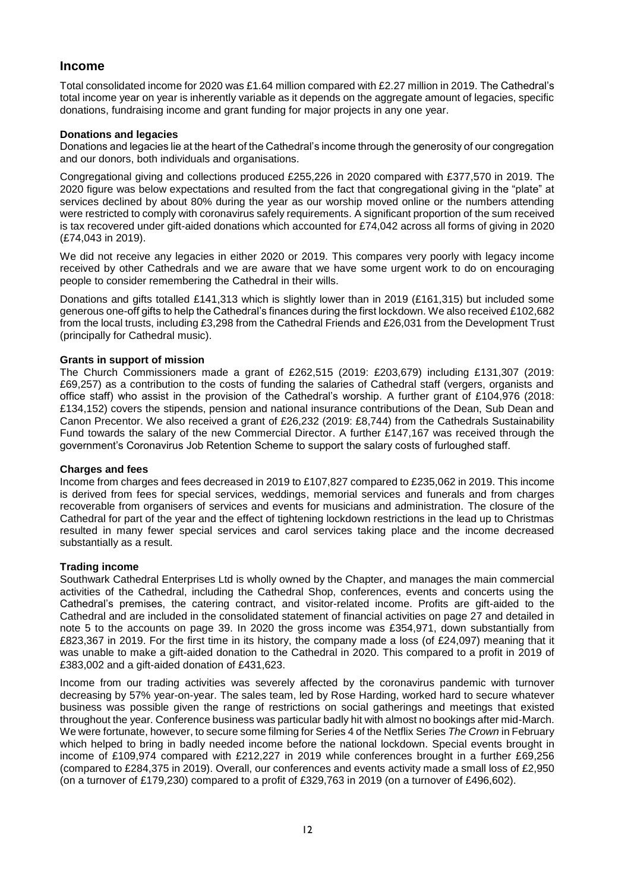## Income

Total consolidated income for 2020 was £1.64 million compared with £2.27 million in 2019. The Cathedral's total income year on year is inherently variable as it depends on the aggregate amount of legacies, specific donations, fundraising income and grant funding for major projects in any one year.

**Donations and legacies**

Donations and legacies lie at the heart of the Cathedral's income through the generosity of our congregation and our donors, both individuals and organisations.

Congregational giving and collections produced £255,226 in 2020 compared with £377,570 in 2019. The 2020 figure was below expectations and resulted from the fact that congregational giving in the "plate" at services declined by about 80% during the year as our worship moved online or the numbers attending were restricted to comply with coronavirus safely requirements. A significant proportion of the sum received is tax recovered under gift-aided donations which accounted for £74,042 across all forms of giving in 2020 (£74,043 in 2019).

We did not receive any legacies in either 2020 or 2019. This compares very poorly with legacy income received by other Cathedrals and we are aware that we have some urgent work to do on encouraging people to consider remembering the Cathedral in their wills.

Donations and gifts totalled £141,313 which is slightly lower than in 2019 (£161,315) but included some generous one-off gifts to help the Cathedral's finances during the first lockdown. We also received £102,682 from the local trusts, including £3,298 from the Cathedral Friends and £26,031 from the Development Trust (principally for Cathedral music).

**Grants in support of mission**

The Church Commissioners made a grant of £262,515 (2019: £203,679) including £131,307 (2019: £69,257) as a contribution to the costs of funding the salaries of Cathedral staff (vergers, organists and office staff) who assist in the provision of the Cathedral's worship. A further grant of £104,976 (2018: £134,152) covers the stipends, pension and national insurance contributions of the Dean, Sub Dean and Canon Precentor. We also received a grant of £26,232 (2019: £8,744) from the Cathedrals Sustainability Fund towards the salary of the new Commercial Director. A further £147,167 was received through the government's Coronavirus Job Retention Scheme to support the salary costs of furloughed staff.

**Charges and fees**

Income from charges and fees decreased in 2019 to £107,827 compared to £235,062 in 2019. This income is derived from fees for special services, weddings, memorial services and funerals and from charges recoverable from organisers of services and events for musicians and administration. The closure of the Cathedral for part of the year and the effect of tightening lockdown restrictions in the lead up to Christmas resulted in many fewer special services and carol services taking place and the income decreased substantially as a result.

**Trading income**

Southwark Cathedral Enterprises Ltd is wholly owned by the Chapter, and manages the main commercial activities of the Cathedral, including the Cathedral Shop, conferences, events and concerts using the Cathedral's premises, the catering contract, and visitor-related income. Profits are gift-aided to the Cathedral and are included in the consolidated statement of financial activities on page 27 and detailed in note 5 to the accounts on page 39. In 2020 the gross income was £354,971, down substantially from £823,367 in 2019. For the first time in its history, the company made a loss (of £24,097) meaning that it was unable to make a gift-aided donation to the Cathedral in 2020. This compared to a profit in 2019 of £383,002 and a gift-aided donation of £431,623.

Income from our trading activities was severely affected by the coronavirus pandemic with turnover decreasing by 57% year-on-year. The sales team, led by Rose Harding, worked hard to secure whatever business was possible given the range of restrictions on social gatherings and meetings that existed throughout the year. Conference business was particular badly hit with almost no bookings after mid-March. We were fortunate, however, to secure some filming for Series 4 of the Netflix Series *The Crown* in February which helped to bring in badly needed income before the national lockdown. Special events brought in income of £109,974 compared with £212,227 in 2019 while conferences brought in a further £69,256 (compared to £284,375 in 2019). Overall, our conferences and events activity made a small loss of £2,950 (on a turnover of £179,230) compared to a profit of £329,763 in 2019 (on a turnover of £496,602).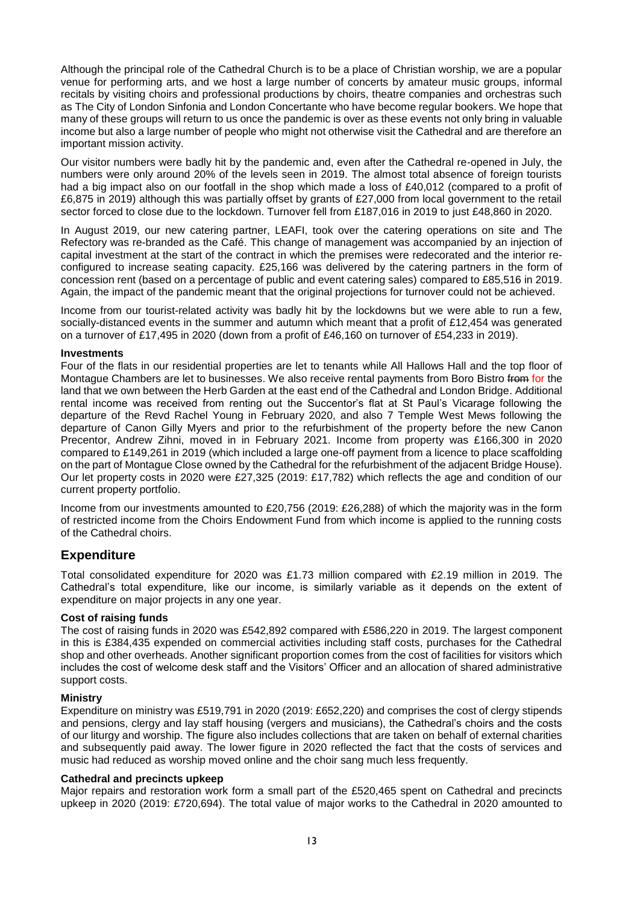Although the principal role of the Cathedral Church is to be a place of Christian worship, we are a popular venue for performing arts, and we host a large number of concerts by amateur music groups, informal recitals by visiting choirs and professional productions by choirs, theatre companies and orchestras such as The City of London Sinfonia and London Concertante who have become regular bookers. We hope that many of these groups will return to us once the pandemic is over as these events not only bring in valuable income but also a large number of people who might not otherwise visit the Cathedral and are therefore an important mission activity.

Our visitor numbers were badly hit by the pandemic and, even after the Cathedral re-opened in July, the numbers were only around 20% of the levels seen in 2019. The almost total absence of foreign tourists had a big impact also on our footfall in the shop which made a loss of £40,012 (compared to a profit of £6,875 in 2019) although this was partially offset by grants of £27,000 from local government to the retail sector forced to close due to the lockdown. Turnover fell from £187,016 in 2019 to just £48,860 in 2020.

In August 2019, our new catering partner, LEAFI, took over the catering operations on site and The Refectory was re-branded as the Café. This change of management was accompanied by an injection of capital investment at the start of the contract in which the premises were redecorated and the interior re-configured to increase seating capacity. £25,166 was delivered by the catering partners in the form of concession rent (based on a percentage of public and event catering sales) compared to £85,516 in 2019. Again, the impact of the pandemic meant that the original projections for turnover could not be achieved.

Income from our tourist-related activity was badly hit by the lockdowns but we were able to run a few, socially-distanced events in the summer and autumn which meant that a profit of £12,454 was generated on a turnover of £17,495 in 2020 (down from a profit of £46,160 on turnover of £54,233 in 2019).

**Investments**

Four of the flats in our residential properties are let to tenants while All Hallows Hall and the top floor of Montague Chambers are let to businesses. We also receive rental payments from Boro Bistro ~~from~~ for the land that we own between the Herb Garden at the east end of the Cathedral and London Bridge. Additional rental income was received from renting out the Succentor's flat at St Paul's Vicarage following the departure of the Revd Rachel Young in February 2020, and also 7 Temple West Mews following the departure of Canon Gilly Myers and prior to the refurbishment of the property before the new Canon Precentor, Andrew Zihni, moved in in February 2021. Income from property was £166,300 in 2020 compared to £149,261 in 2019 (which included a large one-off payment from a licence to place scaffolding on the part of Montague Close owned by the Cathedral for the refurbishment of the adjacent Bridge House). Our let property costs in 2020 were £27,325 (2019: £17,782) which reflects the age and condition of our current property portfolio.

Income from our investments amounted to £20,756 (2019: £26,288) of which the majority was in the form of restricted income from the Choirs Endowment Fund from which income is applied to the running costs of the Cathedral choirs.

## Expenditure

Total consolidated expenditure for 2020 was £1.73 million compared with £2.19 million in 2019. The Cathedral's total expenditure, like our income, is similarly variable as it depends on the extent of expenditure on major projects in any one year.

**Cost of raising funds**

The cost of raising funds in 2020 was £542,892 compared with £586,220 in 2019. The largest component in this is £384,435 expended on commercial activities including staff costs, purchases for the Cathedral shop and other overheads. Another significant proportion comes from the cost of facilities for visitors which includes the cost of welcome desk staff and the Visitors' Officer and an allocation of shared administrative support costs.

**Ministry**

Expenditure on ministry was £519,791 in 2020 (2019: £652,220) and comprises the cost of clergy stipends and pensions, clergy and lay staff housing (vergers and musicians), the Cathedral's choirs and the costs of our liturgy and worship. The figure also includes collections that are taken on behalf of external charities and subsequently paid away. The lower figure in 2020 reflected the fact that the costs of services and music had reduced as worship moved online and the choir sang much less frequently.

**Cathedral and precincts upkeep**

Major repairs and restoration work form a small part of the £520,465 spent on Cathedral and precincts upkeep in 2020 (2019: £720,694). The total value of major works to the Cathedral in 2020 amounted to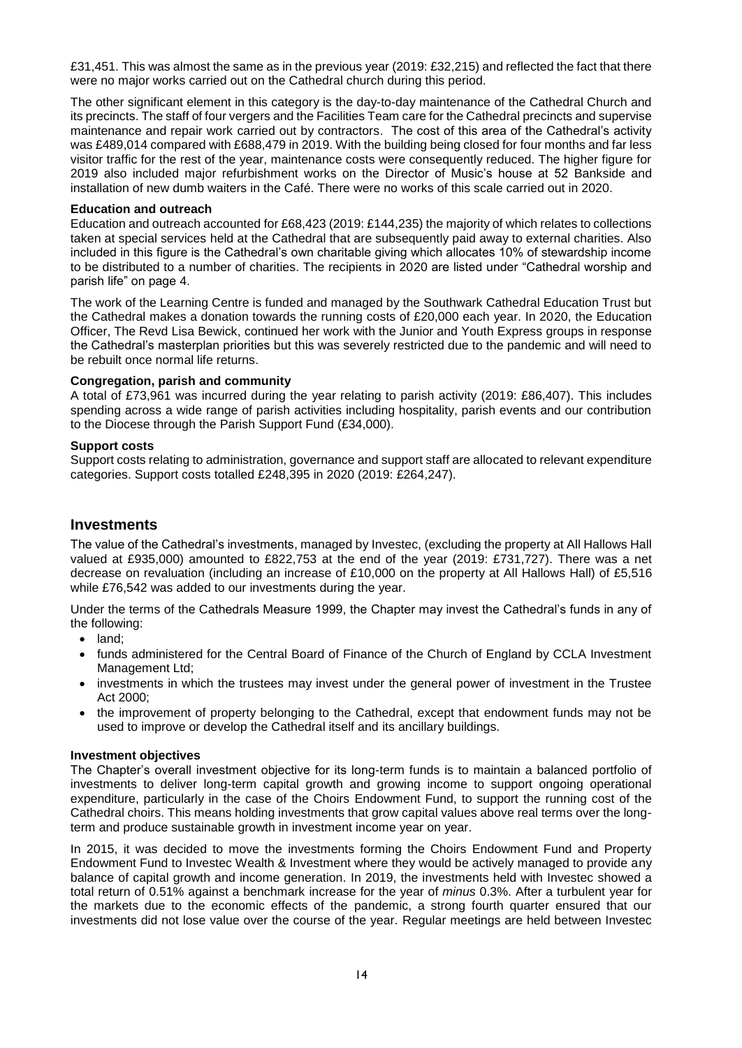£31,451. This was almost the same as in the previous year (2019: £32,215) and reflected the fact that there were no major works carried out on the Cathedral church during this period.

The other significant element in this category is the day-to-day maintenance of the Cathedral Church and its precincts. The staff of four vergers and the Facilities Team care for the Cathedral precincts and supervise maintenance and repair work carried out by contractors. The cost of this area of the Cathedral's activity was £489,014 compared with £688,479 in 2019. With the building being closed for four months and far less visitor traffic for the rest of the year, maintenance costs were consequently reduced. The higher figure for 2019 also included major refurbishment works on the Director of Music's house at 52 Bankside and installation of new dumb waiters in the Café. There were no works of this scale carried out in 2020.

**Education and outreach**

Education and outreach accounted for £68,423 (2019: £144,235) the majority of which relates to collections taken at special services held at the Cathedral that are subsequently paid away to external charities. Also included in this figure is the Cathedral's own charitable giving which allocates 10% of stewardship income to be distributed to a number of charities. The recipients in 2020 are listed under "Cathedral worship and parish life" on page 4.

The work of the Learning Centre is funded and managed by the Southwark Cathedral Education Trust but the Cathedral makes a donation towards the running costs of £20,000 each year. In 2020, the Education Officer, The Revd Lisa Bewick, continued her work with the Junior and Youth Express groups in response the Cathedral's masterplan priorities but this was severely restricted due to the pandemic and will need to be rebuilt once normal life returns.

**Congregation, parish and community**

A total of £73,961 was incurred during the year relating to parish activity (2019: £86,407). This includes spending across a wide range of parish activities including hospitality, parish events and our contribution to the Diocese through the Parish Support Fund (£34,000).

**Support costs**

Support costs relating to administration, governance and support staff are allocated to relevant expenditure categories. Support costs totalled £248,395 in 2020 (2019: £264,247).

## Investments

The value of the Cathedral's investments, managed by Investec, (excluding the property at All Hallows Hall valued at £935,000) amounted to £822,753 at the end of the year (2019: £731,727). There was a net decrease on revaluation (including an increase of £10,000 on the property at All Hallows Hall) of £5,516 while £76,542 was added to our investments during the year.

Under the terms of the Cathedrals Measure 1999, the Chapter may invest the Cathedral's funds in any of the following:

- land;
- funds administered for the Central Board of Finance of the Church of England by CCLA Investment Management Ltd;
- investments in which the trustees may invest under the general power of investment in the Trustee Act 2000;
- the improvement of property belonging to the Cathedral, except that endowment funds may not be used to improve or develop the Cathedral itself and its ancillary buildings.

**Investment objectives**

The Chapter's overall investment objective for its long-term funds is to maintain a balanced portfolio of investments to deliver long-term capital growth and growing income to support ongoing operational expenditure, particularly in the case of the Choirs Endowment Fund, to support the running cost of the Cathedral choirs. This means holding investments that grow capital values above real terms over the long-term and produce sustainable growth in investment income year on year.

In 2015, it was decided to move the investments forming the Choirs Endowment Fund and Property Endowment Fund to Investec Wealth & Investment where they would be actively managed to provide any balance of capital growth and income generation. In 2019, the investments held with Investec showed a total return of 0.51% against a benchmark increase for the year of *minus* 0.3%. After a turbulent year for the markets due to the economic effects of the pandemic, a strong fourth quarter ensured that our investments did not lose value over the course of the year. Regular meetings are held between Investec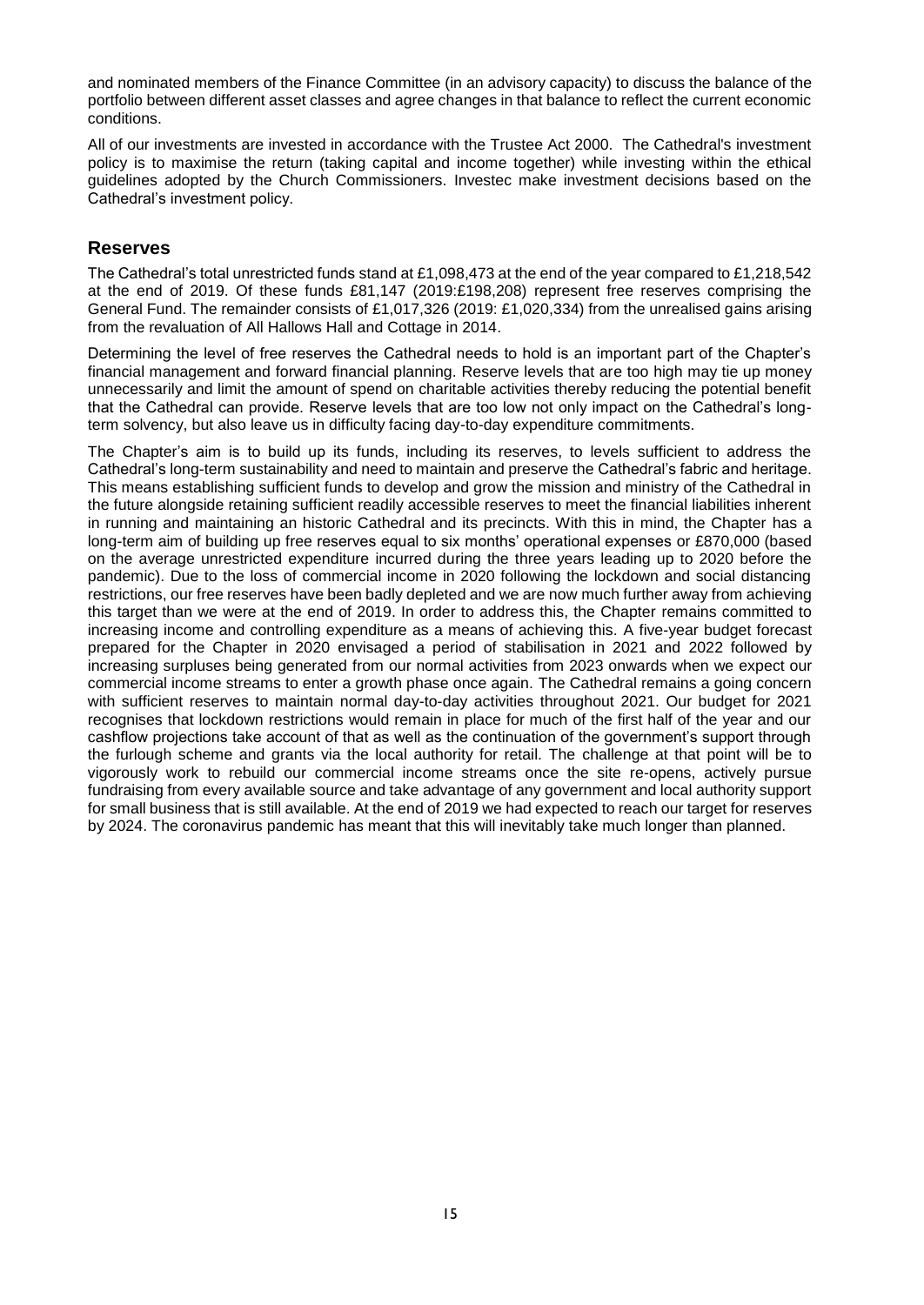and nominated members of the Finance Committee (in an advisory capacity) to discuss the balance of the portfolio between different asset classes and agree changes in that balance to reflect the current economic conditions.

All of our investments are invested in accordance with the Trustee Act 2000. The Cathedral's investment policy is to maximise the return (taking capital and income together) while investing within the ethical guidelines adopted by the Church Commissioners. Investec make investment decisions based on the Cathedral's investment policy.

## Reserves

The Cathedral's total unrestricted funds stand at £1,098,473 at the end of the year compared to £1,218,542 at the end of 2019. Of these funds £81,147 (2019:£198,208) represent free reserves comprising the General Fund. The remainder consists of £1,017,326 (2019: £1,020,334) from the unrealised gains arising from the revaluation of All Hallows Hall and Cottage in 2014.

Determining the level of free reserves the Cathedral needs to hold is an important part of the Chapter's financial management and forward financial planning. Reserve levels that are too high may tie up money unnecessarily and limit the amount of spend on charitable activities thereby reducing the potential benefit that the Cathedral can provide. Reserve levels that are too low not only impact on the Cathedral's long-term solvency, but also leave us in difficulty facing day-to-day expenditure commitments.

The Chapter's aim is to build up its funds, including its reserves, to levels sufficient to address the Cathedral's long-term sustainability and need to maintain and preserve the Cathedral's fabric and heritage. This means establishing sufficient funds to develop and grow the mission and ministry of the Cathedral in the future alongside retaining sufficient readily accessible reserves to meet the financial liabilities inherent in running and maintaining an historic Cathedral and its precincts. With this in mind, the Chapter has a long-term aim of building up free reserves equal to six months' operational expenses or £870,000 (based on the average unrestricted expenditure incurred during the three years leading up to 2020 before the pandemic). Due to the loss of commercial income in 2020 following the lockdown and social distancing restrictions, our free reserves have been badly depleted and we are now much further away from achieving this target than we were at the end of 2019. In order to address this, the Chapter remains committed to increasing income and controlling expenditure as a means of achieving this. A five-year budget forecast prepared for the Chapter in 2020 envisaged a period of stabilisation in 2021 and 2022 followed by increasing surpluses being generated from our normal activities from 2023 onwards when we expect our commercial income streams to enter a growth phase once again. The Cathedral remains a going concern with sufficient reserves to maintain normal day-to-day activities throughout 2021. Our budget for 2021 recognises that lockdown restrictions would remain in place for much of the first half of the year and our cashflow projections take account of that as well as the continuation of the government's support through the furlough scheme and grants via the local authority for retail. The challenge at that point will be to vigorously work to rebuild our commercial income streams once the site re-opens, actively pursue fundraising from every available source and take advantage of any government and local authority support for small business that is still available. At the end of 2019 we had expected to reach our target for reserves by 2024. The coronavirus pandemic has meant that this will inevitably take much longer than planned.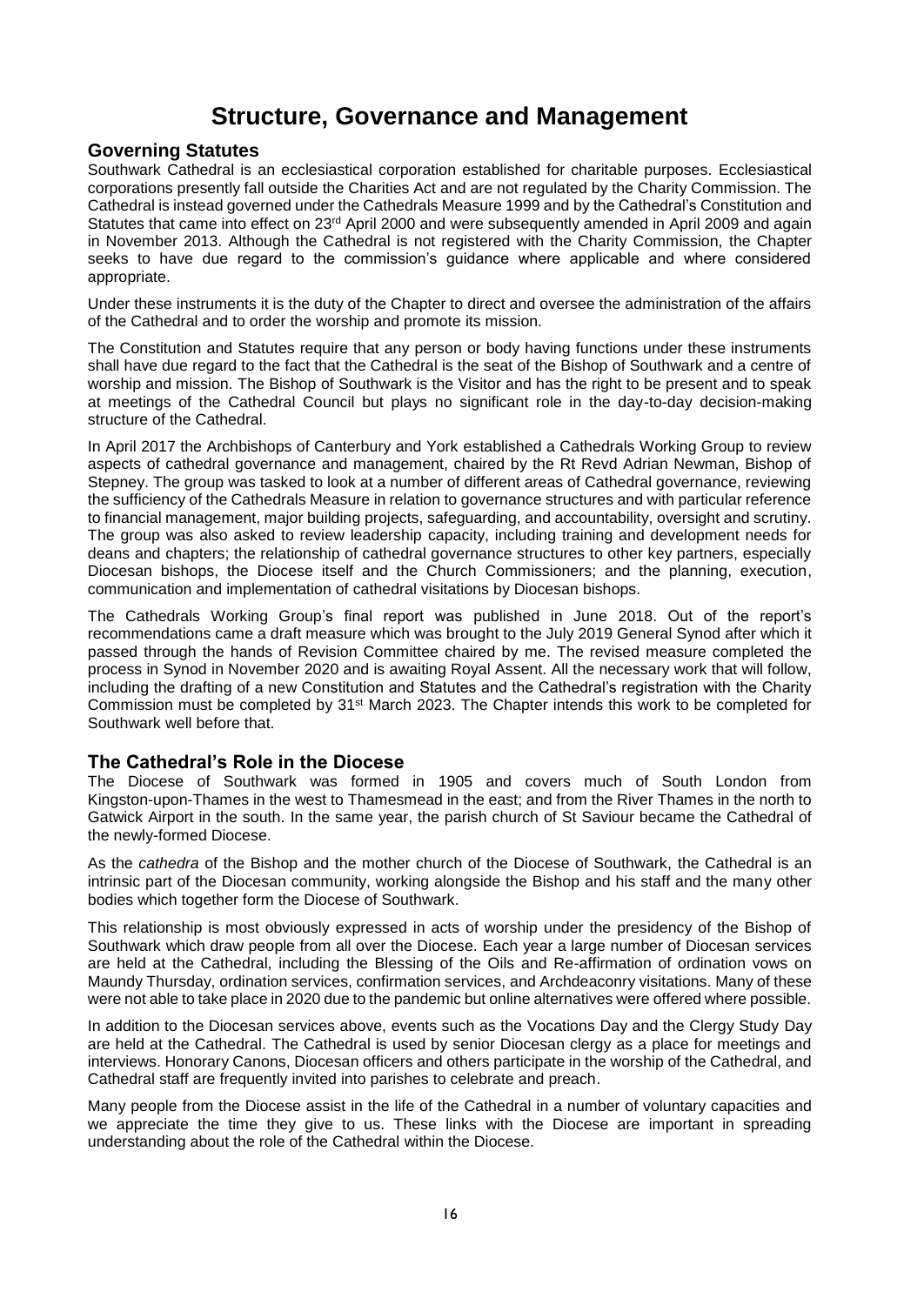# Structure, Governance and Management

## Governing Statutes

Southwark Cathedral is an ecclesiastical corporation established for charitable purposes. Ecclesiastical corporations presently fall outside the Charities Act and are not regulated by the Charity Commission. The Cathedral is instead governed under the Cathedrals Measure 1999 and by the Cathedral's Constitution and Statutes that came into effect on 23rd April 2000 and were subsequently amended in April 2009 and again in November 2013. Although the Cathedral is not registered with the Charity Commission, the Chapter seeks to have due regard to the commission's guidance where applicable and where considered appropriate.

Under these instruments it is the duty of the Chapter to direct and oversee the administration of the affairs of the Cathedral and to order the worship and promote its mission.

The Constitution and Statutes require that any person or body having functions under these instruments shall have due regard to the fact that the Cathedral is the seat of the Bishop of Southwark and a centre of worship and mission. The Bishop of Southwark is the Visitor and has the right to be present and to speak at meetings of the Cathedral Council but plays no significant role in the day-to-day decision-making structure of the Cathedral.

In April 2017 the Archbishops of Canterbury and York established a Cathedrals Working Group to review aspects of cathedral governance and management, chaired by the Rt Revd Adrian Newman, Bishop of Stepney. The group was tasked to look at a number of different areas of Cathedral governance, reviewing the sufficiency of the Cathedrals Measure in relation to governance structures and with particular reference to financial management, major building projects, safeguarding, and accountability, oversight and scrutiny. The group was also asked to review leadership capacity, including training and development needs for deans and chapters; the relationship of cathedral governance structures to other key partners, especially Diocesan bishops, the Diocese itself and the Church Commissioners; and the planning, execution, communication and implementation of cathedral visitations by Diocesan bishops.

The Cathedrals Working Group's final report was published in June 2018. Out of the report's recommendations came a draft measure which was brought to the July 2019 General Synod after which it passed through the hands of Revision Committee chaired by me. The revised measure completed the process in Synod in November 2020 and is awaiting Royal Assent. All the necessary work that will follow, including the drafting of a new Constitution and Statutes and the Cathedral's registration with the Charity Commission must be completed by 31st March 2023. The Chapter intends this work to be completed for Southwark well before that.

## The Cathedral's Role in the Diocese

The Diocese of Southwark was formed in 1905 and covers much of South London from Kingston-upon-Thames in the west to Thamesmead in the east; and from the River Thames in the north to Gatwick Airport in the south. In the same year, the parish church of St Saviour became the Cathedral of the newly-formed Diocese.

As the *cathedra* of the Bishop and the mother church of the Diocese of Southwark, the Cathedral is an intrinsic part of the Diocesan community, working alongside the Bishop and his staff and the many other bodies which together form the Diocese of Southwark.

This relationship is most obviously expressed in acts of worship under the presidency of the Bishop of Southwark which draw people from all over the Diocese. Each year a large number of Diocesan services are held at the Cathedral, including the Blessing of the Oils and Re-affirmation of ordination vows on Maundy Thursday, ordination services, confirmation services, and Archdeaconry visitations. Many of these were not able to take place in 2020 due to the pandemic but online alternatives were offered where possible.

In addition to the Diocesan services above, events such as the Vocations Day and the Clergy Study Day are held at the Cathedral. The Cathedral is used by senior Diocesan clergy as a place for meetings and interviews. Honorary Canons, Diocesan officers and others participate in the worship of the Cathedral, and Cathedral staff are frequently invited into parishes to celebrate and preach.

Many people from the Diocese assist in the life of the Cathedral in a number of voluntary capacities and we appreciate the time they give to us. These links with the Diocese are important in spreading understanding about the role of the Cathedral within the Diocese.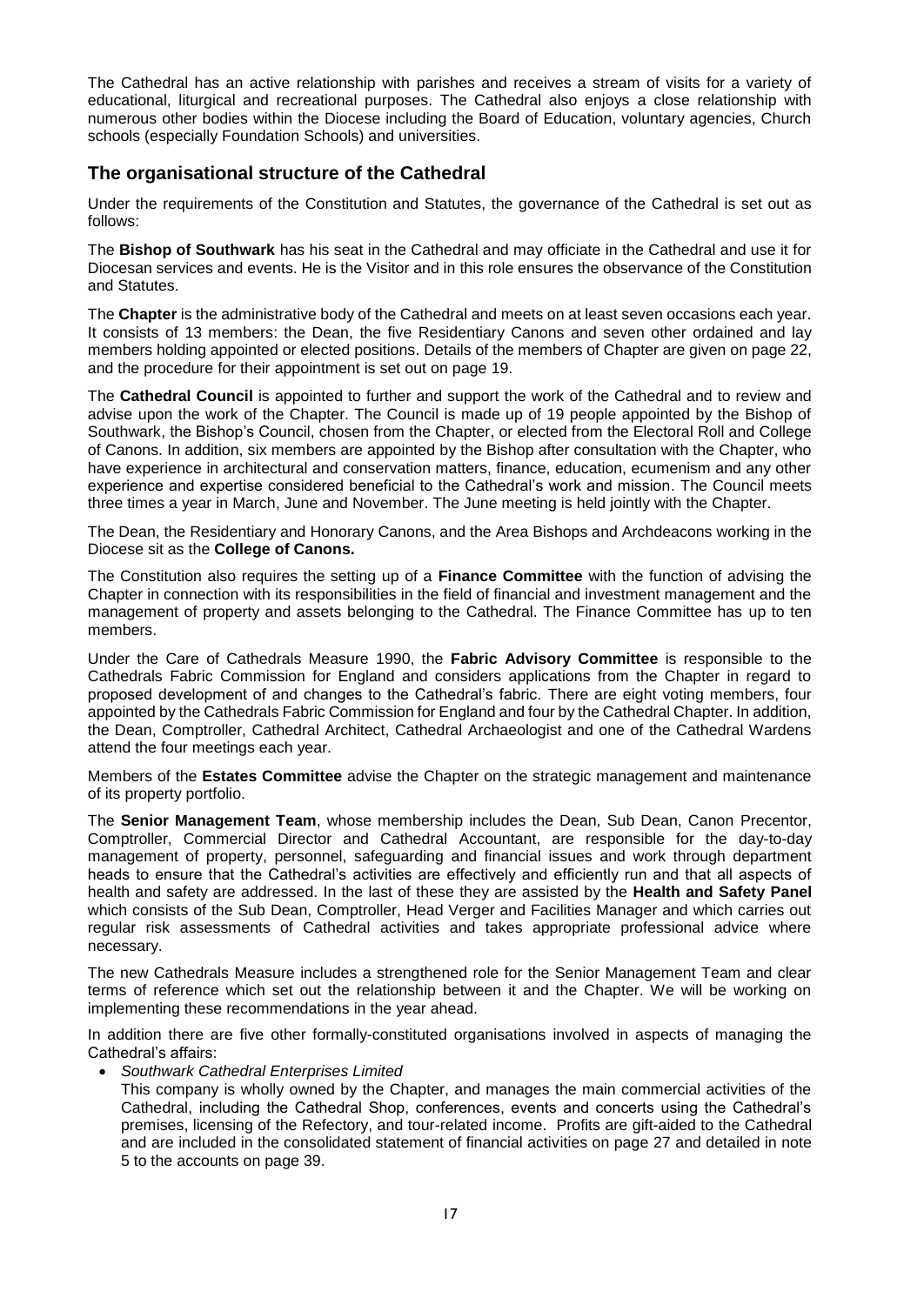The Cathedral has an active relationship with parishes and receives a stream of visits for a variety of educational, liturgical and recreational purposes. The Cathedral also enjoys a close relationship with numerous other bodies within the Diocese including the Board of Education, voluntary agencies, Church schools (especially Foundation Schools) and universities.

## The organisational structure of the Cathedral

Under the requirements of the Constitution and Statutes, the governance of the Cathedral is set out as follows:

The **Bishop of Southwark** has his seat in the Cathedral and may officiate in the Cathedral and use it for Diocesan services and events. He is the Visitor and in this role ensures the observance of the Constitution and Statutes.

The **Chapter** is the administrative body of the Cathedral and meets on at least seven occasions each year. It consists of 13 members: the Dean, the five Residentiary Canons and seven other ordained and lay members holding appointed or elected positions. Details of the members of Chapter are given on page 22, and the procedure for their appointment is set out on page 19.

The **Cathedral Council** is appointed to further and support the work of the Cathedral and to review and advise upon the work of the Chapter. The Council is made up of 19 people appointed by the Bishop of Southwark, the Bishop's Council, chosen from the Chapter, or elected from the Electoral Roll and College of Canons. In addition, six members are appointed by the Bishop after consultation with the Chapter, who have experience in architectural and conservation matters, finance, education, ecumenism and any other experience and expertise considered beneficial to the Cathedral's work and mission. The Council meets three times a year in March, June and November. The June meeting is held jointly with the Chapter.

The Dean, the Residentiary and Honorary Canons, and the Area Bishops and Archdeacons working in the Diocese sit as the **College of Canons.**

The Constitution also requires the setting up of a **Finance Committee** with the function of advising the Chapter in connection with its responsibilities in the field of financial and investment management and the management of property and assets belonging to the Cathedral. The Finance Committee has up to ten members.

Under the Care of Cathedrals Measure 1990, the **Fabric Advisory Committee** is responsible to the Cathedrals Fabric Commission for England and considers applications from the Chapter in regard to proposed development of and changes to the Cathedral's fabric. There are eight voting members, four appointed by the Cathedrals Fabric Commission for England and four by the Cathedral Chapter. In addition, the Dean, Comptroller, Cathedral Architect, Cathedral Archaeologist and one of the Cathedral Wardens attend the four meetings each year.

Members of the **Estates Committee** advise the Chapter on the strategic management and maintenance of its property portfolio.

The **Senior Management Team**, whose membership includes the Dean, Sub Dean, Canon Precentor, Comptroller, Commercial Director and Cathedral Accountant, are responsible for the day-to-day management of property, personnel, safeguarding and financial issues and work through department heads to ensure that the Cathedral's activities are effectively and efficiently run and that all aspects of health and safety are addressed. In the last of these they are assisted by the **Health and Safety Panel** which consists of the Sub Dean, Comptroller, Head Verger and Facilities Manager and which carries out regular risk assessments of Cathedral activities and takes appropriate professional advice where necessary.

The new Cathedrals Measure includes a strengthened role for the Senior Management Team and clear terms of reference which set out the relationship between it and the Chapter. We will be working on implementing these recommendations in the year ahead.

In addition there are five other formally-constituted organisations involved in aspects of managing the Cathedral's affairs:

- *Southwark Cathedral Enterprises Limited*
  This company is wholly owned by the Chapter, and manages the main commercial activities of the Cathedral, including the Cathedral Shop, conferences, events and concerts using the Cathedral's premises, licensing of the Refectory, and tour-related income. Profits are gift-aided to the Cathedral and are included in the consolidated statement of financial activities on page 27 and detailed in note 5 to the accounts on page 39.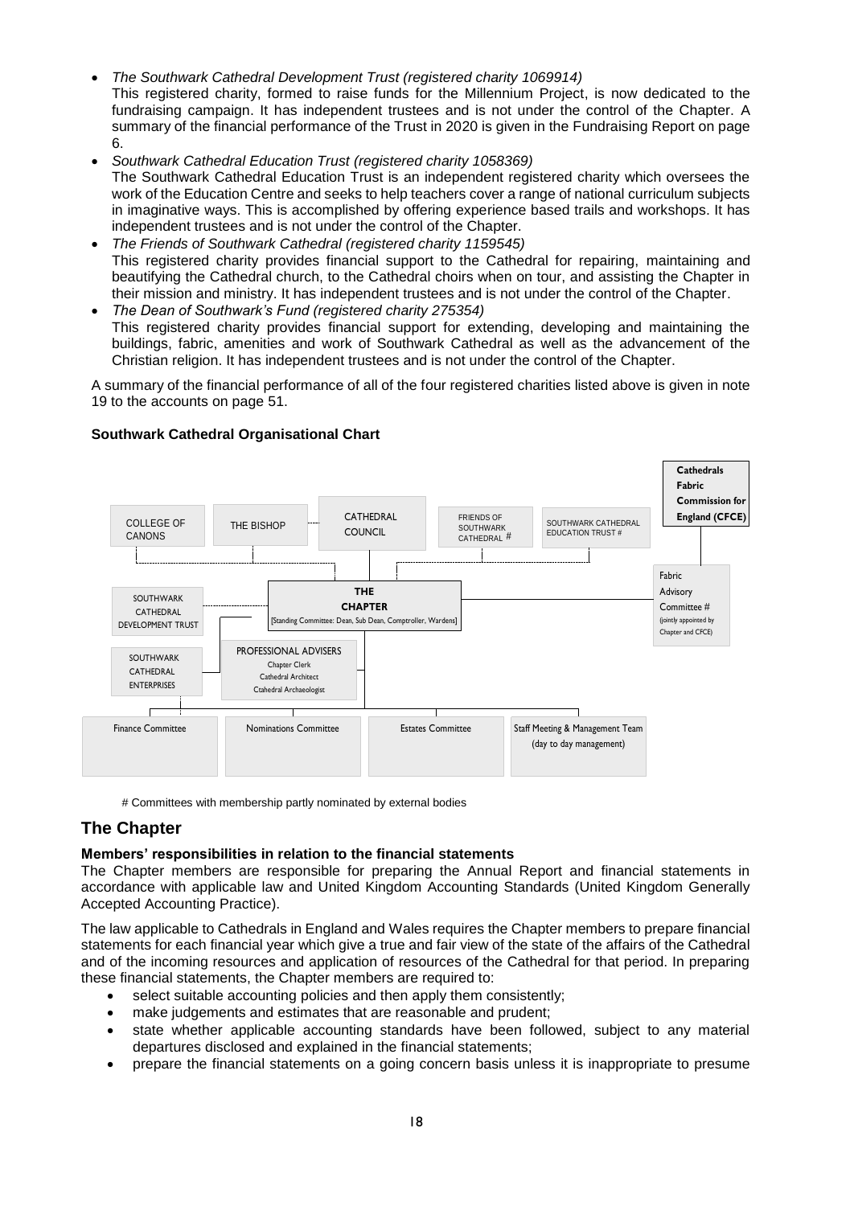- *The Southwark Cathedral Development Trust (registered charity 1069914)*
  This registered charity, formed to raise funds for the Millennium Project, is now dedicated to the fundraising campaign. It has independent trustees and is not under the control of the Chapter. A summary of the financial performance of the Trust in 2020 is given in the Fundraising Report on page 6.
- *Southwark Cathedral Education Trust (registered charity 1058369)*
  The Southwark Cathedral Education Trust is an independent registered charity which oversees the work of the Education Centre and seeks to help teachers cover a range of national curriculum subjects in imaginative ways. This is accomplished by offering experience based trails and workshops. It has independent trustees and is not under the control of the Chapter.
- *The Friends of Southwark Cathedral (registered charity 1159545)*
  This registered charity provides financial support to the Cathedral for repairing, maintaining and beautifying the Cathedral church, to the Cathedral choirs when on tour, and assisting the Chapter in their mission and ministry. It has independent trustees and is not under the control of the Chapter.
- *The Dean of Southwark's Fund (registered charity 275354)*
  This registered charity provides financial support for extending, developing and maintaining the buildings, fabric, amenities and work of Southwark Cathedral as well as the advancement of the Christian religion. It has independent trustees and is not under the control of the Chapter.

A summary of the financial performance of all of the four registered charities listed above is given in note 19 to the accounts on page 51.

**Southwark Cathedral Organisational Chart**

COLLEGE OF CANONS
THE BISHOP
CATHEDRAL COUNCIL
FRIENDS OF SOUTHWARK CATHEDRAL #
SOUTHWARK CATHEDRAL EDUCATION TRUST #
Cathedrals Fabric Commission for England (CFCE)
SOUTHWARK CATHEDRAL DEVELOPMENT TRUST
THE CHAPTER
[Standing Committee: Dean, Sub Dean, Comptroller, Wardens]
Fabric Advisory Committee # (jointly appointed by Chapter and CFCE)
SOUTHWARK CATHEDRAL ENTERPRISES
PROFESSIONAL ADVISERS
Chapter Clerk
Cathedral Architect
Ctahedral Archaeologist
Finance Committee
Nominations Committee
Estates Committee
Staff Meeting & Management Team (day to day management)

\# Committees with membership partly nominated by external bodies

## The Chapter

**Members' responsibilities in relation to the financial statements**

The Chapter members are responsible for preparing the Annual Report and financial statements in accordance with applicable law and United Kingdom Accounting Standards (United Kingdom Generally Accepted Accounting Practice).

The law applicable to Cathedrals in England and Wales requires the Chapter members to prepare financial statements for each financial year which give a true and fair view of the state of the affairs of the Cathedral and of the incoming resources and application of resources of the Cathedral for that period. In preparing these financial statements, the Chapter members are required to:

- select suitable accounting policies and then apply them consistently;
- make judgements and estimates that are reasonable and prudent;
- state whether applicable accounting standards have been followed, subject to any material departures disclosed and explained in the financial statements;
- prepare the financial statements on a going concern basis unless it is inappropriate to presume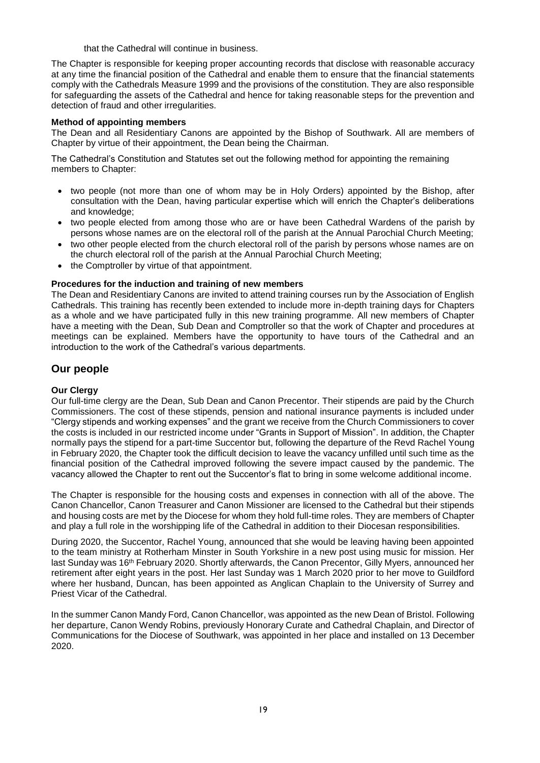that the Cathedral will continue in business.

The Chapter is responsible for keeping proper accounting records that disclose with reasonable accuracy at any time the financial position of the Cathedral and enable them to ensure that the financial statements comply with the Cathedrals Measure 1999 and the provisions of the constitution. They are also responsible for safeguarding the assets of the Cathedral and hence for taking reasonable steps for the prevention and detection of fraud and other irregularities.

**Method of appointing members**

The Dean and all Residentiary Canons are appointed by the Bishop of Southwark. All are members of Chapter by virtue of their appointment, the Dean being the Chairman.

The Cathedral's Constitution and Statutes set out the following method for appointing the remaining members to Chapter:

- two people (not more than one of whom may be in Holy Orders) appointed by the Bishop, after consultation with the Dean, having particular expertise which will enrich the Chapter's deliberations and knowledge;
- two people elected from among those who are or have been Cathedral Wardens of the parish by persons whose names are on the electoral roll of the parish at the Annual Parochial Church Meeting;
- two other people elected from the church electoral roll of the parish by persons whose names are on the church electoral roll of the parish at the Annual Parochial Church Meeting;
- the Comptroller by virtue of that appointment.

**Procedures for the induction and training of new members**

The Dean and Residentiary Canons are invited to attend training courses run by the Association of English Cathedrals. This training has recently been extended to include more in-depth training days for Chapters as a whole and we have participated fully in this new training programme. All new members of Chapter have a meeting with the Dean, Sub Dean and Comptroller so that the work of Chapter and procedures at meetings can be explained. Members have the opportunity to have tours of the Cathedral and an introduction to the work of the Cathedral's various departments.

## Our people

**Our Clergy**

Our full-time clergy are the Dean, Sub Dean and Canon Precentor. Their stipends are paid by the Church Commissioners. The cost of these stipends, pension and national insurance payments is included under "Clergy stipends and working expenses" and the grant we receive from the Church Commissioners to cover the costs is included in our restricted income under "Grants in Support of Mission". In addition, the Chapter normally pays the stipend for a part-time Succentor but, following the departure of the Revd Rachel Young in February 2020, the Chapter took the difficult decision to leave the vacancy unfilled until such time as the financial position of the Cathedral improved following the severe impact caused by the pandemic. The vacancy allowed the Chapter to rent out the Succentor's flat to bring in some welcome additional income.

The Chapter is responsible for the housing costs and expenses in connection with all of the above. The Canon Chancellor, Canon Treasurer and Canon Missioner are licensed to the Cathedral but their stipends and housing costs are met by the Diocese for whom they hold full-time roles. They are members of Chapter and play a full role in the worshipping life of the Cathedral in addition to their Diocesan responsibilities.

During 2020, the Succentor, Rachel Young, announced that she would be leaving having been appointed to the team ministry at Rotherham Minster in South Yorkshire in a new post using music for mission. Her last Sunday was 16th February 2020. Shortly afterwards, the Canon Precentor, Gilly Myers, announced her retirement after eight years in the post. Her last Sunday was 1 March 2020 prior to her move to Guildford where her husband, Duncan, has been appointed as Anglican Chaplain to the University of Surrey and Priest Vicar of the Cathedral.

In the summer Canon Mandy Ford, Canon Chancellor, was appointed as the new Dean of Bristol. Following her departure, Canon Wendy Robins, previously Honorary Curate and Cathedral Chaplain, and Director of Communications for the Diocese of Southwark, was appointed in her place and installed on 13 December 2020.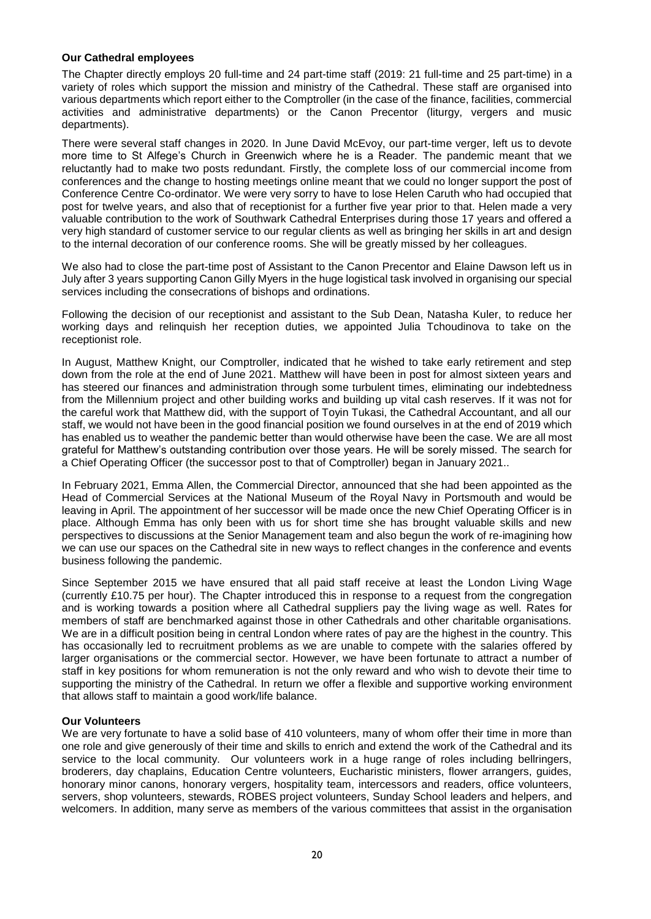**Our Cathedral employees**

The Chapter directly employs 20 full-time and 24 part-time staff (2019: 21 full-time and 25 part-time) in a variety of roles which support the mission and ministry of the Cathedral. These staff are organised into various departments which report either to the Comptroller (in the case of the finance, facilities, commercial activities and administrative departments) or the Canon Precentor (liturgy, vergers and music departments).

There were several staff changes in 2020. In June David McEvoy, our part-time verger, left us to devote more time to St Alfege's Church in Greenwich where he is a Reader. The pandemic meant that we reluctantly had to make two posts redundant. Firstly, the complete loss of our commercial income from conferences and the change to hosting meetings online meant that we could no longer support the post of Conference Centre Co-ordinator. We were very sorry to have to lose Helen Caruth who had occupied that post for twelve years, and also that of receptionist for a further five year prior to that. Helen made a very valuable contribution to the work of Southwark Cathedral Enterprises during those 17 years and offered a very high standard of customer service to our regular clients as well as bringing her skills in art and design to the internal decoration of our conference rooms. She will be greatly missed by her colleagues.

We also had to close the part-time post of Assistant to the Canon Precentor and Elaine Dawson left us in July after 3 years supporting Canon Gilly Myers in the huge logistical task involved in organising our special services including the consecrations of bishops and ordinations.

Following the decision of our receptionist and assistant to the Sub Dean, Natasha Kuler, to reduce her working days and relinquish her reception duties, we appointed Julia Tchoudinova to take on the receptionist role.

In August, Matthew Knight, our Comptroller, indicated that he wished to take early retirement and step down from the role at the end of June 2021. Matthew will have been in post for almost sixteen years and has steered our finances and administration through some turbulent times, eliminating our indebtedness from the Millennium project and other building works and building up vital cash reserves. If it was not for the careful work that Matthew did, with the support of Toyin Tukasi, the Cathedral Accountant, and all our staff, we would not have been in the good financial position we found ourselves in at the end of 2019 which has enabled us to weather the pandemic better than would otherwise have been the case. We are all most grateful for Matthew's outstanding contribution over those years. He will be sorely missed. The search for a Chief Operating Officer (the successor post to that of Comptroller) began in January 2021..

In February 2021, Emma Allen, the Commercial Director, announced that she had been appointed as the Head of Commercial Services at the National Museum of the Royal Navy in Portsmouth and would be leaving in April. The appointment of her successor will be made once the new Chief Operating Officer is in place. Although Emma has only been with us for short time she has brought valuable skills and new perspectives to discussions at the Senior Management team and also begun the work of re-imagining how we can use our spaces on the Cathedral site in new ways to reflect changes in the conference and events business following the pandemic.

Since September 2015 we have ensured that all paid staff receive at least the London Living Wage (currently £10.75 per hour). The Chapter introduced this in response to a request from the congregation and is working towards a position where all Cathedral suppliers pay the living wage as well. Rates for members of staff are benchmarked against those in other Cathedrals and other charitable organisations. We are in a difficult position being in central London where rates of pay are the highest in the country. This has occasionally led to recruitment problems as we are unable to compete with the salaries offered by larger organisations or the commercial sector. However, we have been fortunate to attract a number of staff in key positions for whom remuneration is not the only reward and who wish to devote their time to supporting the ministry of the Cathedral. In return we offer a flexible and supportive working environment that allows staff to maintain a good work/life balance.

**Our Volunteers**

We are very fortunate to have a solid base of 410 volunteers, many of whom offer their time in more than one role and give generously of their time and skills to enrich and extend the work of the Cathedral and its service to the local community. Our volunteers work in a huge range of roles including bellringers, broderers, day chaplains, Education Centre volunteers, Eucharistic ministers, flower arrangers, guides, honorary minor canons, honorary vergers, hospitality team, intercessors and readers, office volunteers, servers, shop volunteers, stewards, ROBES project volunteers, Sunday School leaders and helpers, and welcomers. In addition, many serve as members of the various committees that assist in the organisation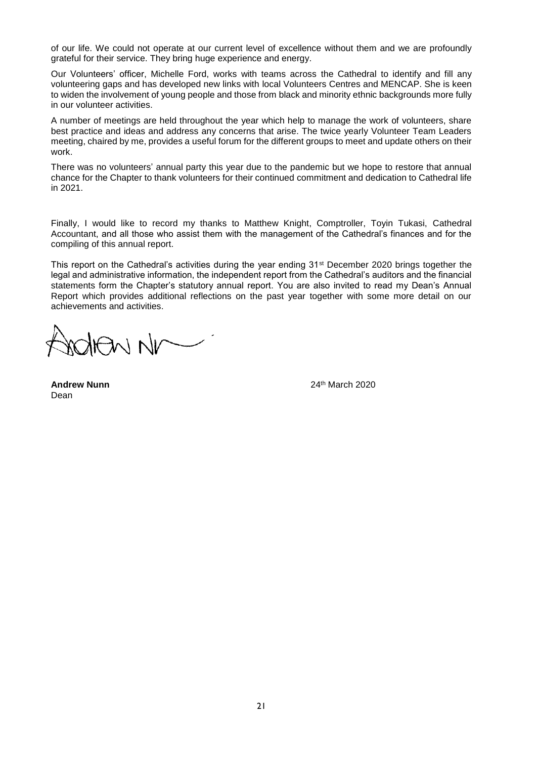of our life. We could not operate at our current level of excellence without them and we are profoundly grateful for their service. They bring huge experience and energy.

Our Volunteers' officer, Michelle Ford, works with teams across the Cathedral to identify and fill any volunteering gaps and has developed new links with local Volunteers Centres and MENCAP. She is keen to widen the involvement of young people and those from black and minority ethnic backgrounds more fully in our volunteer activities.

A number of meetings are held throughout the year which help to manage the work of volunteers, share best practice and ideas and address any concerns that arise. The twice yearly Volunteer Team Leaders meeting, chaired by me, provides a useful forum for the different groups to meet and update others on their work.

There was no volunteers' annual party this year due to the pandemic but we hope to restore that annual chance for the Chapter to thank volunteers for their continued commitment and dedication to Cathedral life in 2021.

Finally, I would like to record my thanks to Matthew Knight, Comptroller, Toyin Tukasi, Cathedral Accountant, and all those who assist them with the management of the Cathedral's finances and for the compiling of this annual report.

This report on the Cathedral's activities during the year ending 31st December 2020 brings together the legal and administrative information, the independent report from the Cathedral's auditors and the financial statements form the Chapter's statutory annual report. You are also invited to read my Dean's Annual Report which provides additional reflections on the past year together with some more detail on our achievements and activities.

**Andrew Nunn**
Dean

24th March 2020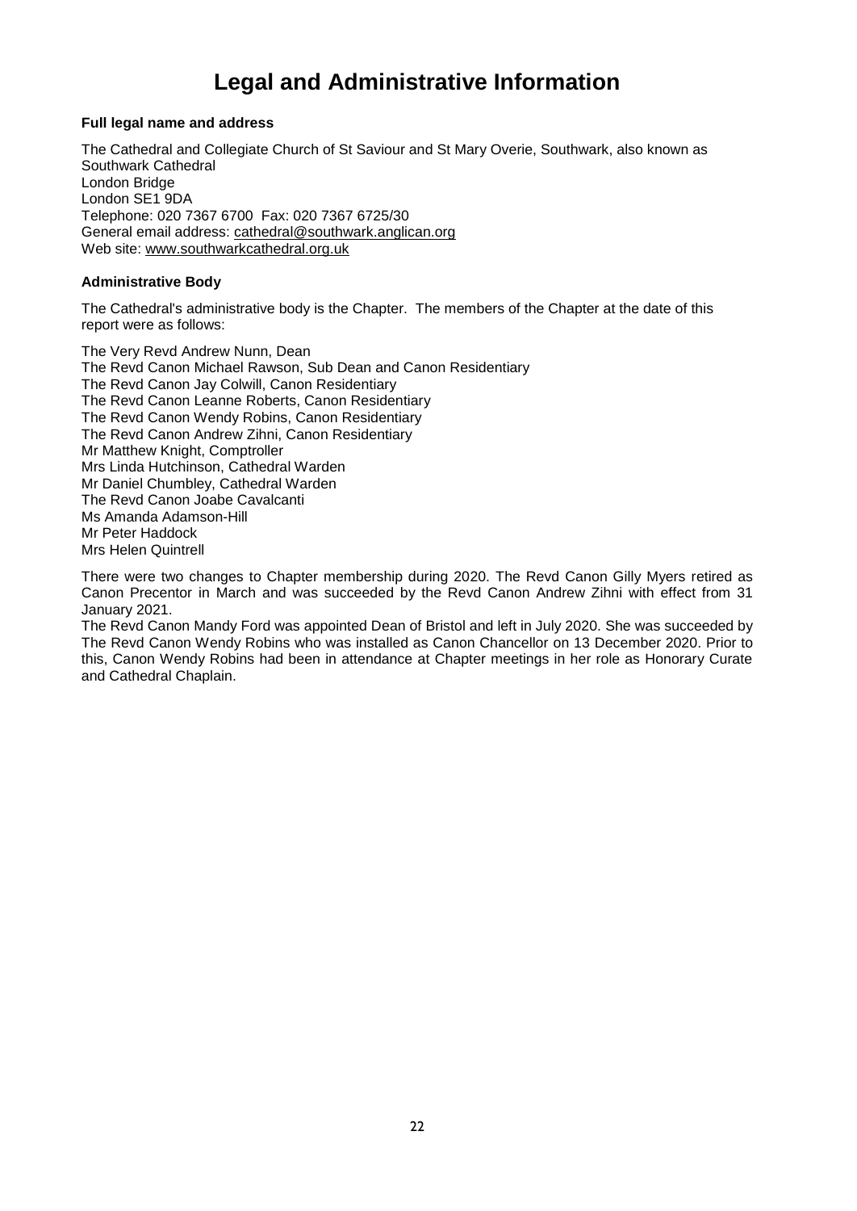# Legal and Administrative Information

**Full legal name and address**

The Cathedral and Collegiate Church of St Saviour and St Mary Overie, Southwark, also known as Southwark Cathedral
London Bridge
London SE1 9DA
Telephone: 020 7367 6700 Fax: 020 7367 6725/30
General email address: cathedral@southwark.anglican.org
Web site: www.southwarkcathedral.org.uk

**Administrative Body**

The Cathedral's administrative body is the Chapter. The members of the Chapter at the date of this report were as follows:

The Very Revd Andrew Nunn, Dean
The Revd Canon Michael Rawson, Sub Dean and Canon Residentiary
The Revd Canon Jay Colwill, Canon Residentiary
The Revd Canon Leanne Roberts, Canon Residentiary
The Revd Canon Wendy Robins, Canon Residentiary
The Revd Canon Andrew Zihni, Canon Residentiary
Mr Matthew Knight, Comptroller
Mrs Linda Hutchinson, Cathedral Warden
Mr Daniel Chumbley, Cathedral Warden
The Revd Canon Joabe Cavalcanti
Ms Amanda Adamson-Hill
Mr Peter Haddock
Mrs Helen Quintrell

There were two changes to Chapter membership during 2020. The Revd Canon Gilly Myers retired as Canon Precentor in March and was succeeded by the Revd Canon Andrew Zihni with effect from 31 January 2021.
The Revd Canon Mandy Ford was appointed Dean of Bristol and left in July 2020. She was succeeded by The Revd Canon Wendy Robins who was installed as Canon Chancellor on 13 December 2020. Prior to this, Canon Wendy Robins had been in attendance at Chapter meetings in her role as Honorary Curate and Cathedral Chaplain.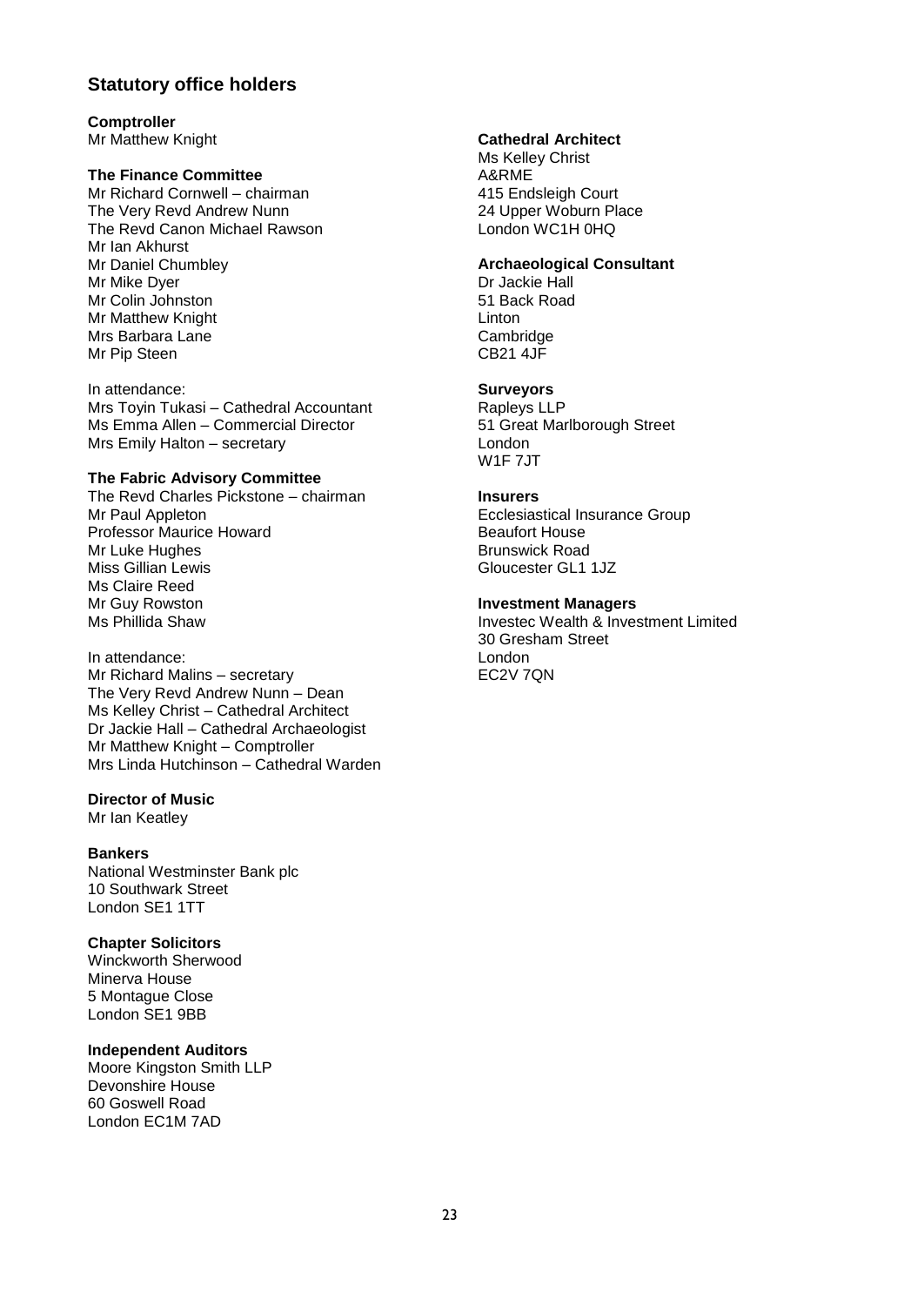## Statutory office holders

**Comptroller**
Mr Matthew Knight

**The Finance Committee**
Mr Richard Cornwell – chairman
The Very Revd Andrew Nunn
The Revd Canon Michael Rawson
Mr Ian Akhurst
Mr Daniel Chumbley
Mr Mike Dyer
Mr Colin Johnston
Mr Matthew Knight
Mrs Barbara Lane
Mr Pip Steen

In attendance:
Mrs Toyin Tukasi – Cathedral Accountant
Ms Emma Allen – Commercial Director
Mrs Emily Halton – secretary

**The Fabric Advisory Committee**
The Revd Charles Pickstone – chairman
Mr Paul Appleton
Professor Maurice Howard
Mr Luke Hughes
Miss Gillian Lewis
Ms Claire Reed
Mr Guy Rowston
Ms Phillida Shaw

In attendance:
Mr Richard Malins – secretary
The Very Revd Andrew Nunn – Dean
Ms Kelley Christ – Cathedral Architect
Dr Jackie Hall – Cathedral Archaeologist
Mr Matthew Knight – Comptroller
Mrs Linda Hutchinson – Cathedral Warden

**Director of Music**
Mr Ian Keatley

**Bankers**
National Westminster Bank plc
10 Southwark Street
London SE1 1TT

**Chapter Solicitors**
Winckworth Sherwood
Minerva House
5 Montague Close
London SE1 9BB

**Independent Auditors**
Moore Kingston Smith LLP
Devonshire House
60 Goswell Road
London EC1M 7AD

**Cathedral Architect**
Ms Kelley Christ
A&RME
415 Endsleigh Court
24 Upper Woburn Place
London WC1H 0HQ

**Archaeological Consultant**
Dr Jackie Hall
51 Back Road
Linton
Cambridge
CB21 4JF

**Surveyors**
Rapleys LLP
51 Great Marlborough Street
London
W1F 7JT

**Insurers**
Ecclesiastical Insurance Group
Beaufort House
Brunswick Road
Gloucester GL1 1JZ

**Investment Managers**
Investec Wealth & Investment Limited
30 Gresham Street
London
EC2V 7QN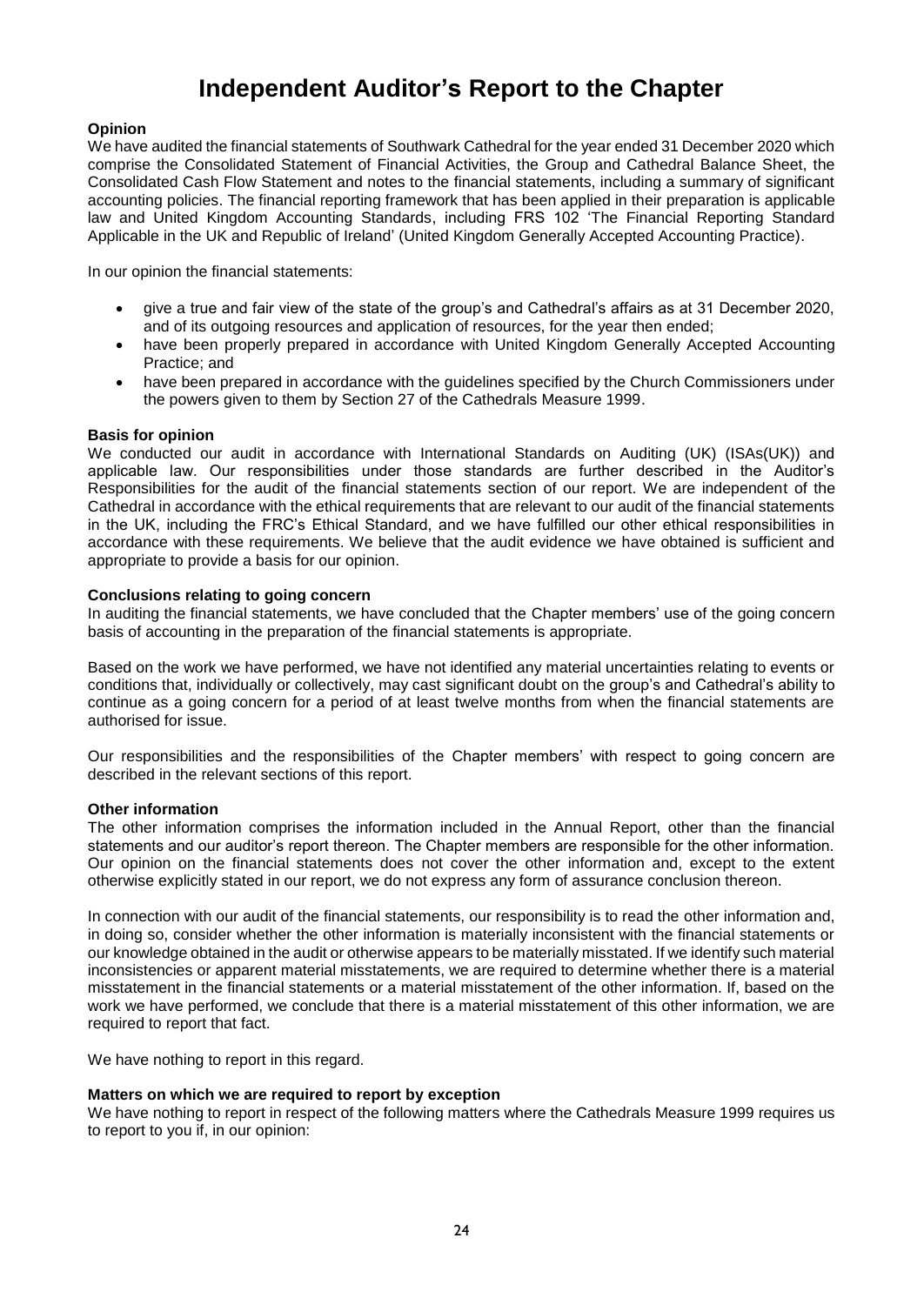# Independent Auditor's Report to the Chapter

**Opinion**

We have audited the financial statements of Southwark Cathedral for the year ended 31 December 2020 which comprise the Consolidated Statement of Financial Activities, the Group and Cathedral Balance Sheet, the Consolidated Cash Flow Statement and notes to the financial statements, including a summary of significant accounting policies. The financial reporting framework that has been applied in their preparation is applicable law and United Kingdom Accounting Standards, including FRS 102 'The Financial Reporting Standard Applicable in the UK and Republic of Ireland' (United Kingdom Generally Accepted Accounting Practice).

In our opinion the financial statements:

- give a true and fair view of the state of the group's and Cathedral's affairs as at 31 December 2020, and of its outgoing resources and application of resources, for the year then ended;
- have been properly prepared in accordance with United Kingdom Generally Accepted Accounting Practice; and
- have been prepared in accordance with the guidelines specified by the Church Commissioners under the powers given to them by Section 27 of the Cathedrals Measure 1999.

**Basis for opinion**

We conducted our audit in accordance with International Standards on Auditing (UK) (ISAs(UK)) and applicable law. Our responsibilities under those standards are further described in the Auditor's Responsibilities for the audit of the financial statements section of our report. We are independent of the Cathedral in accordance with the ethical requirements that are relevant to our audit of the financial statements in the UK, including the FRC's Ethical Standard, and we have fulfilled our other ethical responsibilities in accordance with these requirements. We believe that the audit evidence we have obtained is sufficient and appropriate to provide a basis for our opinion.

**Conclusions relating to going concern**

In auditing the financial statements, we have concluded that the Chapter members' use of the going concern basis of accounting in the preparation of the financial statements is appropriate.

Based on the work we have performed, we have not identified any material uncertainties relating to events or conditions that, individually or collectively, may cast significant doubt on the group's and Cathedral's ability to continue as a going concern for a period of at least twelve months from when the financial statements are authorised for issue.

Our responsibilities and the responsibilities of the Chapter members' with respect to going concern are described in the relevant sections of this report.

**Other information**

The other information comprises the information included in the Annual Report, other than the financial statements and our auditor's report thereon. The Chapter members are responsible for the other information. Our opinion on the financial statements does not cover the other information and, except to the extent otherwise explicitly stated in our report, we do not express any form of assurance conclusion thereon.

In connection with our audit of the financial statements, our responsibility is to read the other information and, in doing so, consider whether the other information is materially inconsistent with the financial statements or our knowledge obtained in the audit or otherwise appears to be materially misstated. If we identify such material inconsistencies or apparent material misstatements, we are required to determine whether there is a material misstatement in the financial statements or a material misstatement of the other information. If, based on the work we have performed, we conclude that there is a material misstatement of this other information, we are required to report that fact.

We have nothing to report in this regard.

**Matters on which we are required to report by exception**

We have nothing to report in respect of the following matters where the Cathedrals Measure 1999 requires us to report to you if, in our opinion: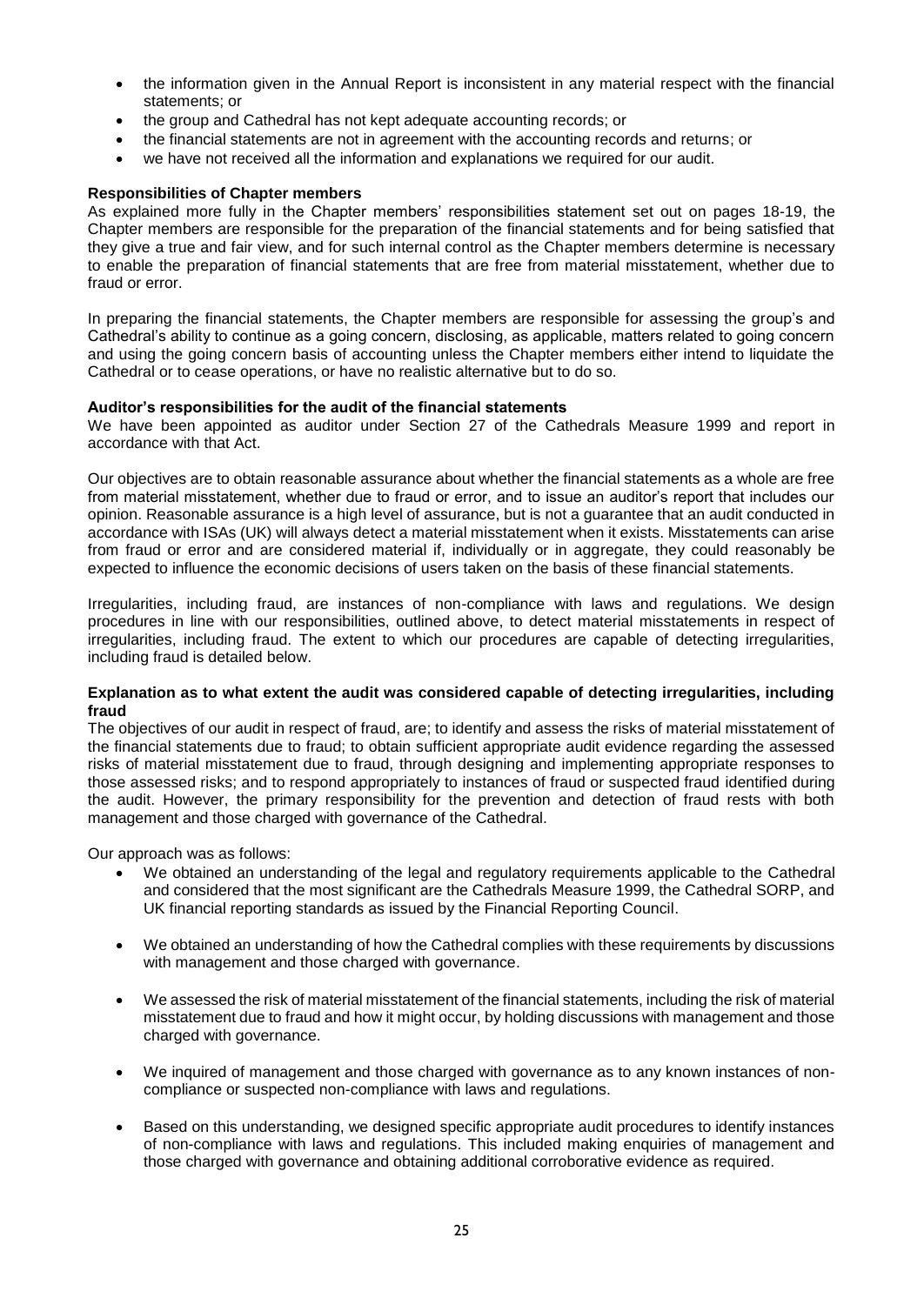- the information given in the Annual Report is inconsistent in any material respect with the financial statements; or
- the group and Cathedral has not kept adequate accounting records; or
- the financial statements are not in agreement with the accounting records and returns; or
- we have not received all the information and explanations we required for our audit.

**Responsibilities of Chapter members**

As explained more fully in the Chapter members' responsibilities statement set out on pages 18-19, the Chapter members are responsible for the preparation of the financial statements and for being satisfied that they give a true and fair view, and for such internal control as the Chapter members determine is necessary to enable the preparation of financial statements that are free from material misstatement, whether due to fraud or error.

In preparing the financial statements, the Chapter members are responsible for assessing the group's and Cathedral's ability to continue as a going concern, disclosing, as applicable, matters related to going concern and using the going concern basis of accounting unless the Chapter members either intend to liquidate the Cathedral or to cease operations, or have no realistic alternative but to do so.

**Auditor's responsibilities for the audit of the financial statements**

We have been appointed as auditor under Section 27 of the Cathedrals Measure 1999 and report in accordance with that Act.

Our objectives are to obtain reasonable assurance about whether the financial statements as a whole are free from material misstatement, whether due to fraud or error, and to issue an auditor's report that includes our opinion. Reasonable assurance is a high level of assurance, but is not a guarantee that an audit conducted in accordance with ISAs (UK) will always detect a material misstatement when it exists. Misstatements can arise from fraud or error and are considered material if, individually or in aggregate, they could reasonably be expected to influence the economic decisions of users taken on the basis of these financial statements.

Irregularities, including fraud, are instances of non-compliance with laws and regulations. We design procedures in line with our responsibilities, outlined above, to detect material misstatements in respect of irregularities, including fraud. The extent to which our procedures are capable of detecting irregularities, including fraud is detailed below.

**Explanation as to what extent the audit was considered capable of detecting irregularities, including fraud**

The objectives of our audit in respect of fraud, are; to identify and assess the risks of material misstatement of the financial statements due to fraud; to obtain sufficient appropriate audit evidence regarding the assessed risks of material misstatement due to fraud, through designing and implementing appropriate responses to those assessed risks; and to respond appropriately to instances of fraud or suspected fraud identified during the audit. However, the primary responsibility for the prevention and detection of fraud rests with both management and those charged with governance of the Cathedral.

Our approach was as follows:

- We obtained an understanding of the legal and regulatory requirements applicable to the Cathedral and considered that the most significant are the Cathedrals Measure 1999, the Cathedral SORP, and UK financial reporting standards as issued by the Financial Reporting Council.

- We obtained an understanding of how the Cathedral complies with these requirements by discussions with management and those charged with governance.

- We assessed the risk of material misstatement of the financial statements, including the risk of material misstatement due to fraud and how it might occur, by holding discussions with management and those charged with governance.

- We inquired of management and those charged with governance as to any known instances of non-compliance or suspected non-compliance with laws and regulations.

- Based on this understanding, we designed specific appropriate audit procedures to identify instances of non-compliance with laws and regulations. This included making enquiries of management and those charged with governance and obtaining additional corroborative evidence as required.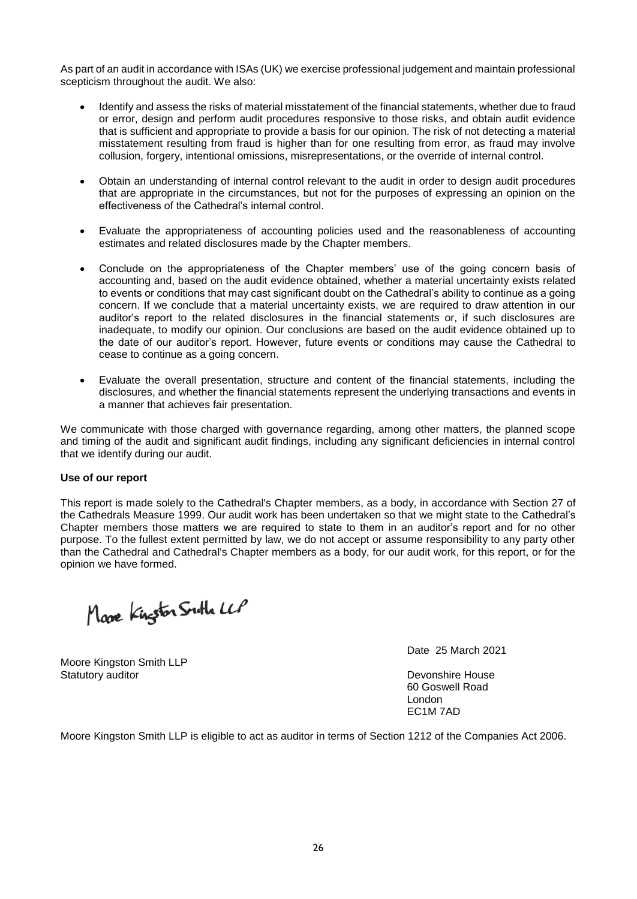As part of an audit in accordance with ISAs (UK) we exercise professional judgement and maintain professional scepticism throughout the audit. We also:

- Identify and assess the risks of material misstatement of the financial statements, whether due to fraud or error, design and perform audit procedures responsive to those risks, and obtain audit evidence that is sufficient and appropriate to provide a basis for our opinion. The risk of not detecting a material misstatement resulting from fraud is higher than for one resulting from error, as fraud may involve collusion, forgery, intentional omissions, misrepresentations, or the override of internal control.
- Obtain an understanding of internal control relevant to the audit in order to design audit procedures that are appropriate in the circumstances, but not for the purposes of expressing an opinion on the effectiveness of the Cathedral's internal control.
- Evaluate the appropriateness of accounting policies used and the reasonableness of accounting estimates and related disclosures made by the Chapter members.
- Conclude on the appropriateness of the Chapter members' use of the going concern basis of accounting and, based on the audit evidence obtained, whether a material uncertainty exists related to events or conditions that may cast significant doubt on the Cathedral's ability to continue as a going concern. If we conclude that a material uncertainty exists, we are required to draw attention in our auditor's report to the related disclosures in the financial statements or, if such disclosures are inadequate, to modify our opinion. Our conclusions are based on the audit evidence obtained up to the date of our auditor's report. However, future events or conditions may cause the Cathedral to cease to continue as a going concern.
- Evaluate the overall presentation, structure and content of the financial statements, including the disclosures, and whether the financial statements represent the underlying transactions and events in a manner that achieves fair presentation.

We communicate with those charged with governance regarding, among other matters, the planned scope and timing of the audit and significant audit findings, including any significant deficiencies in internal control that we identify during our audit.

**Use of our report**

This report is made solely to the Cathedral's Chapter members, as a body, in accordance with Section 27 of the Cathedrals Measure 1999. Our audit work has been undertaken so that we might state to the Cathedral's Chapter members those matters we are required to state to them in an auditor's report and for no other purpose. To the fullest extent permitted by law, we do not accept or assume responsibility to any party other than the Cathedral and Cathedral's Chapter members as a body, for our audit work, for this report, or for the opinion we have formed.

Moore Kingston Smith LLP

Moore Kingston Smith LLP
Statutory auditor

Date 25 March 2021

Devonshire House
60 Goswell Road
London
EC1M 7AD

Moore Kingston Smith LLP is eligible to act as auditor in terms of Section 1212 of the Companies Act 2006.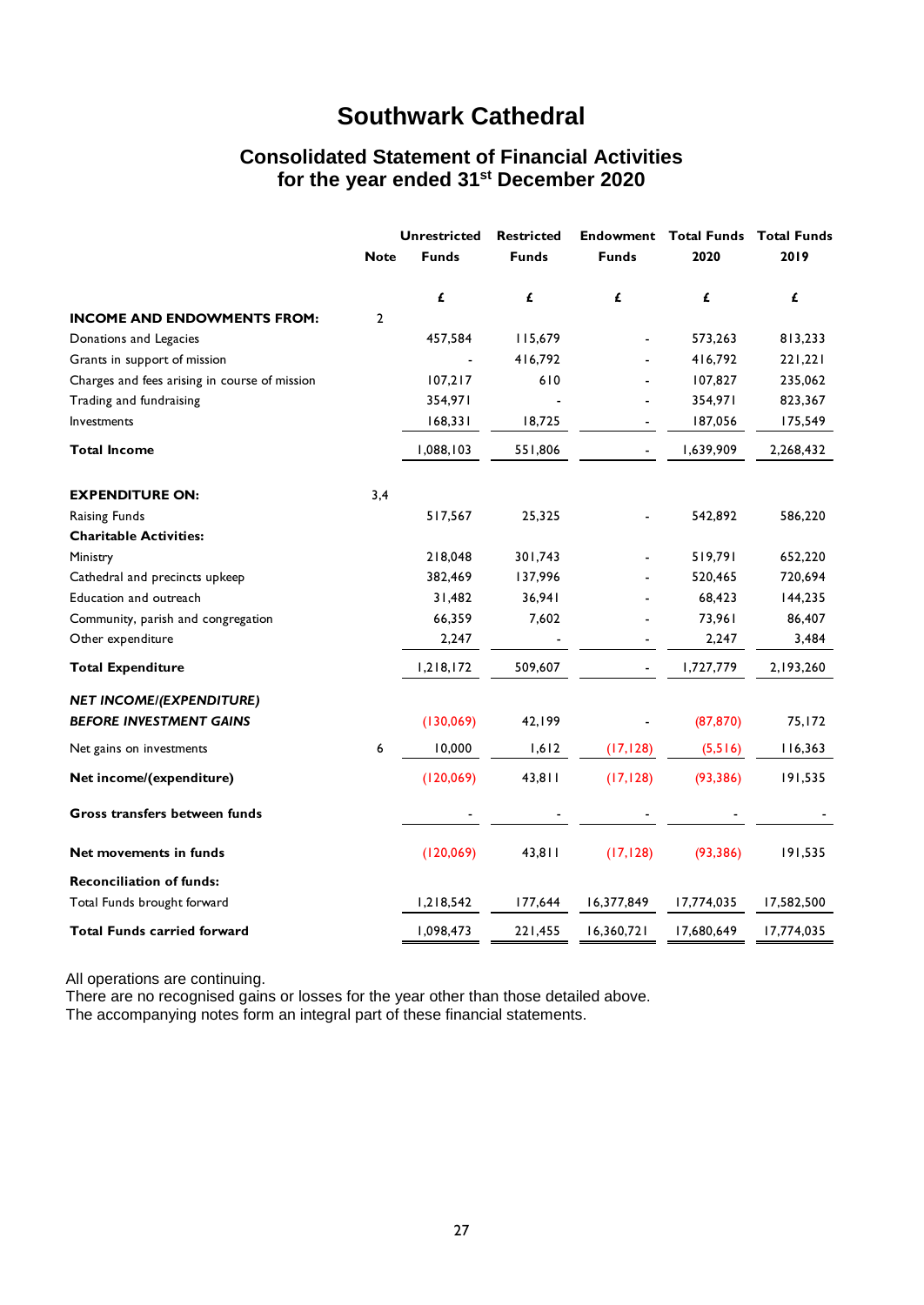# Southwark Cathedral

## Consolidated Statement of Financial Activities for the year ended 31st December 2020

| | Note | Unrestricted Funds | Restricted Funds | Endowment Funds | Total Funds 2020 | Total Funds 2019 |
|---|---|---|---|---|---|---|
| | | £ | £ | £ | £ | £ |
| **INCOME AND ENDOWMENTS FROM:** | 2 | | | | | |
| Donations and Legacies | | 457,584 | 115,679 | - | 573,263 | 813,233 |
| Grants in support of mission | | - | 416,792 | - | 416,792 | 221,221 |
| Charges and fees arising in course of mission | | 107,217 | 610 | - | 107,827 | 235,062 |
| Trading and fundraising | | 354,971 | - | - | 354,971 | 823,367 |
| Investments | | 168,331 | 18,725 | - | 187,056 | 175,549 |
| **Total Income** | | 1,088,103 | 551,806 | - | 1,639,909 | 2,268,432 |
| **EXPENDITURE ON:** | 3,4 | | | | | |
| Raising Funds | | 517,567 | 25,325 | - | 542,892 | 586,220 |
| **Charitable Activities:** | | | | | | |
| Ministry | | 218,048 | 301,743 | - | 519,791 | 652,220 |
| Cathedral and precincts upkeep | | 382,469 | 137,996 | - | 520,465 | 720,694 |
| Education and outreach | | 31,482 | 36,941 | - | 68,423 | 144,235 |
| Community, parish and congregation | | 66,359 | 7,602 | - | 73,961 | 86,407 |
| Other expenditure | | 2,247 | - | - | 2,247 | 3,484 |
| **Total Expenditure** | | 1,218,172 | 509,607 | - | 1,727,779 | 2,193,260 |
| ***NET INCOME/(EXPENDITURE) BEFORE INVESTMENT GAINS*** | | (130,069) | 42,199 | - | (87,870) | 75,172 |
| Net gains on investments | 6 | 10,000 | 1,612 | (17,128) | (5,516) | 116,363 |
| **Net income/(expenditure)** | | (120,069) | 43,811 | (17,128) | (93,386) | 191,535 |
| **Gross transfers between funds** | | - | - | - | - | - |
| **Net movements in funds** | | (120,069) | 43,811 | (17,128) | (93,386) | 191,535 |
| **Reconciliation of funds:** | | | | | | |
| Total Funds brought forward | | 1,218,542 | 177,644 | 16,377,849 | 17,774,035 | 17,582,500 |
| **Total Funds carried forward** | | 1,098,473 | 221,455 | 16,360,721 | 17,680,649 | 17,774,035 |

All operations are continuing.
There are no recognised gains or losses for the year other than those detailed above.
The accompanying notes form an integral part of these financial statements.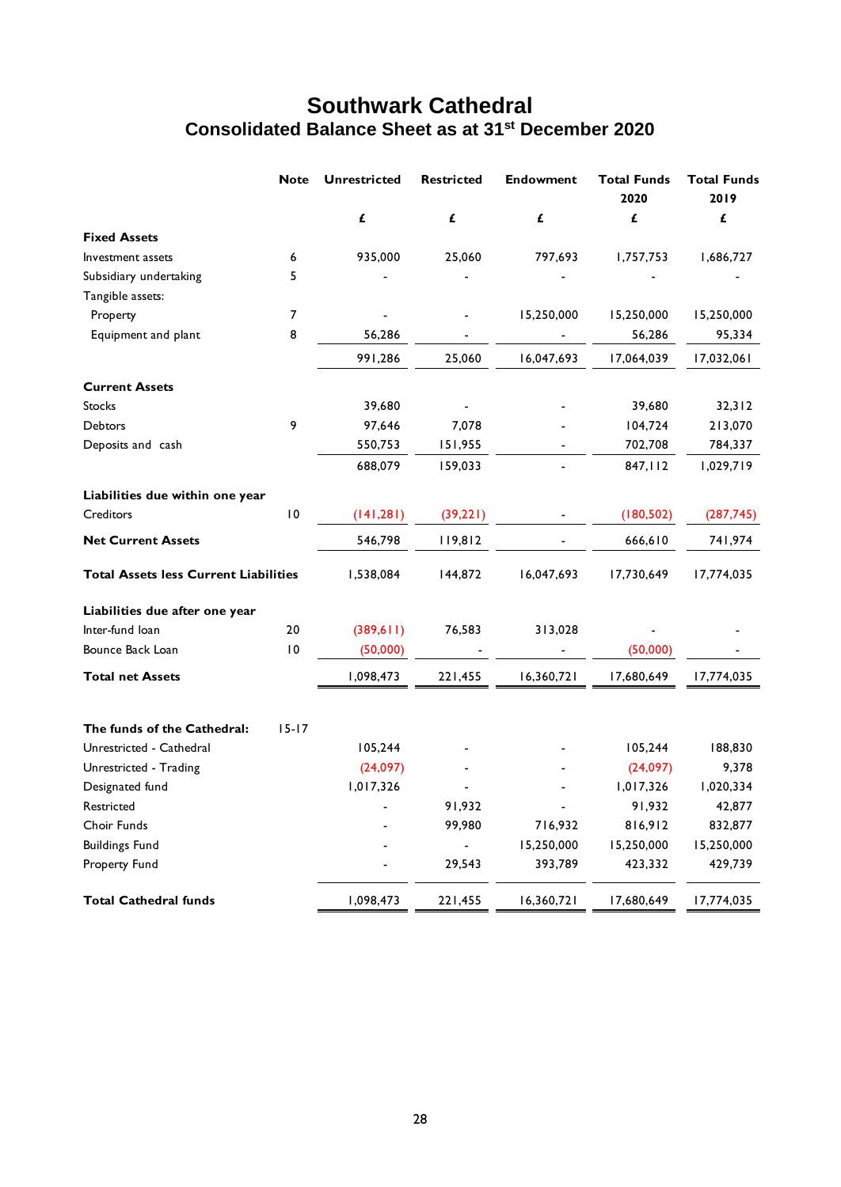# Southwark Cathedral

## Consolidated Balance Sheet as at 31st December 2020

| | Note | Unrestricted | Restricted | Endowment | Total Funds 2020 | Total Funds 2019 |
|---|---|---|---|---|---|---|
| | | £ | £ | £ | £ | £ |
| **Fixed Assets** | | | | | | |
| Investment assets | 6 | 935,000 | 25,060 | 797,693 | 1,757,753 | 1,686,727 |
| Subsidiary undertaking | 5 | - | - | - | - | - |
| Tangible assets: | | | | | | |
| Property | 7 | - | - | 15,250,000 | 15,250,000 | 15,250,000 |
| Equipment and plant | 8 | 56,286 | - | - | 56,286 | 95,334 |
| | | 991,286 | 25,060 | 16,047,693 | 17,064,039 | 17,032,061 |
| **Current Assets** | | | | | | |
| Stocks | | 39,680 | - | - | 39,680 | 32,312 |
| Debtors | 9 | 97,646 | 7,078 | - | 104,724 | 213,070 |
| Deposits and cash | | 550,753 | 151,955 | - | 702,708 | 784,337 |
| | | 688,079 | 159,033 | - | 847,112 | 1,029,719 |
| **Liabilities due within one year** | | | | | | |
| Creditors | 10 | (141,281) | (39,221) | - | (180,502) | (287,745) |
| **Net Current Assets** | | 546,798 | 119,812 | - | 666,610 | 741,974 |
| **Total Assets less Current Liabilities** | | 1,538,084 | 144,872 | 16,047,693 | 17,730,649 | 17,774,035 |
| **Liabilities due after one year** | | | | | | |
| Inter-fund loan | 20 | (389,611) | 76,583 | 313,028 | - | - |
| Bounce Back Loan | 10 | (50,000) | - | - | (50,000) | - |
| **Total net Assets** | | 1,098,473 | 221,455 | 16,360,721 | 17,680,649 | 17,774,035 |
| | | | | | | |
| **The funds of the Cathedral:** | 15-17 | | | | | |
| Unrestricted - Cathedral | | 105,244 | - | - | 105,244 | 188,830 |
| Unrestricted - Trading | | (24,097) | - | - | (24,097) | 9,378 |
| Designated fund | | 1,017,326 | - | - | 1,017,326 | 1,020,334 |
| Restricted | | - | 91,932 | - | 91,932 | 42,877 |
| Choir Funds | | - | 99,980 | 716,932 | 816,912 | 832,877 |
| Buildings Fund | | - | - | 15,250,000 | 15,250,000 | 15,250,000 |
| Property Fund | | - | 29,543 | 393,789 | 423,332 | 429,739 |
| **Total Cathedral funds** | | 1,098,473 | 221,455 | 16,360,721 | 17,680,649 | 17,774,035 |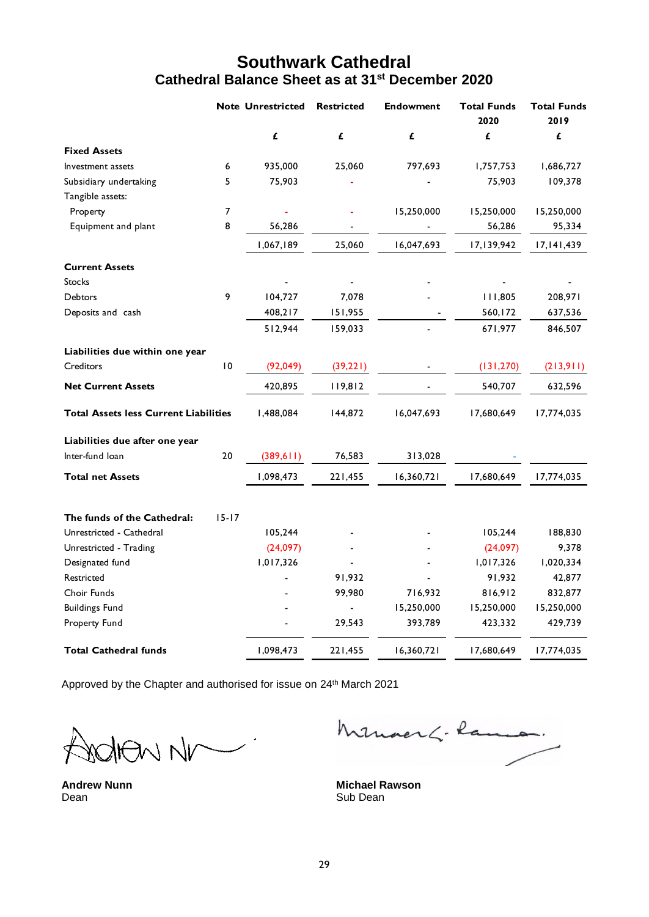# Southwark Cathedral

## Cathedral Balance Sheet as at 31st December 2020

| | Note | Unrestricted | Restricted | Endowment | Total Funds 2020 | Total Funds 2019 |
|---|---|---|---|---|---|---|
| | | £ | £ | £ | £ | £ |
| **Fixed Assets** | | | | | | |
| Investment assets | 6 | 935,000 | 25,060 | 797,693 | 1,757,753 | 1,686,727 |
| Subsidiary undertaking | 5 | 75,903 | - | - | 75,903 | 109,378 |
| Tangible assets: | | | | | | |
| Property | 7 | - | - | 15,250,000 | 15,250,000 | 15,250,000 |
| Equipment and plant | 8 | 56,286 | - | - | 56,286 | 95,334 |
| | | 1,067,189 | 25,060 | 16,047,693 | 17,139,942 | 17,141,439 |
| **Current Assets** | | | | | | |
| Stocks | | - | - | - | - | - |
| Debtors | 9 | 104,727 | 7,078 | - | 111,805 | 208,971 |
| Deposits and cash | | 408,217 | 151,955 | - | 560,172 | 637,536 |
| | | 512,944 | 159,033 | - | 671,977 | 846,507 |
| **Liabilities due within one year** | | | | | | |
| Creditors | 10 | (92,049) | (39,221) | - | (131,270) | (213,911) |
| **Net Current Assets** | | 420,895 | 119,812 | - | 540,707 | 632,596 |
| **Total Assets less Current Liabilities** | | 1,488,084 | 144,872 | 16,047,693 | 17,680,649 | 17,774,035 |
| **Liabilities due after one year** | | | | | | |
| Inter-fund loan | 20 | (389,611) | 76,583 | 313,028 | - | |
| **Total net Assets** | | 1,098,473 | 221,455 | 16,360,721 | 17,680,649 | 17,774,035 |
| | | | | | | |
| **The funds of the Cathedral:** | 15-17 | | | | | |
| Unrestricted - Cathedral | | 105,244 | - | - | 105,244 | 188,830 |
| Unrestricted - Trading | | (24,097) | - | - | (24,097) | 9,378 |
| Designated fund | | 1,017,326 | - | - | 1,017,326 | 1,020,334 |
| Restricted | | - | 91,932 | - | 91,932 | 42,877 |
| Choir Funds | | - | 99,980 | 716,932 | 816,912 | 832,877 |
| Buildings Fund | | - | - | 15,250,000 | 15,250,000 | 15,250,000 |
| Property Fund | | - | 29,543 | 393,789 | 423,332 | 429,739 |
| **Total Cathedral funds** | | 1,098,473 | 221,455 | 16,360,721 | 17,680,649 | 17,774,035 |

Approved by the Chapter and authorised for issue on 24th March 2021

**Andrew Nunn**
Dean

**Michael Rawson**
Sub Dean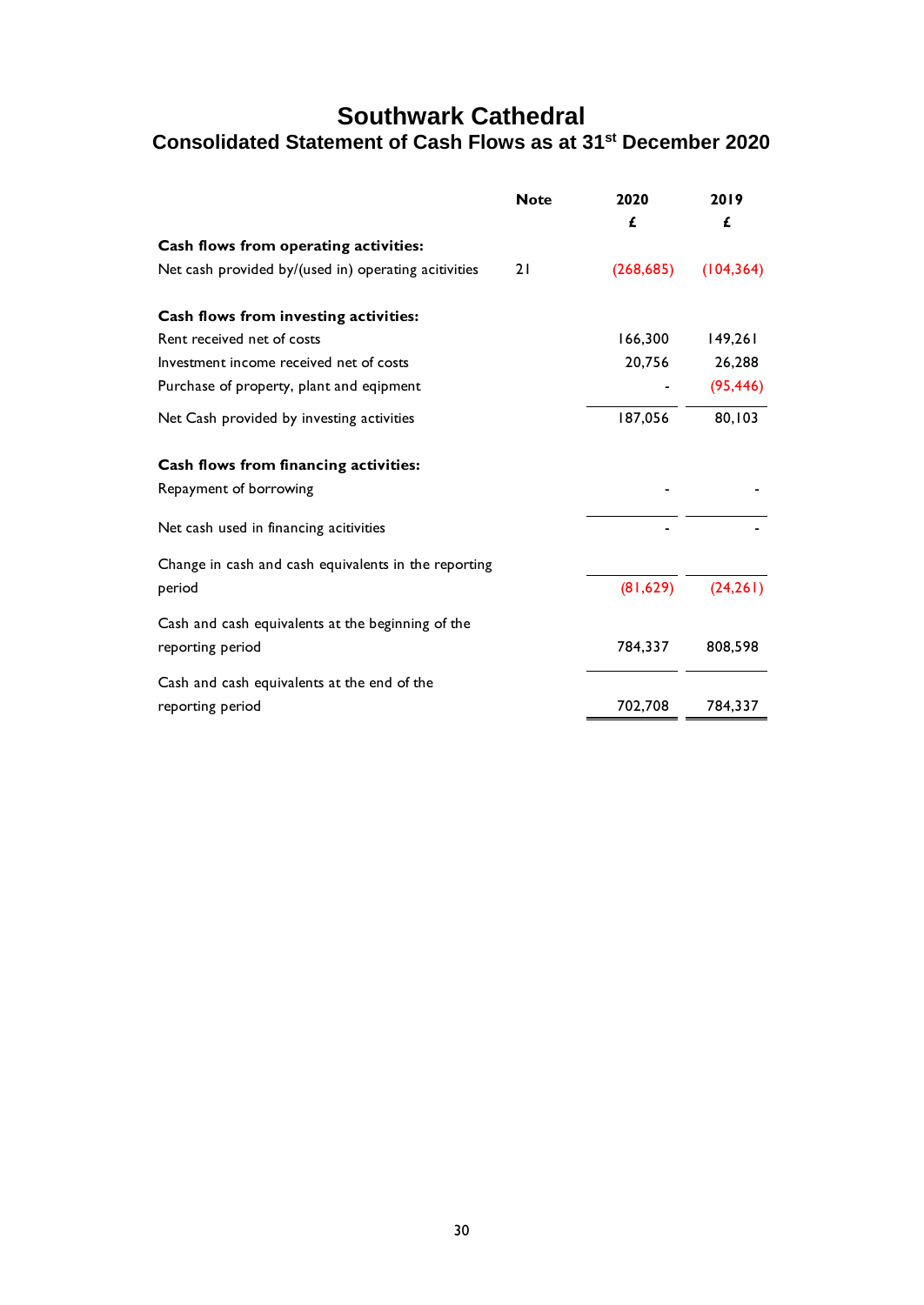# Southwark Cathedral

## Consolidated Statement of Cash Flows as at 31st December 2020

| | Note | 2020 | 2019 |
|---|---|---|---|
| | | £ | £ |
| **Cash flows from operating activities:** | | | |
| Net cash provided by/(used in) operating acitivities | 21 | (268,685) | (104,364) |
| **Cash flows from investing activities:** | | | |
| Rent received net of costs | | 166,300 | 149,261 |
| Investment income received net of costs | | 20,756 | 26,288 |
| Purchase of property, plant and eqipment | | - | (95,446) |
| Net Cash provided by investing activities | | 187,056 | 80,103 |
| **Cash flows from financing activities:** | | | |
| Repayment of borrowing | | - | - |
| Net cash used in financing acitivities | | - | - |
| Change in cash and cash equivalents in the reporting period | | (81,629) | (24,261) |
| Cash and cash equivalents at the beginning of the reporting period | | 784,337 | 808,598 |
| Cash and cash equivalents at the end of the reporting period | | 702,708 | 784,337 |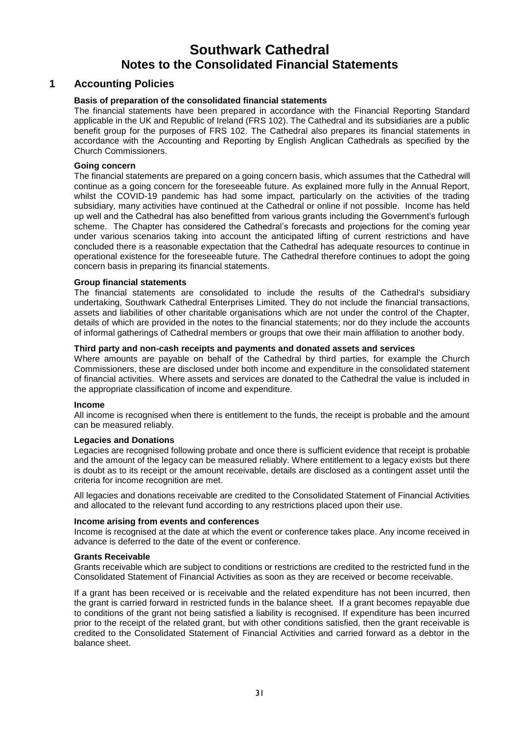# Southwark Cathedral
## Notes to the Consolidated Financial Statements

## 1 Accounting Policies

### Basis of preparation of the consolidated financial statements

The financial statements have been prepared in accordance with the Financial Reporting Standard applicable in the UK and Republic of Ireland (FRS 102). The Cathedral and its subsidiaries are a public benefit group for the purposes of FRS 102. The Cathedral also prepares its financial statements in accordance with the Accounting and Reporting by English Anglican Cathedrals as specified by the Church Commissioners.

### Going concern

The financial statements are prepared on a going concern basis, which assumes that the Cathedral will continue as a going concern for the foreseeable future. As explained more fully in the Annual Report, whilst the COVID-19 pandemic has had some impact, particularly on the activities of the trading subsidiary, many activities have continued at the Cathedral or online if not possible. Income has held up well and the Cathedral has also benefitted from various grants including the Government's furlough scheme. The Chapter has considered the Cathedral's forecasts and projections for the coming year under various scenarios taking into account the anticipated lifting of current restrictions and have concluded there is a reasonable expectation that the Cathedral has adequate resources to continue in operational existence for the foreseeable future. The Cathedral therefore continues to adopt the going concern basis in preparing its financial statements.

### Group financial statements

The financial statements are consolidated to include the results of the Cathedral's subsidiary undertaking, Southwark Cathedral Enterprises Limited. They do not include the financial transactions, assets and liabilities of other charitable organisations which are not under the control of the Chapter, details of which are provided in the notes to the financial statements; nor do they include the accounts of informal gatherings of Cathedral members or groups that owe their main affiliation to another body.

### Third party and non-cash receipts and payments and donated assets and services

Where amounts are payable on behalf of the Cathedral by third parties, for example the Church Commissioners, these are disclosed under both income and expenditure in the consolidated statement of financial activities. Where assets and services are donated to the Cathedral the value is included in the appropriate classification of income and expenditure.

### Income

All income is recognised when there is entitlement to the funds, the receipt is probable and the amount can be measured reliably.

### Legacies and Donations

Legacies are recognised following probate and once there is sufficient evidence that receipt is probable and the amount of the legacy can be measured reliably. Where entitlement to a legacy exists but there is doubt as to its receipt or the amount receivable, details are disclosed as a contingent asset until the criteria for income recognition are met.

All legacies and donations receivable are credited to the Consolidated Statement of Financial Activities and allocated to the relevant fund according to any restrictions placed upon their use.

### Income arising from events and conferences

Income is recognised at the date at which the event or conference takes place. Any income received in advance is deferred to the date of the event or conference.

### Grants Receivable

Grants receivable which are subject to conditions or restrictions are credited to the restricted fund in the Consolidated Statement of Financial Activities as soon as they are received or become receivable.

If a grant has been received or is receivable and the related expenditure has not been incurred, then the grant is carried forward in restricted funds in the balance sheet. If a grant becomes repayable due to conditions of the grant not being satisfied a liability is recognised. If expenditure has been incurred prior to the receipt of the related grant, but with other conditions satisfied, then the grant receivable is credited to the Consolidated Statement of Financial Activities and carried forward as a debtor in the balance sheet.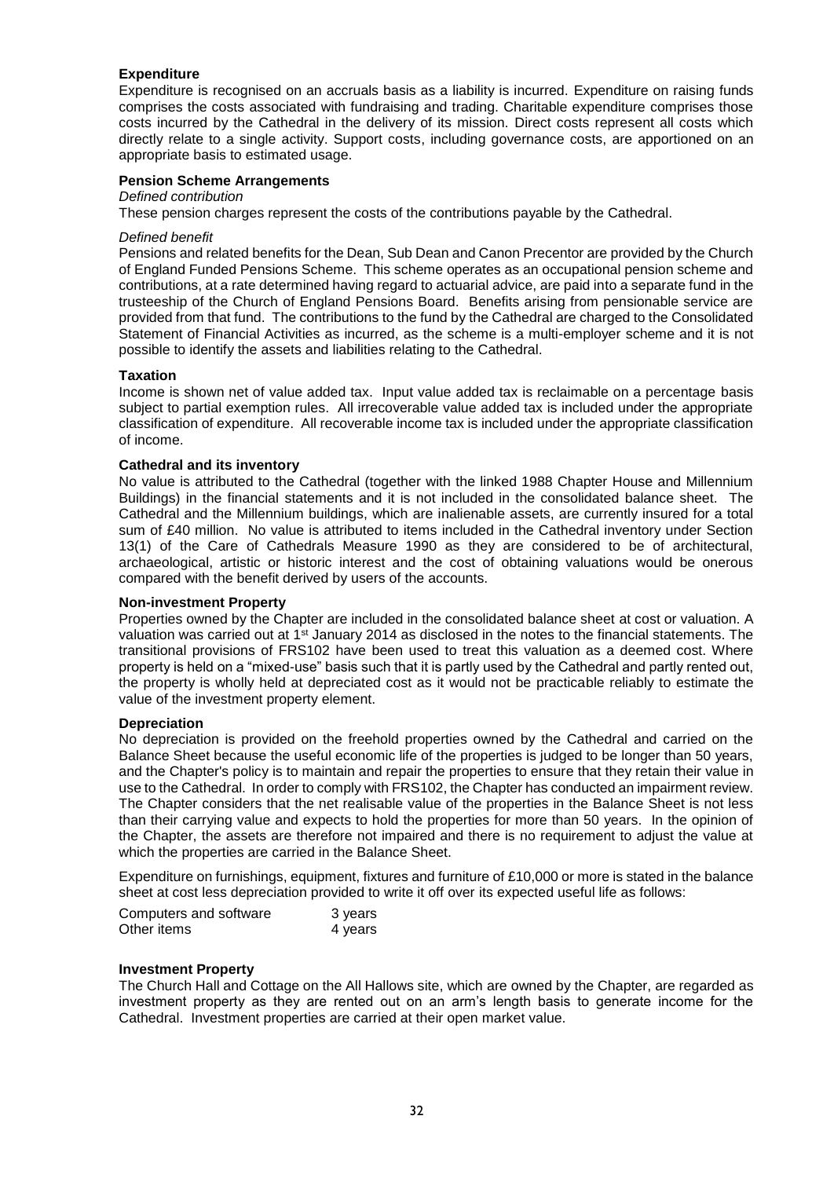**Expenditure**

Expenditure is recognised on an accruals basis as a liability is incurred. Expenditure on raising funds comprises the costs associated with fundraising and trading. Charitable expenditure comprises those costs incurred by the Cathedral in the delivery of its mission. Direct costs represent all costs which directly relate to a single activity. Support costs, including governance costs, are apportioned on an appropriate basis to estimated usage.

**Pension Scheme Arrangements**

*Defined contribution*

These pension charges represent the costs of the contributions payable by the Cathedral.

*Defined benefit*

Pensions and related benefits for the Dean, Sub Dean and Canon Precentor are provided by the Church of England Funded Pensions Scheme. This scheme operates as an occupational pension scheme and contributions, at a rate determined having regard to actuarial advice, are paid into a separate fund in the trusteeship of the Church of England Pensions Board. Benefits arising from pensionable service are provided from that fund. The contributions to the fund by the Cathedral are charged to the Consolidated Statement of Financial Activities as incurred, as the scheme is a multi-employer scheme and it is not possible to identify the assets and liabilities relating to the Cathedral.

**Taxation**

Income is shown net of value added tax. Input value added tax is reclaimable on a percentage basis subject to partial exemption rules. All irrecoverable value added tax is included under the appropriate classification of expenditure. All recoverable income tax is included under the appropriate classification of income.

**Cathedral and its inventory**

No value is attributed to the Cathedral (together with the linked 1988 Chapter House and Millennium Buildings) in the financial statements and it is not included in the consolidated balance sheet. The Cathedral and the Millennium buildings, which are inalienable assets, are currently insured for a total sum of £40 million. No value is attributed to items included in the Cathedral inventory under Section 13(1) of the Care of Cathedrals Measure 1990 as they are considered to be of architectural, archaeological, artistic or historic interest and the cost of obtaining valuations would be onerous compared with the benefit derived by users of the accounts.

**Non-investment Property**

Properties owned by the Chapter are included in the consolidated balance sheet at cost or valuation. A valuation was carried out at 1st January 2014 as disclosed in the notes to the financial statements. The transitional provisions of FRS102 have been used to treat this valuation as a deemed cost. Where property is held on a "mixed-use" basis such that it is partly used by the Cathedral and partly rented out, the property is wholly held at depreciated cost as it would not be practicable reliably to estimate the value of the investment property element.

**Depreciation**

No depreciation is provided on the freehold properties owned by the Cathedral and carried on the Balance Sheet because the useful economic life of the properties is judged to be longer than 50 years, and the Chapter's policy is to maintain and repair the properties to ensure that they retain their value in use to the Cathedral. In order to comply with FRS102, the Chapter has conducted an impairment review. The Chapter considers that the net realisable value of the properties in the Balance Sheet is not less than their carrying value and expects to hold the properties for more than 50 years. In the opinion of the Chapter, the assets are therefore not impaired and there is no requirement to adjust the value at which the properties are carried in the Balance Sheet.

Expenditure on furnishings, equipment, fixtures and furniture of £10,000 or more is stated in the balance sheet at cost less depreciation provided to write it off over its expected useful life as follows:

| | |
|---|---|
| Computers and software | 3 years |
| Other items | 4 years |

**Investment Property**

The Church Hall and Cottage on the All Hallows site, which are owned by the Chapter, are regarded as investment property as they are rented out on an arm's length basis to generate income for the Cathedral. Investment properties are carried at their open market value.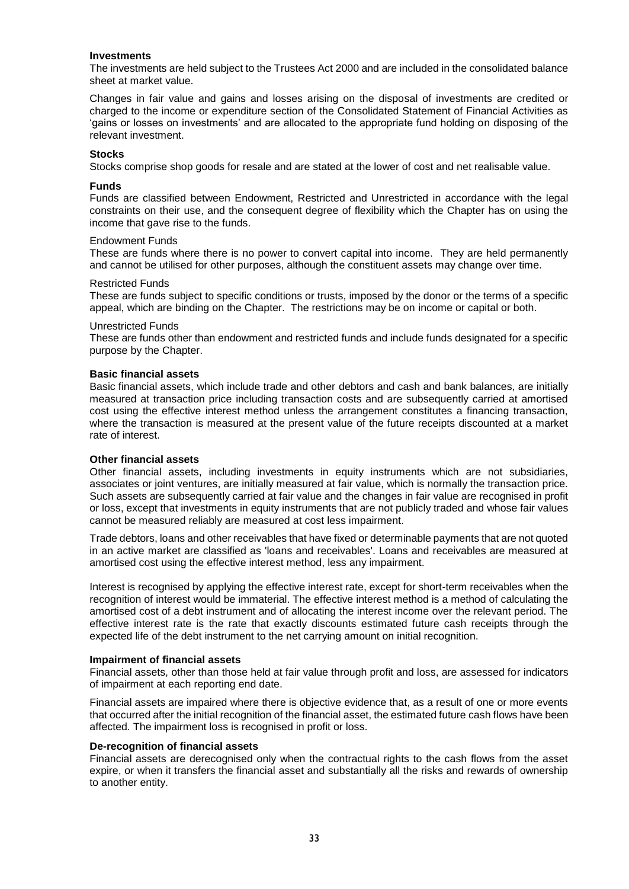**Investments**

The investments are held subject to the Trustees Act 2000 and are included in the consolidated balance sheet at market value.

Changes in fair value and gains and losses arising on the disposal of investments are credited or charged to the income or expenditure section of the Consolidated Statement of Financial Activities as 'gains or losses on investments' and are allocated to the appropriate fund holding on disposing of the relevant investment.

**Stocks**

Stocks comprise shop goods for resale and are stated at the lower of cost and net realisable value.

**Funds**

Funds are classified between Endowment, Restricted and Unrestricted in accordance with the legal constraints on their use, and the consequent degree of flexibility which the Chapter has on using the income that gave rise to the funds.

Endowment Funds

These are funds where there is no power to convert capital into income. They are held permanently and cannot be utilised for other purposes, although the constituent assets may change over time.

Restricted Funds

These are funds subject to specific conditions or trusts, imposed by the donor or the terms of a specific appeal, which are binding on the Chapter. The restrictions may be on income or capital or both.

Unrestricted Funds

These are funds other than endowment and restricted funds and include funds designated for a specific purpose by the Chapter.

**Basic financial assets**

Basic financial assets, which include trade and other debtors and cash and bank balances, are initially measured at transaction price including transaction costs and are subsequently carried at amortised cost using the effective interest method unless the arrangement constitutes a financing transaction, where the transaction is measured at the present value of the future receipts discounted at a market rate of interest.

**Other financial assets**

Other financial assets, including investments in equity instruments which are not subsidiaries, associates or joint ventures, are initially measured at fair value, which is normally the transaction price. Such assets are subsequently carried at fair value and the changes in fair value are recognised in profit or loss, except that investments in equity instruments that are not publicly traded and whose fair values cannot be measured reliably are measured at cost less impairment.

Trade debtors, loans and other receivables that have fixed or determinable payments that are not quoted in an active market are classified as 'loans and receivables'. Loans and receivables are measured at amortised cost using the effective interest method, less any impairment.

Interest is recognised by applying the effective interest rate, except for short-term receivables when the recognition of interest would be immaterial. The effective interest method is a method of calculating the amortised cost of a debt instrument and of allocating the interest income over the relevant period. The effective interest rate is the rate that exactly discounts estimated future cash receipts through the expected life of the debt instrument to the net carrying amount on initial recognition.

**Impairment of financial assets**

Financial assets, other than those held at fair value through profit and loss, are assessed for indicators of impairment at each reporting end date.

Financial assets are impaired where there is objective evidence that, as a result of one or more events that occurred after the initial recognition of the financial asset, the estimated future cash flows have been affected. The impairment loss is recognised in profit or loss.

**De-recognition of financial assets**

Financial assets are derecognised only when the contractual rights to the cash flows from the asset expire, or when it transfers the financial asset and substantially all the risks and rewards of ownership to another entity.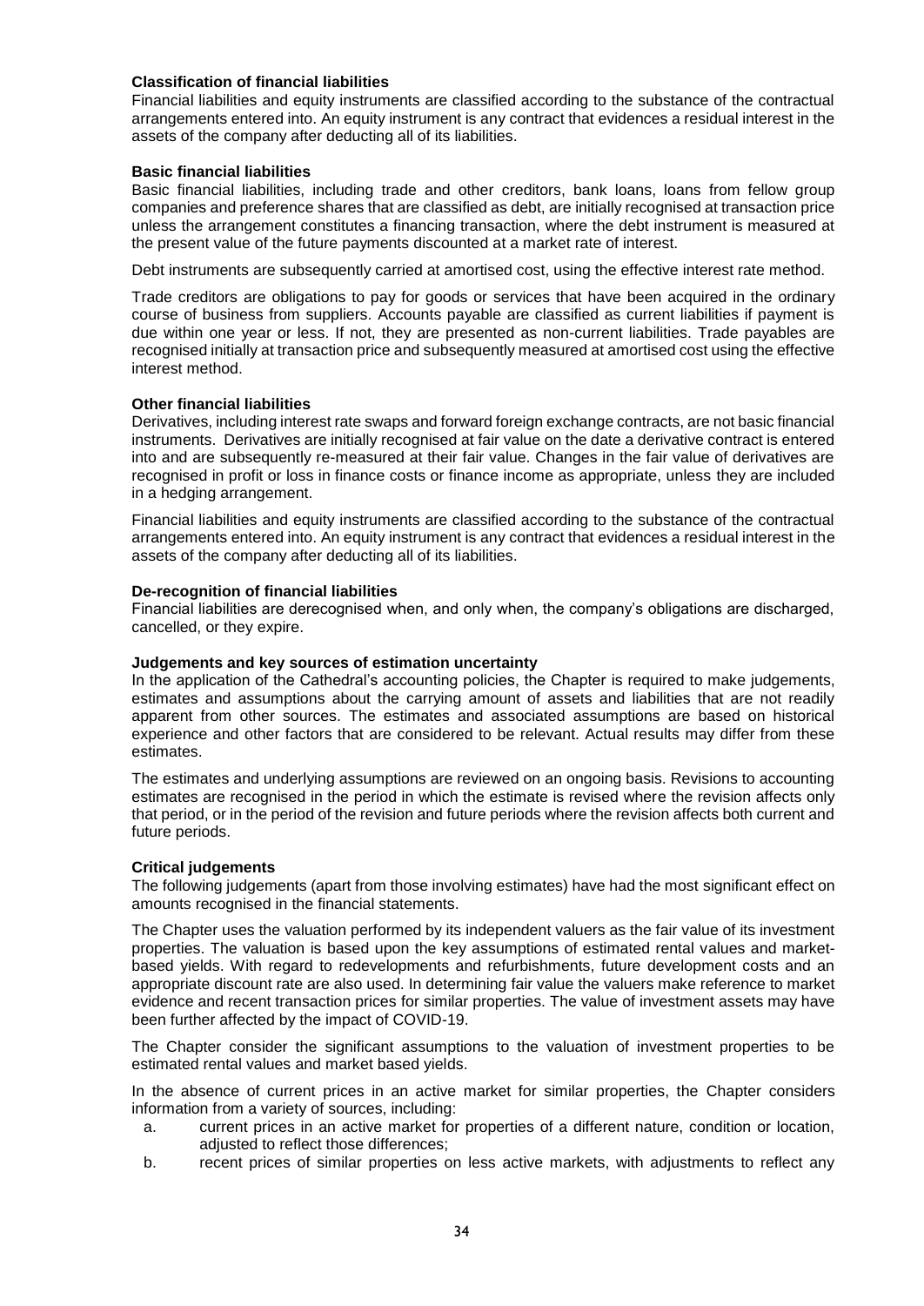**Classification of financial liabilities**

Financial liabilities and equity instruments are classified according to the substance of the contractual arrangements entered into. An equity instrument is any contract that evidences a residual interest in the assets of the company after deducting all of its liabilities.

**Basic financial liabilities**

Basic financial liabilities, including trade and other creditors, bank loans, loans from fellow group companies and preference shares that are classified as debt, are initially recognised at transaction price unless the arrangement constitutes a financing transaction, where the debt instrument is measured at the present value of the future payments discounted at a market rate of interest.

Debt instruments are subsequently carried at amortised cost, using the effective interest rate method.

Trade creditors are obligations to pay for goods or services that have been acquired in the ordinary course of business from suppliers. Accounts payable are classified as current liabilities if payment is due within one year or less. If not, they are presented as non-current liabilities. Trade payables are recognised initially at transaction price and subsequently measured at amortised cost using the effective interest method.

**Other financial liabilities**

Derivatives, including interest rate swaps and forward foreign exchange contracts, are not basic financial instruments. Derivatives are initially recognised at fair value on the date a derivative contract is entered into and are subsequently re-measured at their fair value. Changes in the fair value of derivatives are recognised in profit or loss in finance costs or finance income as appropriate, unless they are included in a hedging arrangement.

Financial liabilities and equity instruments are classified according to the substance of the contractual arrangements entered into. An equity instrument is any contract that evidences a residual interest in the assets of the company after deducting all of its liabilities.

**De-recognition of financial liabilities**

Financial liabilities are derecognised when, and only when, the company's obligations are discharged, cancelled, or they expire.

**Judgements and key sources of estimation uncertainty**

In the application of the Cathedral's accounting policies, the Chapter is required to make judgements, estimates and assumptions about the carrying amount of assets and liabilities that are not readily apparent from other sources. The estimates and associated assumptions are based on historical experience and other factors that are considered to be relevant. Actual results may differ from these estimates.

The estimates and underlying assumptions are reviewed on an ongoing basis. Revisions to accounting estimates are recognised in the period in which the estimate is revised where the revision affects only that period, or in the period of the revision and future periods where the revision affects both current and future periods.

**Critical judgements**

The following judgements (apart from those involving estimates) have had the most significant effect on amounts recognised in the financial statements.

The Chapter uses the valuation performed by its independent valuers as the fair value of its investment properties. The valuation is based upon the key assumptions of estimated rental values and market-based yields. With regard to redevelopments and refurbishments, future development costs and an appropriate discount rate are also used. In determining fair value the valuers make reference to market evidence and recent transaction prices for similar properties. The value of investment assets may have been further affected by the impact of COVID-19.

The Chapter consider the significant assumptions to the valuation of investment properties to be estimated rental values and market based yields.

In the absence of current prices in an active market for similar properties, the Chapter considers information from a variety of sources, including:

a. current prices in an active market for properties of a different nature, condition or location, adjusted to reflect those differences;
b. recent prices of similar properties on less active markets, with adjustments to reflect any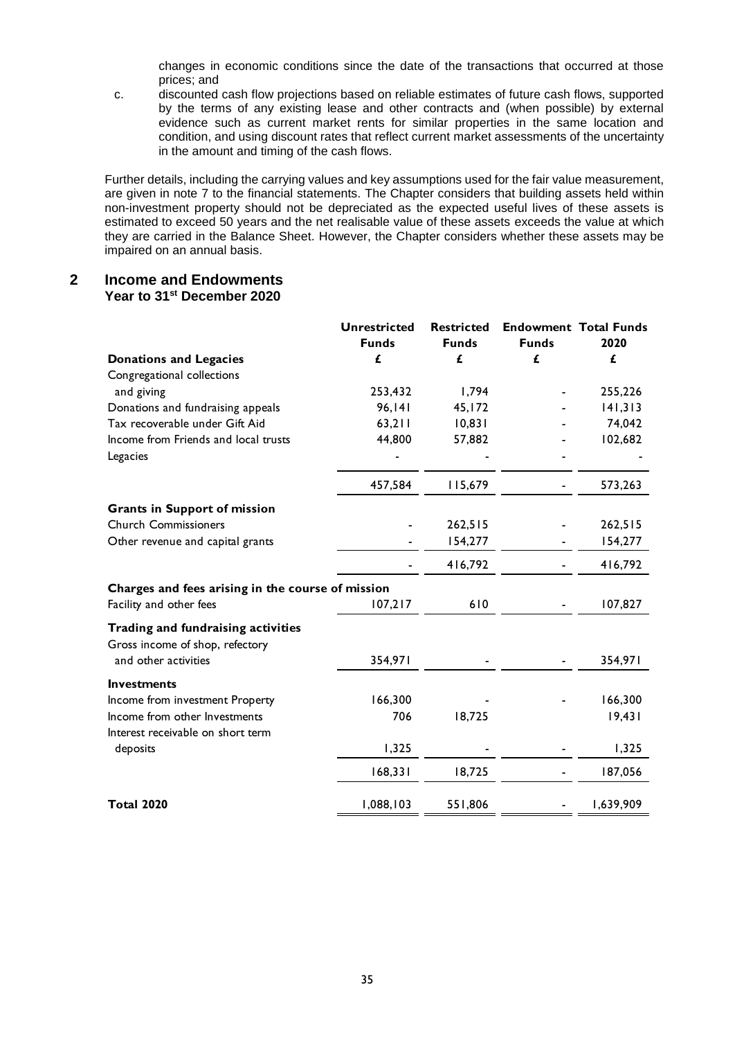changes in economic conditions since the date of the transactions that occurred at those prices; and

c. discounted cash flow projections based on reliable estimates of future cash flows, supported by the terms of any existing lease and other contracts and (when possible) by external evidence such as current market rents for similar properties in the same location and condition, and using discount rates that reflect current market assessments of the uncertainty in the amount and timing of the cash flows.

Further details, including the carrying values and key assumptions used for the fair value measurement, are given in note 7 to the financial statements. The Chapter considers that building assets held within non-investment property should not be depreciated as the expected useful lives of these assets is estimated to exceed 50 years and the net realisable value of these assets exceeds the value at which they are carried in the Balance Sheet. However, the Chapter considers whether these assets may be impaired on an annual basis.

## 2 Income and Endowments

**Year to 31st December 2020**

| | Unrestricted Funds | Restricted Funds | Endowment Funds | Total Funds 2020 |
|---|---|---|---|---|
| **Donations and Legacies** | £ | £ | £ | £ |
| Congregational collections and giving | 253,432 | 1,794 | - | 255,226 |
| Donations and fundraising appeals | 96,141 | 45,172 | - | 141,313 |
| Tax recoverable under Gift Aid | 63,211 | 10,831 | - | 74,042 |
| Income from Friends and local trusts | 44,800 | 57,882 | - | 102,682 |
| Legacies | - | - | - | - |
| | 457,584 | 115,679 | - | 573,263 |
| **Grants in Support of mission** | | | | |
| Church Commissioners | - | 262,515 | - | 262,515 |
| Other revenue and capital grants | - | 154,277 | - | 154,277 |
| | - | 416,792 | - | 416,792 |
| **Charges and fees arising in the course of mission** | | | | |
| Facility and other fees | 107,217 | 610 | - | 107,827 |
| **Trading and fundraising activities** | | | | |
| Gross income of shop, refectory and other activities | 354,971 | - | - | 354,971 |
| **Investments** | | | | |
| Income from investment Property | 166,300 | - | - | 166,300 |
| Income from other Investments | 706 | 18,725 | | 19,431 |
| Interest receivable on short term deposits | 1,325 | - | - | 1,325 |
| | 168,331 | 18,725 | - | 187,056 |
| **Total 2020** | 1,088,103 | 551,806 | - | 1,639,909 |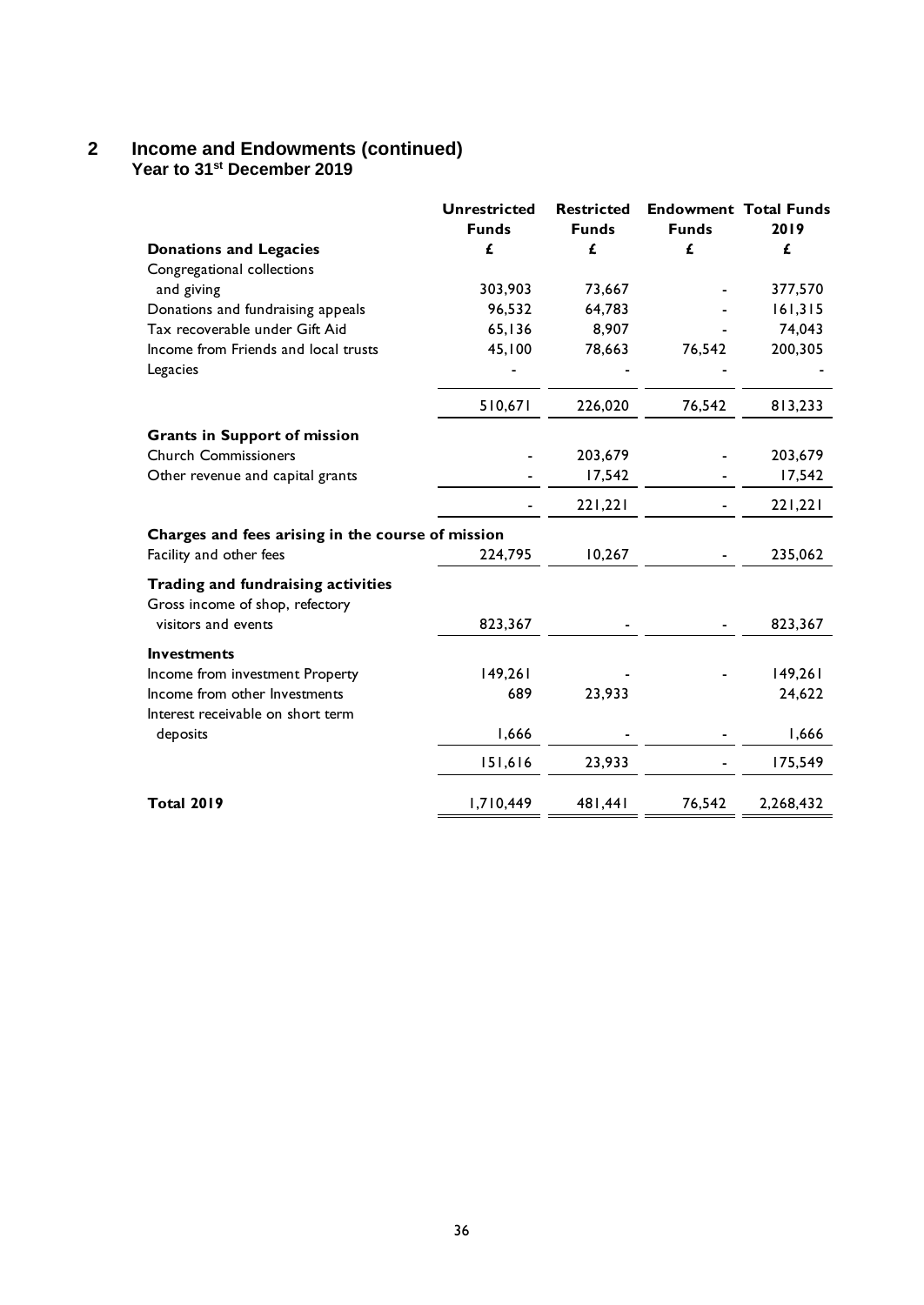## 2 Income and Endowments (continued)

**Year to 31st December 2019**

| | Unrestricted Funds | Restricted Funds | Endowment Funds | Total Funds 2019 |
|---|---|---|---|---|
| **Donations and Legacies** | £ | £ | £ | £ |
| Congregational collections and giving | 303,903 | 73,667 | - | 377,570 |
| Donations and fundraising appeals | 96,532 | 64,783 | - | 161,315 |
| Tax recoverable under Gift Aid | 65,136 | 8,907 | - | 74,043 |
| Income from Friends and local trusts | 45,100 | 78,663 | 76,542 | 200,305 |
| Legacies | - | - | - | - |
| | 510,671 | 226,020 | 76,542 | 813,233 |
| **Grants in Support of mission** | | | | |
| Church Commissioners | - | 203,679 | - | 203,679 |
| Other revenue and capital grants | - | 17,542 | - | 17,542 |
| | - | 221,221 | - | 221,221 |
| **Charges and fees arising in the course of mission** | | | | |
| Facility and other fees | 224,795 | 10,267 | - | 235,062 |
| **Trading and fundraising activities** | | | | |
| Gross income of shop, refectory visitors and events | 823,367 | - | - | 823,367 |
| **Investments** | | | | |
| Income from investment Property | 149,261 | - | - | 149,261 |
| Income from other Investments | 689 | 23,933 | | 24,622 |
| Interest receivable on short term deposits | 1,666 | - | - | 1,666 |
| | 151,616 | 23,933 | - | 175,549 |
| **Total 2019** | 1,710,449 | 481,441 | 76,542 | 2,268,432 |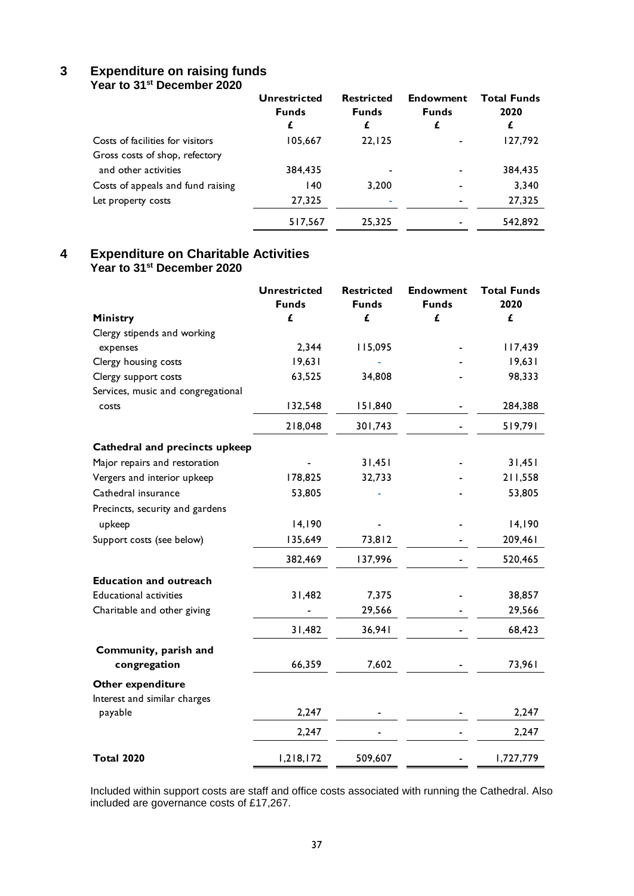## 3 Expenditure on raising funds

**Year to 31st December 2020**

| | Unrestricted Funds £ | Restricted Funds £ | Endowment Funds £ | Total Funds 2020 £ |
|---|---|---|---|---|
| Costs of facilities for visitors | 105,667 | 22,125 | - | 127,792 |
| Gross costs of shop, refectory and other activities | 384,435 | - | - | 384,435 |
| Costs of appeals and fund raising | 140 | 3,200 | - | 3,340 |
| Let property costs | 27,325 | - | - | 27,325 |
| | 517,567 | 25,325 | - | 542,892 |

## 4 Expenditure on Charitable Activities

**Year to 31st December 2020**

| | Unrestricted Funds £ | Restricted Funds £ | Endowment Funds £ | Total Funds 2020 £ |
|---|---|---|---|---|
| **Ministry** | | | | |
| Clergy stipends and working expenses | 2,344 | 115,095 | - | 117,439 |
| Clergy housing costs | 19,631 | - | - | 19,631 |
| Clergy support costs | 63,525 | 34,808 | - | 98,333 |
| Services, music and congregational costs | 132,548 | 151,840 | - | 284,388 |
| | 218,048 | 301,743 | - | 519,791 |
| **Cathedral and precincts upkeep** | | | | |
| Major repairs and restoration | - | 31,451 | - | 31,451 |
| Vergers and interior upkeep | 178,825 | 32,733 | - | 211,558 |
| Cathedral insurance | 53,805 | - | - | 53,805 |
| Precincts, security and gardens upkeep | 14,190 | - | - | 14,190 |
| Support costs (see below) | 135,649 | 73,812 | - | 209,461 |
| | 382,469 | 137,996 | - | 520,465 |
| **Education and outreach** | | | | |
| Educational activities | 31,482 | 7,375 | - | 38,857 |
| Charitable and other giving | - | 29,566 | - | 29,566 |
| | 31,482 | 36,941 | - | 68,423 |
| **Community, parish and congregation** | 66,359 | 7,602 | - | 73,961 |
| **Other expenditure** | | | | |
| Interest and similar charges payable | 2,247 | - | - | 2,247 |
| | 2,247 | - | - | 2,247 |
| **Total 2020** | 1,218,172 | 509,607 | - | 1,727,779 |

Included within support costs are staff and office costs associated with running the Cathedral. Also included are governance costs of £17,267.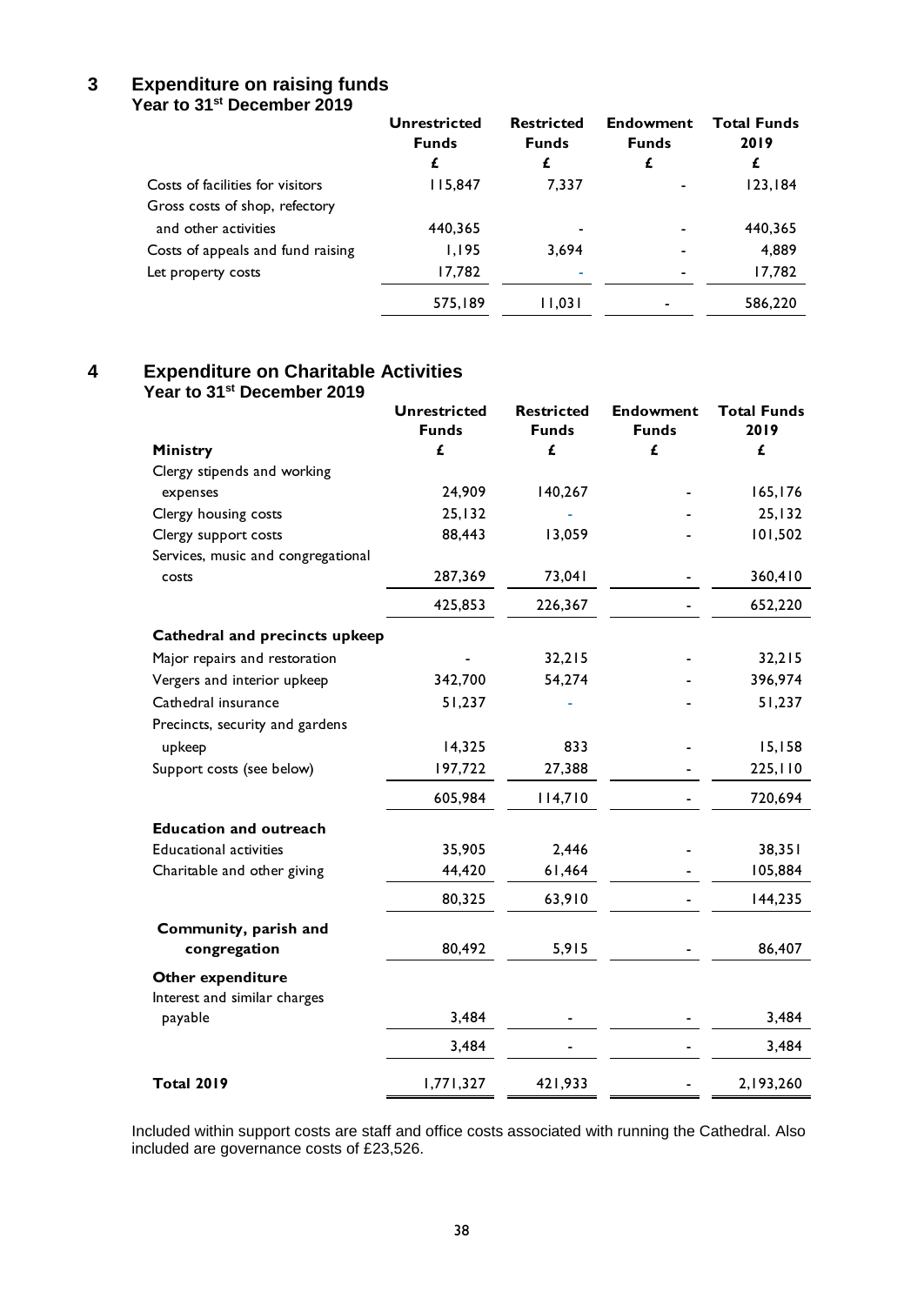## 3 Expenditure on raising funds

**Year to 31st December 2019**

| | Unrestricted Funds £ | Restricted Funds £ | Endowment Funds £ | Total Funds 2019 £ |
|---|---|---|---|---|
| Costs of facilities for visitors | 115,847 | 7,337 | - | 123,184 |
| Gross costs of shop, refectory and other activities | 440,365 | - | - | 440,365 |
| Costs of appeals and fund raising | 1,195 | 3,694 | - | 4,889 |
| Let property costs | 17,782 | - | - | 17,782 |
| | 575,189 | 11,031 | - | 586,220 |

## 4 Expenditure on Charitable Activities

**Year to 31st December 2019**

| | Unrestricted Funds £ | Restricted Funds £ | Endowment Funds £ | Total Funds 2019 £ |
|---|---|---|---|---|
| **Ministry** | | | | |
| Clergy stipends and working expenses | 24,909 | 140,267 | - | 165,176 |
| Clergy housing costs | 25,132 | - | - | 25,132 |
| Clergy support costs | 88,443 | 13,059 | - | 101,502 |
| Services, music and congregational costs | 287,369 | 73,041 | - | 360,410 |
| | 425,853 | 226,367 | - | 652,220 |
| **Cathedral and precincts upkeep** | | | | |
| Major repairs and restoration | - | 32,215 | - | 32,215 |
| Vergers and interior upkeep | 342,700 | 54,274 | - | 396,974 |
| Cathedral insurance | 51,237 | - | - | 51,237 |
| Precincts, security and gardens upkeep | 14,325 | 833 | - | 15,158 |
| Support costs (see below) | 197,722 | 27,388 | - | 225,110 |
| | 605,984 | 114,710 | - | 720,694 |
| **Education and outreach** | | | | |
| Educational activities | 35,905 | 2,446 | - | 38,351 |
| Charitable and other giving | 44,420 | 61,464 | - | 105,884 |
| | 80,325 | 63,910 | - | 144,235 |
| **Community, parish and congregation** | 80,492 | 5,915 | - | 86,407 |
| **Other expenditure** | | | | |
| Interest and similar charges payable | 3,484 | - | - | 3,484 |
| | 3,484 | - | - | 3,484 |
| **Total 2019** | 1,771,327 | 421,933 | - | 2,193,260 |

Included within support costs are staff and office costs associated with running the Cathedral. Also included are governance costs of £23,526.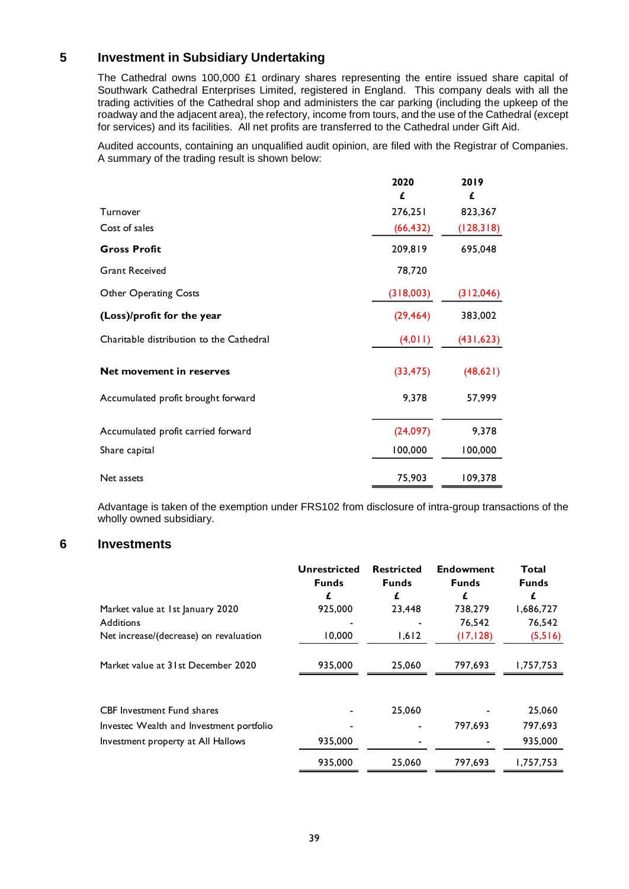## 5 Investment in Subsidiary Undertaking

The Cathedral owns 100,000 £1 ordinary shares representing the entire issued share capital of Southwark Cathedral Enterprises Limited, registered in England. This company deals with all the trading activities of the Cathedral shop and administers the car parking (including the upkeep of the roadway and the adjacent area), the refectory, income from tours, and the use of the Cathedral (except for services) and its facilities. All net profits are transferred to the Cathedral under Gift Aid.

Audited accounts, containing an unqualified audit opinion, are filed with the Registrar of Companies. A summary of the trading result is shown below:

| | 2020 | 2019 |
|---|---|---|
| | £ | £ |
| Turnover | 276,251 | 823,367 |
| Cost of sales | (66,432) | (128,318) |
| **Gross Profit** | 209,819 | 695,048 |
| Grant Received | 78,720 | |
| Other Operating Costs | (318,003) | (312,046) |
| **(Loss)/profit for the year** | (29,464) | 383,002 |
| Charitable distribution to the Cathedral | (4,011) | (431,623) |
| **Net movement in reserves** | (33,475) | (48,621) |
| Accumulated profit brought forward | 9,378 | 57,999 |
| Accumulated profit carried forward | (24,097) | 9,378 |
| Share capital | 100,000 | 100,000 |
| Net assets | 75,903 | 109,378 |

Advantage is taken of the exemption under FRS102 from disclosure of intra-group transactions of the wholly owned subsidiary.

## 6 Investments

| | Unrestricted Funds | Restricted Funds | Endowment Funds | Total Funds |
|---|---|---|---|---|
| | £ | £ | £ | £ |
| Market value at 1st January 2020 | 925,000 | 23,448 | 738,279 | 1,686,727 |
| Additions | - | - | 76,542 | 76,542 |
| Net increase/(decrease) on revaluation | 10,000 | 1,612 | (17,128) | (5,516) |
| Market value at 31st December 2020 | 935,000 | 25,060 | 797,693 | 1,757,753 |
| | | | | |
| CBF Investment Fund shares | - | 25,060 | - | 25,060 |
| Investec Wealth and Investment portfolio | - | - | 797,693 | 797,693 |
| Investment property at All Hallows | 935,000 | - | - | 935,000 |
| | 935,000 | 25,060 | 797,693 | 1,757,753 |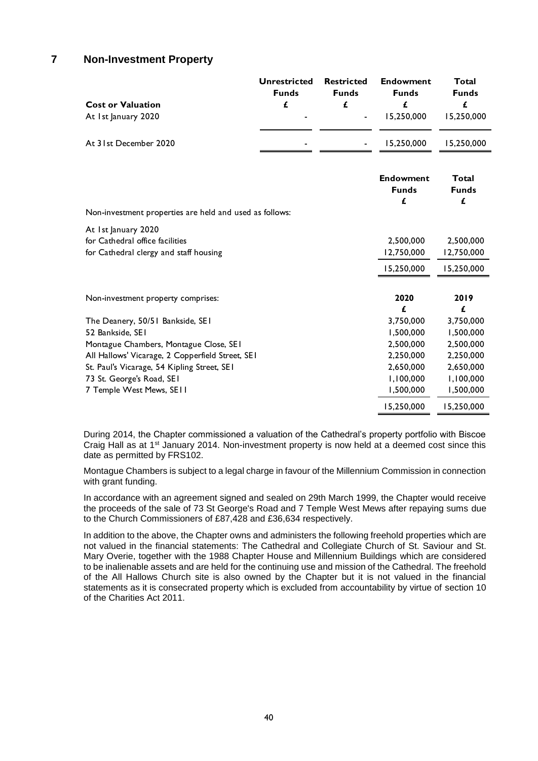## 7 Non-Investment Property

| Cost or Valuation | Unrestricted Funds £ | Restricted Funds £ | Endowment Funds £ | Total Funds £ |
|---|---|---|---|---|
| At 1st January 2020 | - | - | 15,250,000 | 15,250,000 |
| At 31st December 2020 | - | - | 15,250,000 | 15,250,000 |

| | Endowment Funds £ | Total Funds £ |
|---|---|---|
| Non-investment properties are held and used as follows: | | |
| At 1st January 2020 | | |
| for Cathedral office facilities | 2,500,000 | 2,500,000 |
| for Cathedral clergy and staff housing | 12,750,000 | 12,750,000 |
| | 15,250,000 | 15,250,000 |

| Non-investment property comprises: | 2020 £ | 2019 £ |
|---|---|---|
| The Deanery, 50/51 Bankside, SE1 | 3,750,000 | 3,750,000 |
| 52 Bankside, SE1 | 1,500,000 | 1,500,000 |
| Montague Chambers, Montague Close, SE1 | 2,500,000 | 2,500,000 |
| All Hallows' Vicarage, 2 Copperfield Street, SE1 | 2,250,000 | 2,250,000 |
| St. Paul's Vicarage, 54 Kipling Street, SE1 | 2,650,000 | 2,650,000 |
| 73 St. George's Road, SE1 | 1,100,000 | 1,100,000 |
| 7 Temple West Mews, SE11 | 1,500,000 | 1,500,000 |
| | 15,250,000 | 15,250,000 |

During 2014, the Chapter commissioned a valuation of the Cathedral's property portfolio with Biscoe Craig Hall as at 1st January 2014. Non-investment property is now held at a deemed cost since this date as permitted by FRS102.

Montague Chambers is subject to a legal charge in favour of the Millennium Commission in connection with grant funding.

In accordance with an agreement signed and sealed on 29th March 1999, the Chapter would receive the proceeds of the sale of 73 St George's Road and 7 Temple West Mews after repaying sums due to the Church Commissioners of £87,428 and £36,634 respectively.

In addition to the above, the Chapter owns and administers the following freehold properties which are not valued in the financial statements: The Cathedral and Collegiate Church of St. Saviour and St. Mary Overie, together with the 1988 Chapter House and Millennium Buildings which are considered to be inalienable assets and are held for the continuing use and mission of the Cathedral. The freehold of the All Hallows Church site is also owned by the Chapter but it is not valued in the financial statements as it is consecrated property which is excluded from accountability by virtue of section 10 of the Charities Act 2011.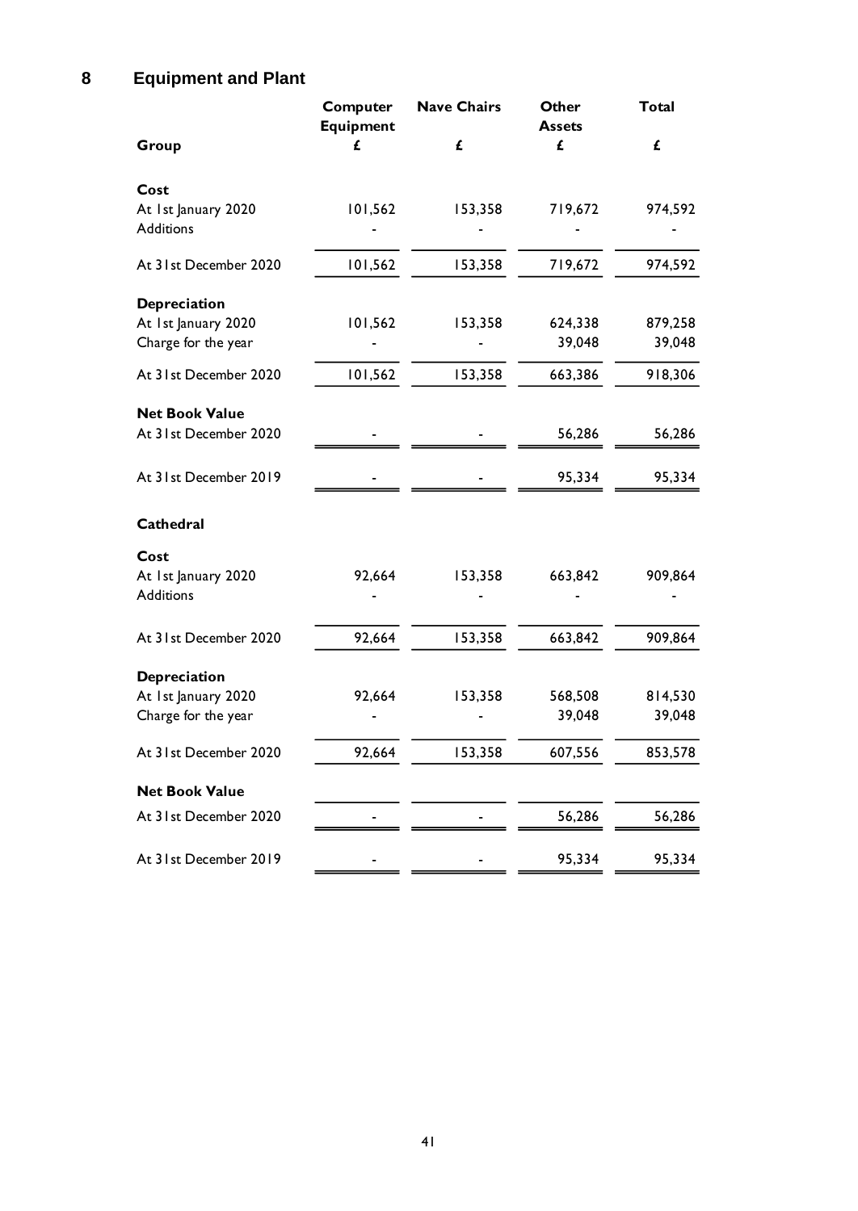## 8 Equipment and Plant

| Group | Computer Equipment £ | Nave Chairs £ | Other Assets £ | Total £ |
|---|---|---|---|---|
| **Cost** | | | | |
| At 1st January 2020 | 101,562 | 153,358 | 719,672 | 974,592 |
| Additions | - | - | - | - |
| At 31st December 2020 | 101,562 | 153,358 | 719,672 | 974,592 |
| **Depreciation** | | | | |
| At 1st January 2020 | 101,562 | 153,358 | 624,338 | 879,258 |
| Charge for the year | - | - | 39,048 | 39,048 |
| At 31st December 2020 | 101,562 | 153,358 | 663,386 | 918,306 |
| **Net Book Value** | | | | |
| At 31st December 2020 | - | - | 56,286 | 56,286 |
| At 31st December 2019 | - | - | 95,334 | 95,334 |

| Cathedral | Computer Equipment £ | Nave Chairs £ | Other Assets £ | Total £ |
|---|---|---|---|---|
| **Cost** | | | | |
| At 1st January 2020 | 92,664 | 153,358 | 663,842 | 909,864 |
| Additions | - | - | - | - |
| At 31st December 2020 | 92,664 | 153,358 | 663,842 | 909,864 |
| **Depreciation** | | | | |
| At 1st January 2020 | 92,664 | 153,358 | 568,508 | 814,530 |
| Charge for the year | - | - | 39,048 | 39,048 |
| At 31st December 2020 | 92,664 | 153,358 | 607,556 | 853,578 |
| **Net Book Value** | | | | |
| At 31st December 2020 | - | - | 56,286 | 56,286 |
| At 31st December 2019 | - | - | 95,334 | 95,334 |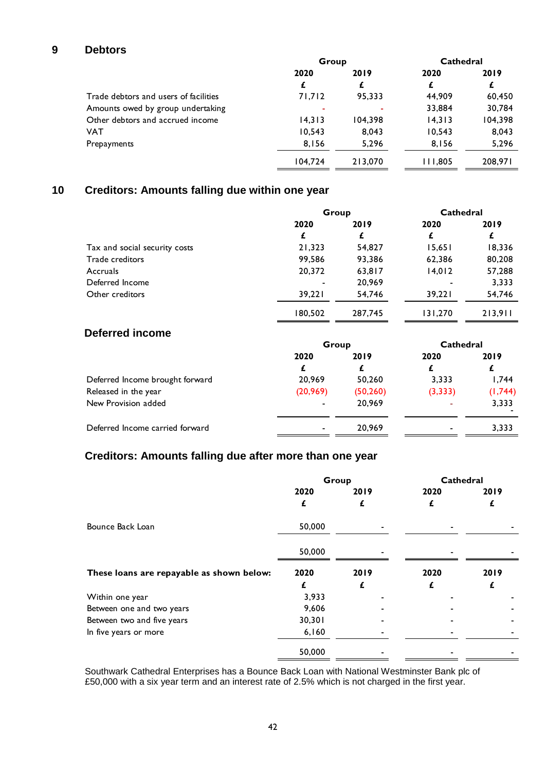## 9 Debtors

| | Group | | Cathedral | |
|---|---|---|---|---|
| | 2020 | 2019 | 2020 | 2019 |
| | £ | £ | £ | £ |
| Trade debtors and users of facilities | 71,712 | 95,333 | 44,909 | 60,450 |
| Amounts owed by group undertaking | - | - | 33,884 | 30,784 |
| Other debtors and accrued income | 14,313 | 104,398 | 14,313 | 104,398 |
| VAT | 10,543 | 8,043 | 10,543 | 8,043 |
| Prepayments | 8,156 | 5,296 | 8,156 | 5,296 |
| | 104,724 | 213,070 | 111,805 | 208,971 |

## 10 Creditors: Amounts falling due within one year

| | Group | | Cathedral | |
|---|---|---|---|---|
| | 2020 | 2019 | 2020 | 2019 |
| | £ | £ | £ | £ |
| Tax and social security costs | 21,323 | 54,827 | 15,651 | 18,336 |
| Trade creditors | 99,586 | 93,386 | 62,386 | 80,208 |
| Accruals | 20,372 | 63,817 | 14,012 | 57,288 |
| Deferred Income | - | 20,969 | - | 3,333 |
| Other creditors | 39,221 | 54,746 | 39,221 | 54,746 |
| | 180,502 | 287,745 | 131,270 | 213,911 |

### Deferred income

| | Group | | Cathedral | |
|---|---|---|---|---|
| | 2020 | 2019 | 2020 | 2019 |
| | £ | £ | £ | £ |
| Deferred Income brought forward | 20,969 | 50,260 | 3,333 | 1,744 |
| Released in the year | (20,969) | (50,260) | (3,333) | (1,744) |
| New Provision added | - | 20,969 | - | 3,333 |
| Deferred Income carried forward | - | 20,969 | - | 3,333 |

### Creditors: Amounts falling due after more than one year

| | Group | | Cathedral | |
|---|---|---|---|---|
| | 2020 | 2019 | 2020 | 2019 |
| | £ | £ | £ | £ |
| Bounce Back Loan | 50,000 | - | - | - |
| | 50,000 | - | - | - |

| **These loans are repayable as shown below:** | 2020 | 2019 | 2020 | 2019 |
|---|---|---|---|---|
| | £ | £ | £ | £ |
| Within one year | 3,933 | - | - | - |
| Between one and two years | 9,606 | - | - | - |
| Between two and five years | 30,301 | - | - | - |
| In five years or more | 6,160 | - | - | - |
| | 50,000 | - | - | - |

Southwark Cathedral Enterprises has a Bounce Back Loan with National Westminster Bank plc of £50,000 with a six year term and an interest rate of 2.5% which is not charged in the first year.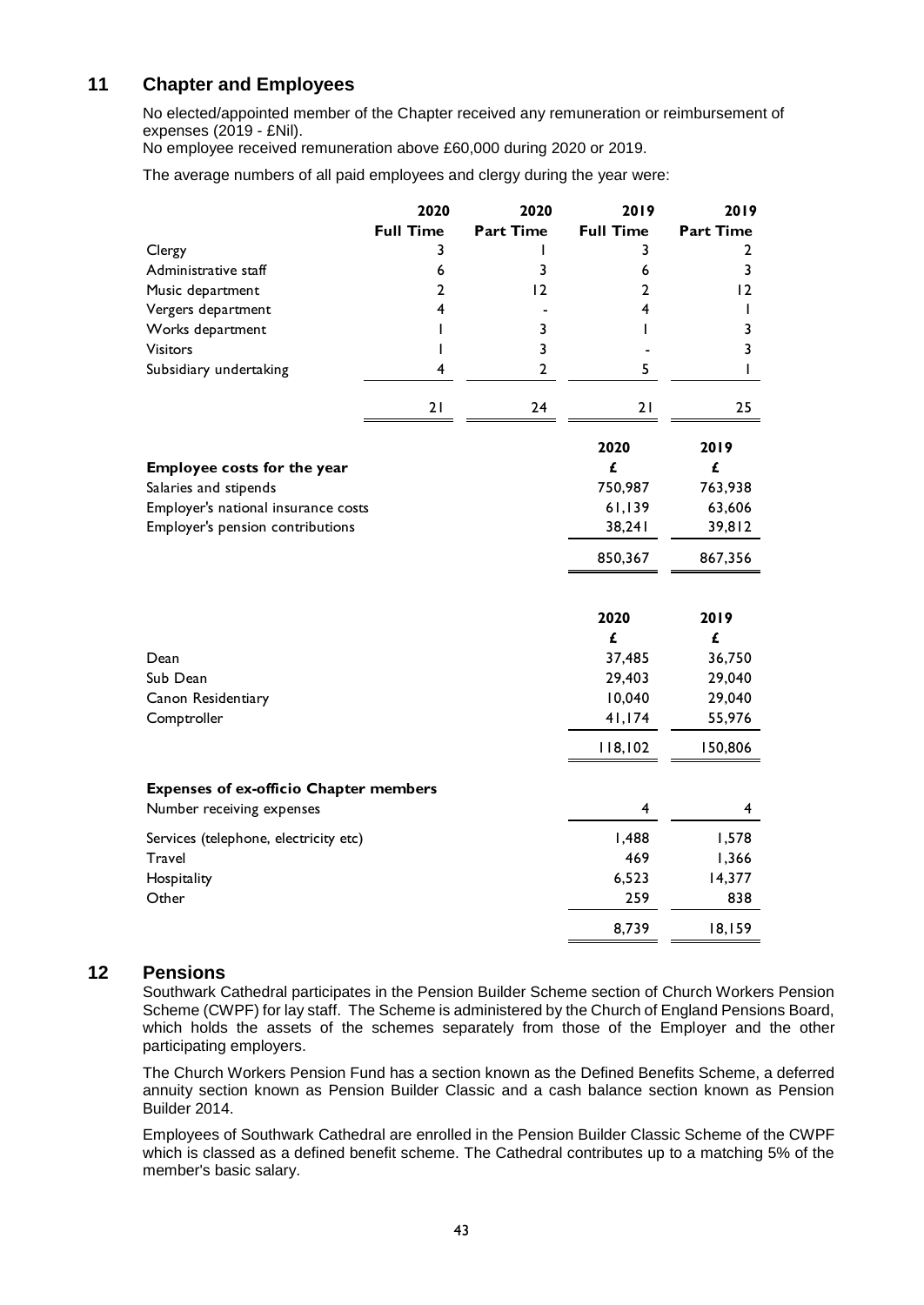## 11 Chapter and Employees

No elected/appointed member of the Chapter received any remuneration or reimbursement of expenses (2019 - £Nil).
No employee received remuneration above £60,000 during 2020 or 2019.

The average numbers of all paid employees and clergy during the year were:

| | 2020 Full Time | 2020 Part Time | 2019 Full Time | 2019 Part Time |
|---|---|---|---|---|
| Clergy | 3 | 1 | 3 | 2 |
| Administrative staff | 6 | 3 | 6 | 3 |
| Music department | 2 | 12 | 2 | 12 |
| Vergers department | 4 | - | 4 | 1 |
| Works department | 1 | 3 | 1 | 3 |
| Visitors | 1 | 3 | - | 3 |
| Subsidiary undertaking | 4 | 2 | 5 | 1 |
| | 21 | 24 | 21 | 25 |

| Employee costs for the year | 2020 £ | 2019 £ |
|---|---|---|
| Salaries and stipends | 750,987 | 763,938 |
| Employer's national insurance costs | 61,139 | 63,606 |
| Employer's pension contributions | 38,241 | 39,812 |
| | 850,367 | 867,356 |

| | 2020 £ | 2019 £ |
|---|---|---|
| Dean | 37,485 | 36,750 |
| Sub Dean | 29,403 | 29,040 |
| Canon Residentiary | 10,040 | 29,040 |
| Comptroller | 41,174 | 55,976 |
| | 118,102 | 150,806 |

| **Expenses of ex-officio Chapter members** | 2020 | 2019 |
|---|---|---|
| Number receiving expenses | 4 | 4 |
| Services (telephone, electricity etc) | 1,488 | 1,578 |
| Travel | 469 | 1,366 |
| Hospitality | 6,523 | 14,377 |
| Other | 259 | 838 |
| | 8,739 | 18,159 |

## 12 Pensions

Southwark Cathedral participates in the Pension Builder Scheme section of Church Workers Pension Scheme (CWPF) for lay staff. The Scheme is administered by the Church of England Pensions Board, which holds the assets of the schemes separately from those of the Employer and the other participating employers.

The Church Workers Pension Fund has a section known as the Defined Benefits Scheme, a deferred annuity section known as Pension Builder Classic and a cash balance section known as Pension Builder 2014.

Employees of Southwark Cathedral are enrolled in the Pension Builder Classic Scheme of the CWPF which is classed as a defined benefit scheme. The Cathedral contributes up to a matching 5% of the member's basic salary.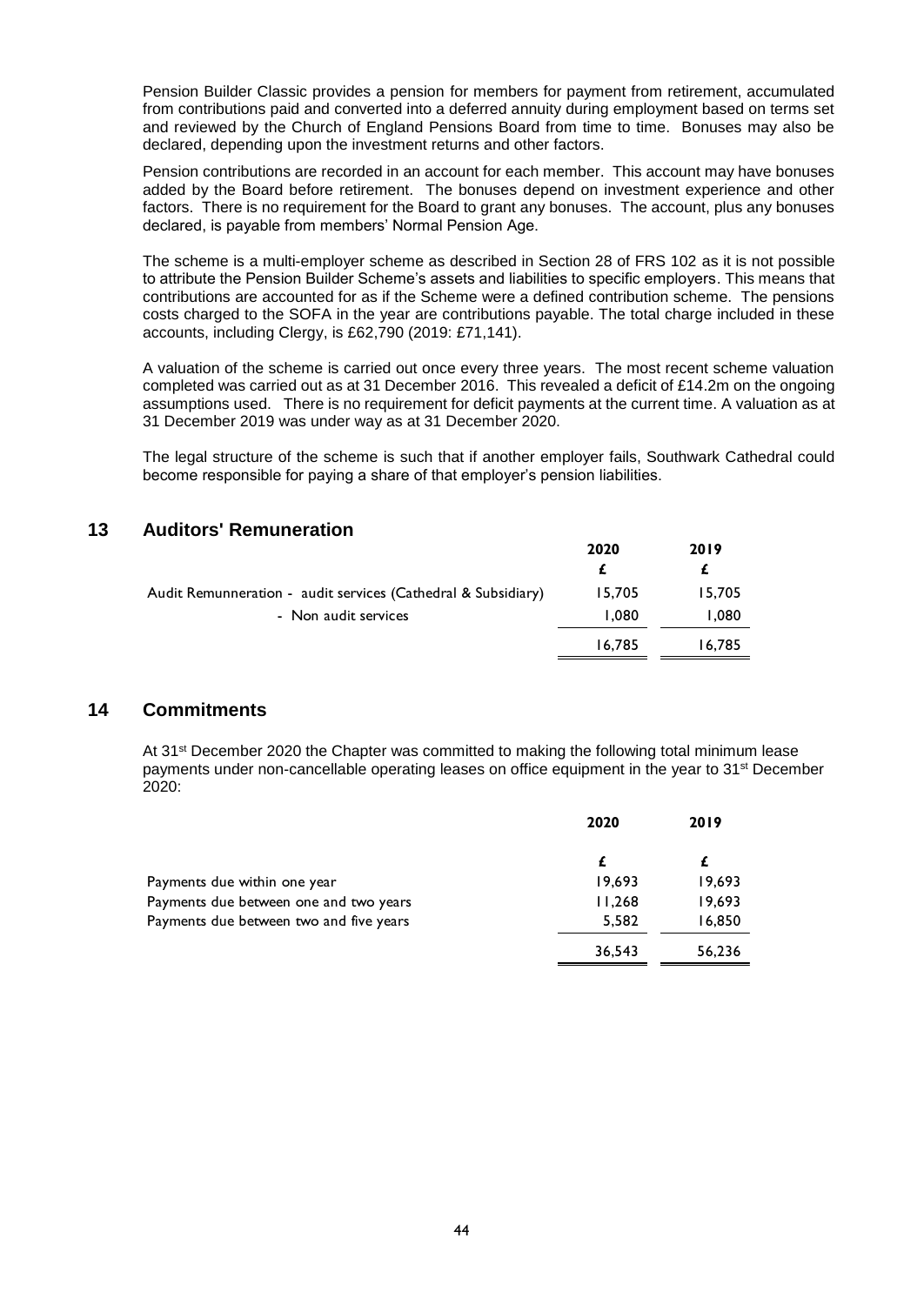Pension Builder Classic provides a pension for members for payment from retirement, accumulated from contributions paid and converted into a deferred annuity during employment based on terms set and reviewed by the Church of England Pensions Board from time to time. Bonuses may also be declared, depending upon the investment returns and other factors.

Pension contributions are recorded in an account for each member. This account may have bonuses added by the Board before retirement. The bonuses depend on investment experience and other factors. There is no requirement for the Board to grant any bonuses. The account, plus any bonuses declared, is payable from members' Normal Pension Age.

The scheme is a multi-employer scheme as described in Section 28 of FRS 102 as it is not possible to attribute the Pension Builder Scheme's assets and liabilities to specific employers. This means that contributions are accounted for as if the Scheme were a defined contribution scheme. The pensions costs charged to the SOFA in the year are contributions payable. The total charge included in these accounts, including Clergy, is £62,790 (2019: £71,141).

A valuation of the scheme is carried out once every three years. The most recent scheme valuation completed was carried out as at 31 December 2016. This revealed a deficit of £14.2m on the ongoing assumptions used. There is no requirement for deficit payments at the current time. A valuation as at 31 December 2019 was under way as at 31 December 2020.

The legal structure of the scheme is such that if another employer fails, Southwark Cathedral could become responsible for paying a share of that employer's pension liabilities.

## 13 Auditors' Remuneration

| | 2020 | 2019 |
|---|---|---|
| | £ | £ |
| Audit Remunneration - audit services (Cathedral & Subsidiary) | 15,705 | 15,705 |
| - Non audit services | 1,080 | 1,080 |
| | 16,785 | 16,785 |

## 14 Commitments

At 31st December 2020 the Chapter was committed to making the following total minimum lease payments under non-cancellable operating leases on office equipment in the year to 31st December 2020:

| | 2020 | 2019 |
|---|---|---|
| | £ | £ |
| Payments due within one year | 19,693 | 19,693 |
| Payments due between one and two years | 11,268 | 19,693 |
| Payments due between two and five years | 5,582 | 16,850 |
| | 36,543 | 56,236 |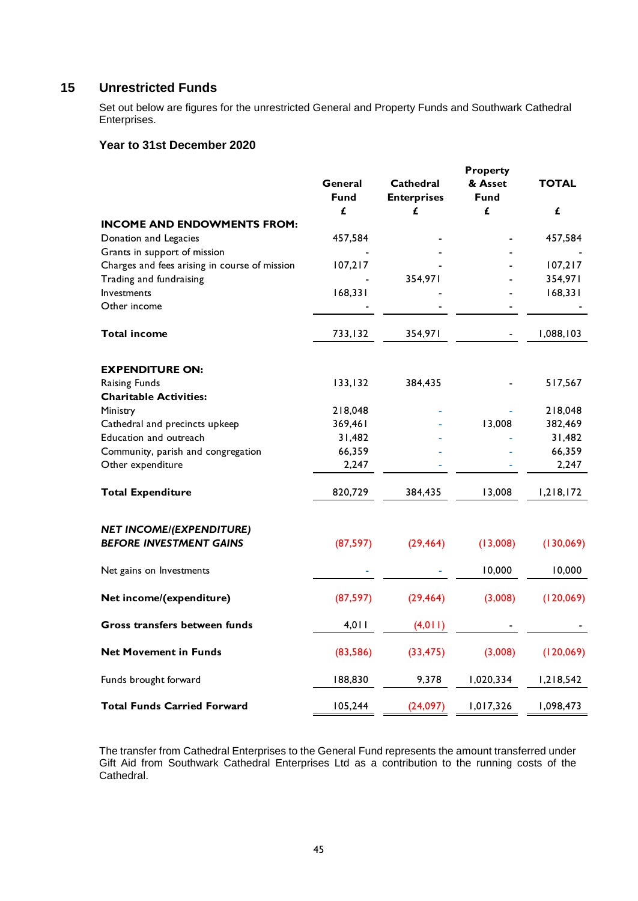## 15 Unrestricted Funds

Set out below are figures for the unrestricted General and Property Funds and Southwark Cathedral Enterprises.

### Year to 31st December 2020

| | General Fund | Cathedral Enterprises | Property & Asset Fund | TOTAL |
|---|---|---|---|---|
| | £ | £ | £ | £ |
| **INCOME AND ENDOWMENTS FROM:** | | | | |
| Donation and Legacies | 457,584 | - | - | 457,584 |
| Grants in support of mission | - | - | - | - |
| Charges and fees arising in course of mission | 107,217 | - | - | 107,217 |
| Trading and fundraising | - | 354,971 | - | 354,971 |
| Investments | 168,331 | - | - | 168,331 |
| Other income | - | - | - | - |
| **Total income** | 733,132 | 354,971 | - | 1,088,103 |
| **EXPENDITURE ON:** | | | | |
| Raising Funds | 133,132 | 384,435 | - | 517,567 |
| **Charitable Activities:** | | | | |
| Ministry | 218,048 | - | - | 218,048 |
| Cathedral and precincts upkeep | 369,461 | - | 13,008 | 382,469 |
| Education and outreach | 31,482 | - | - | 31,482 |
| Community, parish and congregation | 66,359 | - | - | 66,359 |
| Other expenditure | 2,247 | - | - | 2,247 |
| **Total Expenditure** | 820,729 | 384,435 | 13,008 | 1,218,172 |
| ***NET INCOME/(EXPENDITURE) BEFORE INVESTMENT GAINS*** | (87,597) | (29,464) | (13,008) | (130,069) |
| Net gains on Investments | - | - | 10,000 | 10,000 |
| **Net income/(expenditure)** | (87,597) | (29,464) | (3,008) | (120,069) |
| **Gross transfers between funds** | 4,011 | (4,011) | - | - |
| **Net Movement in Funds** | (83,586) | (33,475) | (3,008) | (120,069) |
| Funds brought forward | 188,830 | 9,378 | 1,020,334 | 1,218,542 |
| **Total Funds Carried Forward** | 105,244 | (24,097) | 1,017,326 | 1,098,473 |

The transfer from Cathedral Enterprises to the General Fund represents the amount transferred under Gift Aid from Southwark Cathedral Enterprises Ltd as a contribution to the running costs of the Cathedral.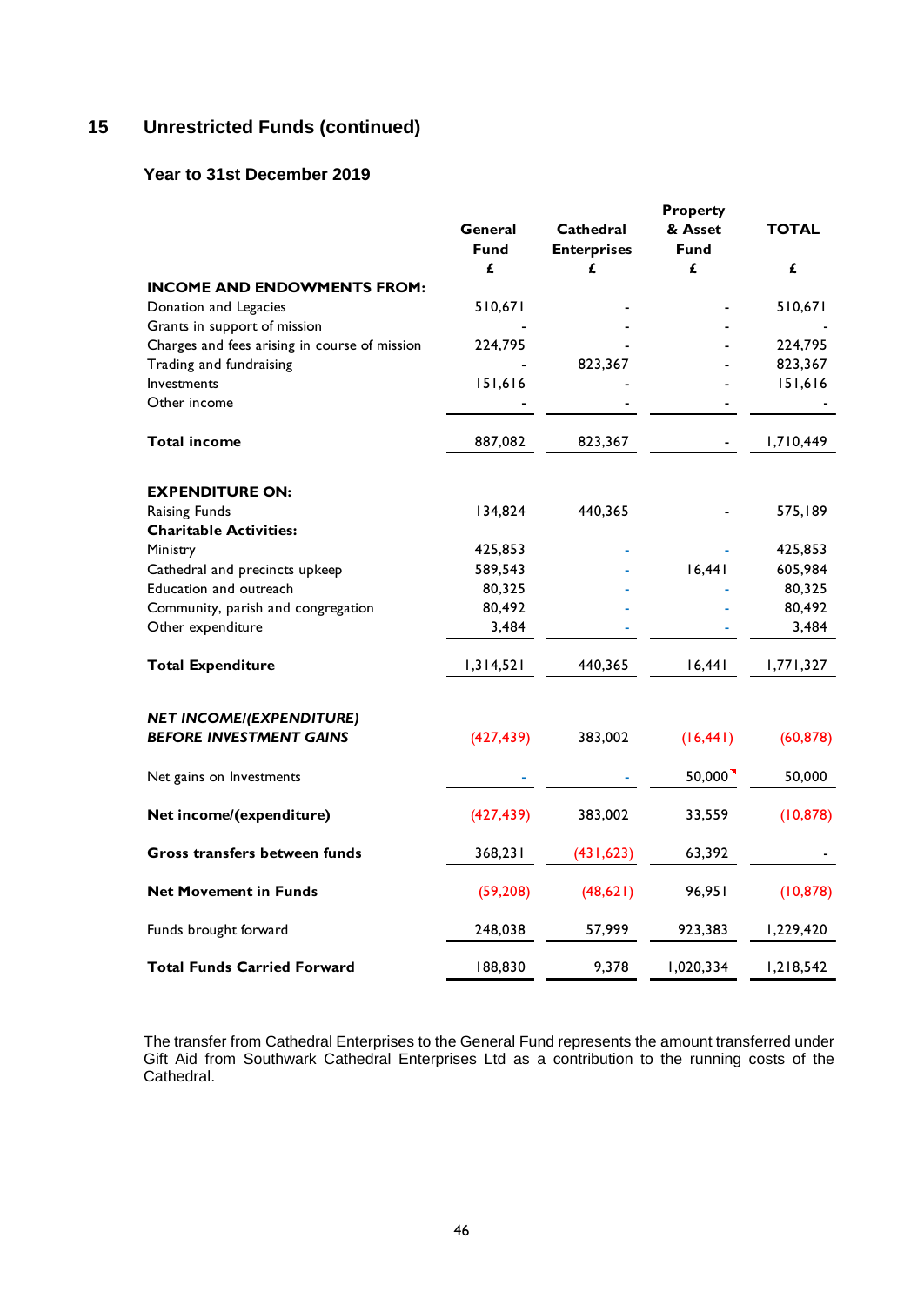## 15 Unrestricted Funds (continued)

### Year to 31st December 2019

| | General Fund | Cathedral Enterprises | Property & Asset Fund | TOTAL |
|---|---|---|---|---|
| | £ | £ | £ | £ |
| **INCOME AND ENDOWMENTS FROM:** | | | | |
| Donation and Legacies | 510,671 | - | - | 510,671 |
| Grants in support of mission | - | - | - | - |
| Charges and fees arising in course of mission | 224,795 | - | - | 224,795 |
| Trading and fundraising | - | 823,367 | - | 823,367 |
| Investments | 151,616 | - | - | 151,616 |
| Other income | - | - | - | - |
| **Total income** | 887,082 | 823,367 | - | 1,710,449 |
| **EXPENDITURE ON:** | | | | |
| Raising Funds | 134,824 | 440,365 | - | 575,189 |
| **Charitable Activities:** | | | | |
| Ministry | 425,853 | - | - | 425,853 |
| Cathedral and precincts upkeep | 589,543 | - | 16,441 | 605,984 |
| Education and outreach | 80,325 | - | - | 80,325 |
| Community, parish and congregation | 80,492 | - | - | 80,492 |
| Other expenditure | 3,484 | - | - | 3,484 |
| **Total Expenditure** | 1,314,521 | 440,365 | 16,441 | 1,771,327 |
| ***NET INCOME/(EXPENDITURE) BEFORE INVESTMENT GAINS*** | (427,439) | 383,002 | (16,441) | (60,878) |
| Net gains on Investments | - | - | 50,000 | 50,000 |
| **Net income/(expenditure)** | (427,439) | 383,002 | 33,559 | (10,878) |
| **Gross transfers between funds** | 368,231 | (431,623) | 63,392 | - |
| **Net Movement in Funds** | (59,208) | (48,621) | 96,951 | (10,878) |
| Funds brought forward | 248,038 | 57,999 | 923,383 | 1,229,420 |
| **Total Funds Carried Forward** | 188,830 | 9,378 | 1,020,334 | 1,218,542 |

The transfer from Cathedral Enterprises to the General Fund represents the amount transferred under Gift Aid from Southwark Cathedral Enterprises Ltd as a contribution to the running costs of the Cathedral.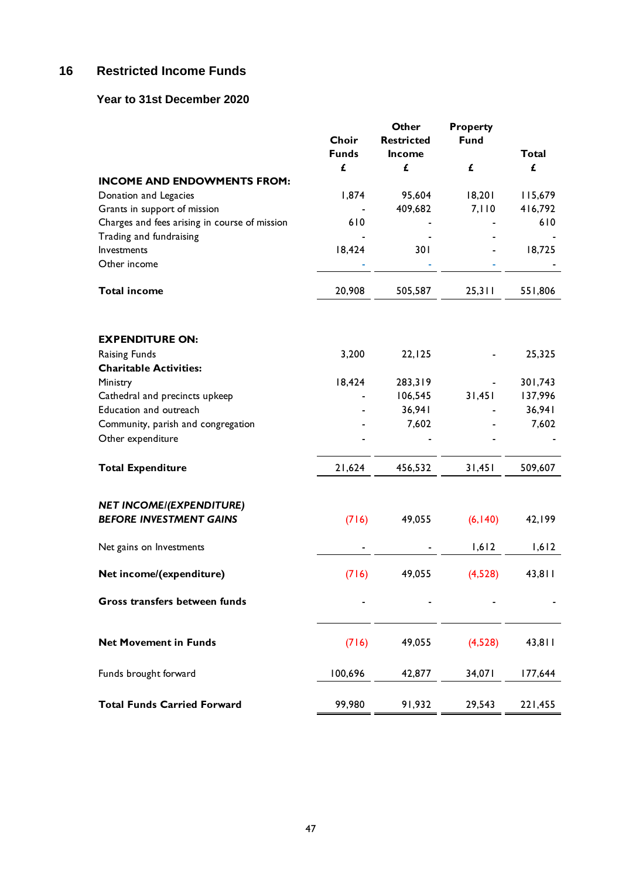## 16 Restricted Income Funds

### Year to 31st December 2020

| | Choir Funds £ | Other Restricted Income £ | Property Fund £ | Total £ |
|---|---|---|---|---|
| **INCOME AND ENDOWMENTS FROM:** | | | | |
| Donation and Legacies | 1,874 | 95,604 | 18,201 | 115,679 |
| Grants in support of mission | - | 409,682 | 7,110 | 416,792 |
| Charges and fees arising in course of mission | 610 | - | - | 610 |
| Trading and fundraising | - | - | - | - |
| Investments | 18,424 | 301 | - | 18,725 |
| Other income | - | - | - | - |
| **Total income** | 20,908 | 505,587 | 25,311 | 551,806 |
| **EXPENDITURE ON:** | | | | |
| Raising Funds | 3,200 | 22,125 | - | 25,325 |
| **Charitable Activities:** | | | | |
| Ministry | 18,424 | 283,319 | - | 301,743 |
| Cathedral and precincts upkeep | - | 106,545 | 31,451 | 137,996 |
| Education and outreach | - | 36,941 | - | 36,941 |
| Community, parish and congregation | - | 7,602 | - | 7,602 |
| Other expenditure | - | - | - | - |
| **Total Expenditure** | 21,624 | 456,532 | 31,451 | 509,607 |
| ***NET INCOME/(EXPENDITURE) BEFORE INVESTMENT GAINS*** | (716) | 49,055 | (6,140) | 42,199 |
| Net gains on Investments | - | - | 1,612 | 1,612 |
| **Net income/(expenditure)** | (716) | 49,055 | (4,528) | 43,811 |
| **Gross transfers between funds** | - | - | - | - |
| **Net Movement in Funds** | (716) | 49,055 | (4,528) | 43,811 |
| Funds brought forward | 100,696 | 42,877 | 34,071 | 177,644 |
| **Total Funds Carried Forward** | 99,980 | 91,932 | 29,543 | 221,455 |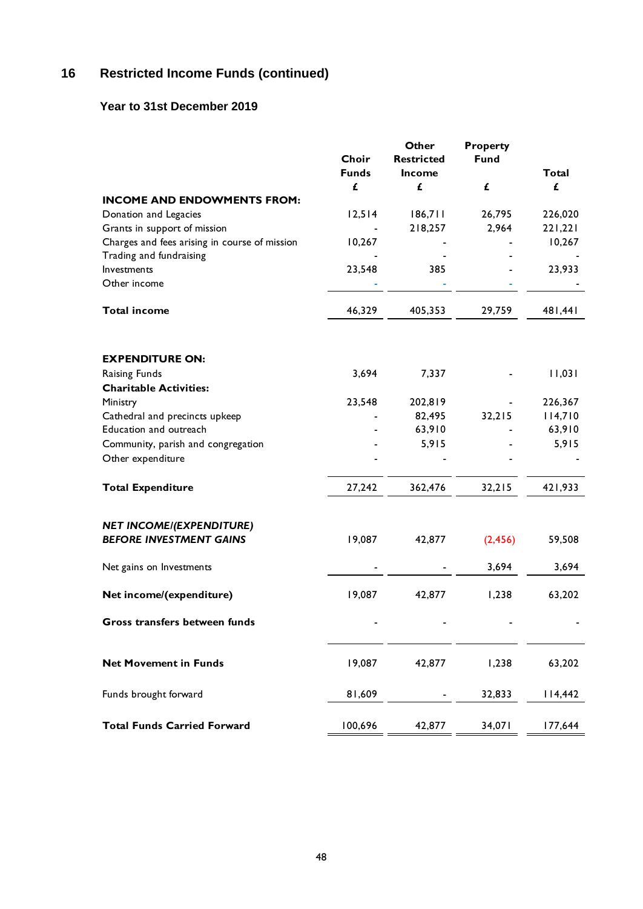## 16 Restricted Income Funds (continued)

### Year to 31st December 2019

| | Choir Funds | Other Restricted Income | Property Fund | Total |
|---|---|---|---|---|
| | £ | £ | £ | £ |
| **INCOME AND ENDOWMENTS FROM:** | | | | |
| Donation and Legacies | 12,514 | 186,711 | 26,795 | 226,020 |
| Grants in support of mission | - | 218,257 | 2,964 | 221,221 |
| Charges and fees arising in course of mission | 10,267 | - | - | 10,267 |
| Trading and fundraising | - | - | - | - |
| Investments | 23,548 | 385 | - | 23,933 |
| Other income | - | - | - | - |
| **Total income** | 46,329 | 405,353 | 29,759 | 481,441 |
| **EXPENDITURE ON:** | | | | |
| Raising Funds | 3,694 | 7,337 | - | 11,031 |
| **Charitable Activities:** | | | | |
| Ministry | 23,548 | 202,819 | - | 226,367 |
| Cathedral and precincts upkeep | - | 82,495 | 32,215 | 114,710 |
| Education and outreach | - | 63,910 | - | 63,910 |
| Community, parish and congregation | - | 5,915 | - | 5,915 |
| Other expenditure | - | - | - | - |
| **Total Expenditure** | 27,242 | 362,476 | 32,215 | 421,933 |
| ***NET INCOME/(EXPENDITURE) BEFORE INVESTMENT GAINS*** | 19,087 | 42,877 | (2,456) | 59,508 |
| Net gains on Investments | - | - | 3,694 | 3,694 |
| **Net income/(expenditure)** | 19,087 | 42,877 | 1,238 | 63,202 |
| **Gross transfers between funds** | - | - | - | - |
| **Net Movement in Funds** | 19,087 | 42,877 | 1,238 | 63,202 |
| Funds brought forward | 81,609 | - | 32,833 | 114,442 |
| **Total Funds Carried Forward** | 100,696 | 42,877 | 34,071 | 177,644 |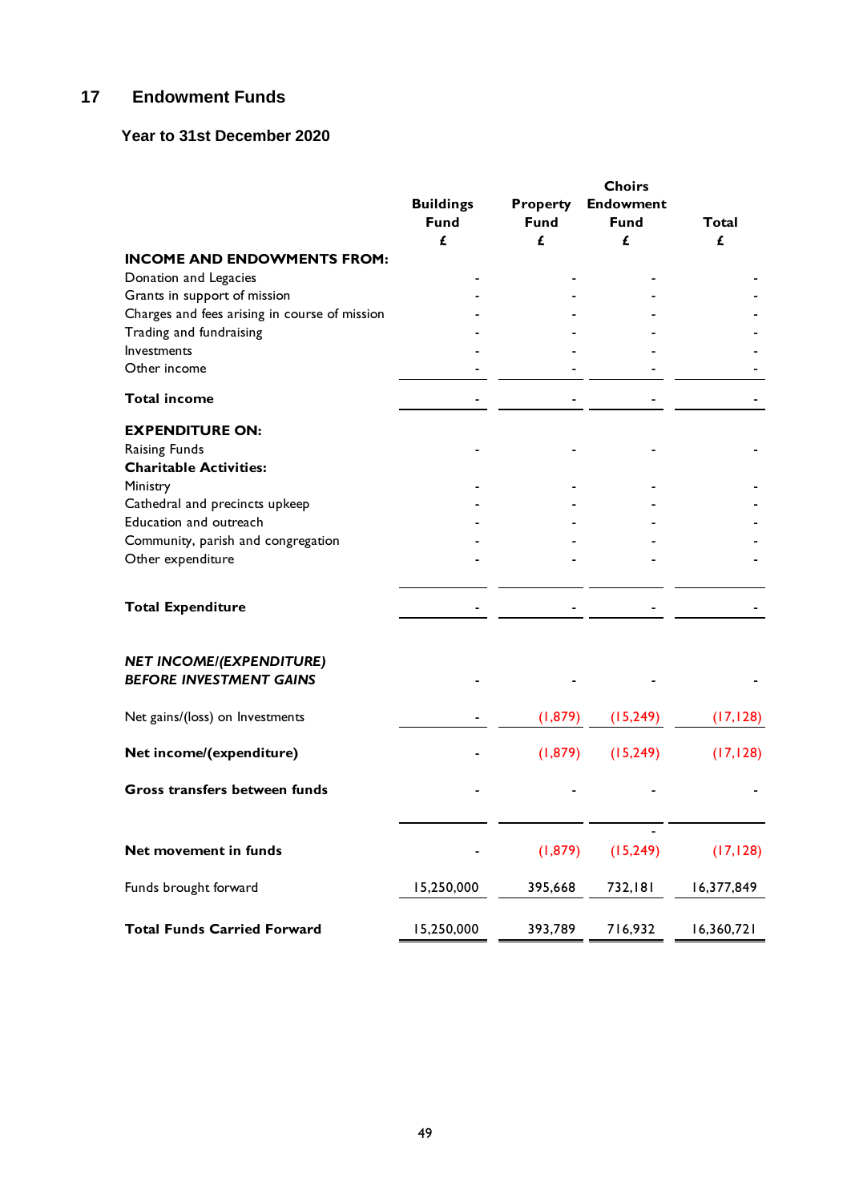## 17 Endowment Funds

### Year to 31st December 2020

| | Buildings Fund £ | Property Fund £ | Choirs Endowment Fund £ | Total £ |
|---|---|---|---|---|
| **INCOME AND ENDOWMENTS FROM:** | | | | |
| Donation and Legacies | - | - | - | - |
| Grants in support of mission | - | - | - | - |
| Charges and fees arising in course of mission | - | - | - | - |
| Trading and fundraising | - | - | - | - |
| Investments | - | - | - | - |
| Other income | - | - | - | - |
| **Total income** | - | - | - | - |
| **EXPENDITURE ON:** | | | | |
| Raising Funds | - | - | - | - |
| **Charitable Activities:** | | | | |
| Ministry | - | - | - | - |
| Cathedral and precincts upkeep | - | - | - | - |
| Education and outreach | - | - | - | - |
| Community, parish and congregation | - | - | - | - |
| Other expenditure | - | - | - | - |
| **Total Expenditure** | - | - | - | - |
| ***NET INCOME/(EXPENDITURE) BEFORE INVESTMENT GAINS*** | - | - | - | - |
| Net gains/(loss) on Investments | - | (1,879) | (15,249) | (17,128) |
| **Net income/(expenditure)** | - | (1,879) | (15,249) | (17,128) |
| **Gross transfers between funds** | - | - | - | - |
| **Net movement in funds** | - | (1,879) | (15,249) | (17,128) |
| Funds brought forward | 15,250,000 | 395,668 | 732,181 | 16,377,849 |
| **Total Funds Carried Forward** | 15,250,000 | 393,789 | 716,932 | 16,360,721 |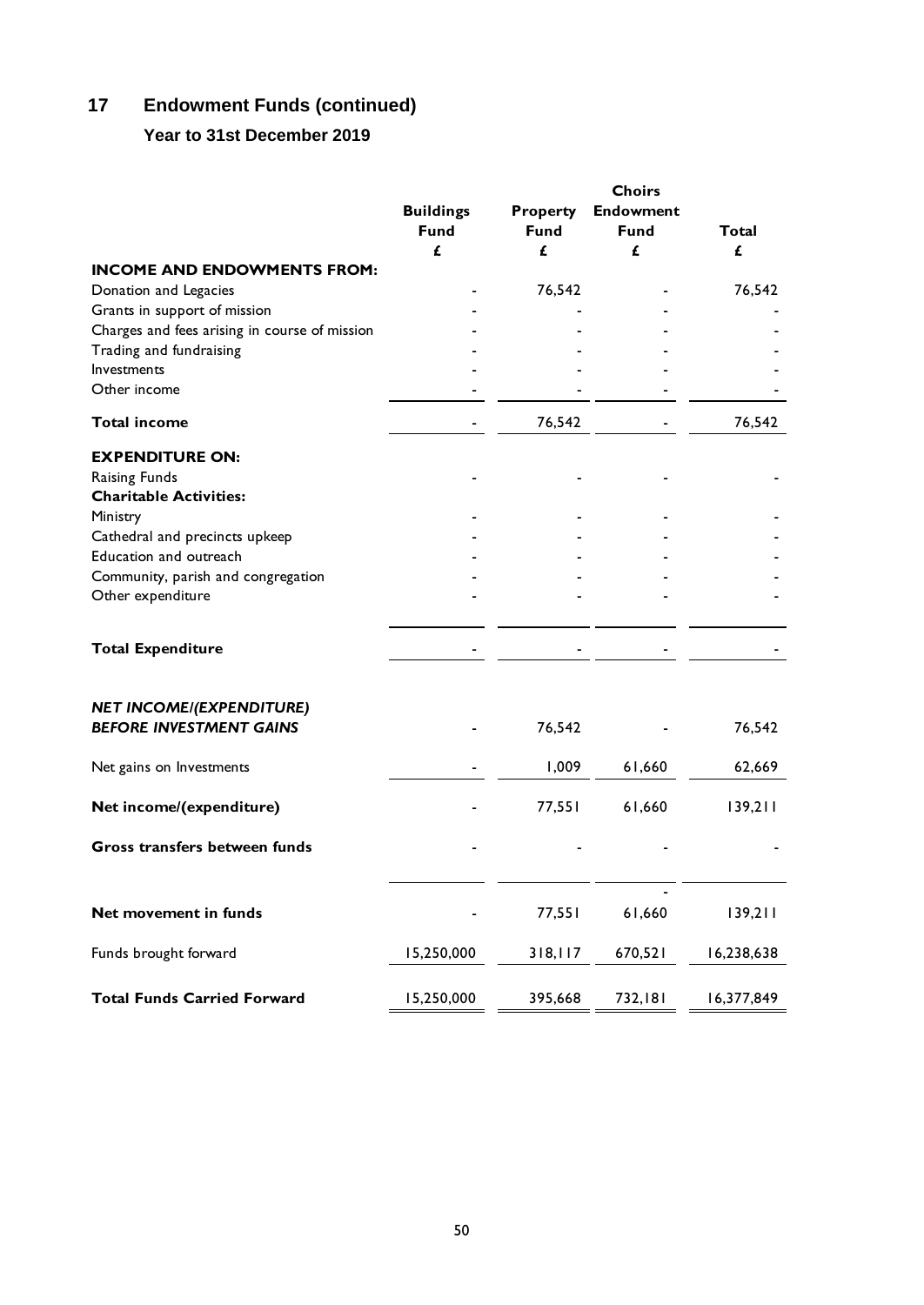## 17 Endowment Funds (continued)

### Year to 31st December 2019

| | Buildings Fund | Property Fund | Choirs Endowment Fund | Total |
|---|---|---|---|---|
| | £ | £ | £ | £ |
| **INCOME AND ENDOWMENTS FROM:** | | | | |
| Donation and Legacies | - | 76,542 | - | 76,542 |
| Grants in support of mission | - | - | - | - |
| Charges and fees arising in course of mission | - | - | - | - |
| Trading and fundraising | - | - | - | - |
| Investments | - | - | - | - |
| Other income | - | - | - | - |
| **Total income** | - | 76,542 | - | 76,542 |
| **EXPENDITURE ON:** | | | | |
| Raising Funds | - | - | - | - |
| **Charitable Activities:** | | | | |
| Ministry | - | - | - | - |
| Cathedral and precincts upkeep | - | - | - | - |
| Education and outreach | - | - | - | - |
| Community, parish and congregation | - | - | - | - |
| Other expenditure | - | - | - | - |
| **Total Expenditure** | - | - | - | - |
| ***NET INCOME/(EXPENDITURE) BEFORE INVESTMENT GAINS*** | - | 76,542 | - | 76,542 |
| Net gains on Investments | - | 1,009 | 61,660 | 62,669 |
| **Net income/(expenditure)** | - | 77,551 | 61,660 | 139,211 |
| **Gross transfers between funds** | - | - | - | - |
| **Net movement in funds** | - | 77,551 | 61,660 | 139,211 |
| Funds brought forward | 15,250,000 | 318,117 | 670,521 | 16,238,638 |
| **Total Funds Carried Forward** | 15,250,000 | 395,668 | 732,181 | 16,377,849 |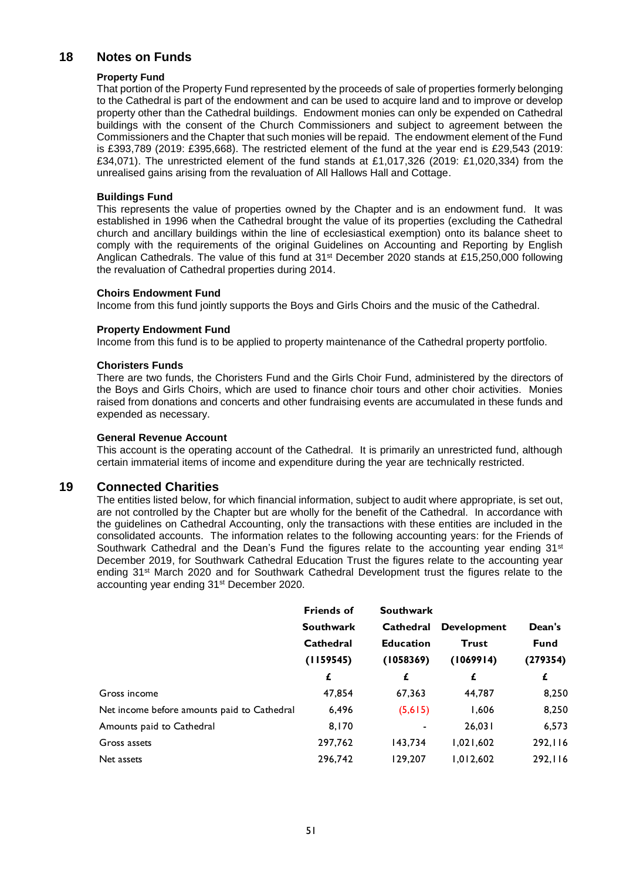## 18 Notes on Funds

**Property Fund**

That portion of the Property Fund represented by the proceeds of sale of properties formerly belonging to the Cathedral is part of the endowment and can be used to acquire land and to improve or develop property other than the Cathedral buildings. Endowment monies can only be expended on Cathedral buildings with the consent of the Church Commissioners and subject to agreement between the Commissioners and the Chapter that such monies will be repaid. The endowment element of the Fund is £393,789 (2019: £395,668). The restricted element of the fund at the year end is £29,543 (2019: £34,071). The unrestricted element of the fund stands at £1,017,326 (2019: £1,020,334) from the unrealised gains arising from the revaluation of All Hallows Hall and Cottage.

**Buildings Fund**

This represents the value of properties owned by the Chapter and is an endowment fund. It was established in 1996 when the Cathedral brought the value of its properties (excluding the Cathedral church and ancillary buildings within the line of ecclesiastical exemption) onto its balance sheet to comply with the requirements of the original Guidelines on Accounting and Reporting by English Anglican Cathedrals. The value of this fund at 31st December 2020 stands at £15,250,000 following the revaluation of Cathedral properties during 2014.

**Choirs Endowment Fund**

Income from this fund jointly supports the Boys and Girls Choirs and the music of the Cathedral.

**Property Endowment Fund**

Income from this fund is to be applied to property maintenance of the Cathedral property portfolio.

**Choristers Funds**

There are two funds, the Choristers Fund and the Girls Choir Fund, administered by the directors of the Boys and Girls Choirs, which are used to finance choir tours and other choir activities. Monies raised from donations and concerts and other fundraising events are accumulated in these funds and expended as necessary.

**General Revenue Account**

This account is the operating account of the Cathedral. It is primarily an unrestricted fund, although certain immaterial items of income and expenditure during the year are technically restricted.

## 19 Connected Charities

The entities listed below, for which financial information, subject to audit where appropriate, is set out, are not controlled by the Chapter but are wholly for the benefit of the Cathedral. In accordance with the guidelines on Cathedral Accounting, only the transactions with these entities are included in the consolidated accounts. The information relates to the following accounting years: for the Friends of Southwark Cathedral and the Dean's Fund the figures relate to the accounting year ending 31st December 2019, for Southwark Cathedral Education Trust the figures relate to the accounting year ending 31st March 2020 and for Southwark Cathedral Development trust the figures relate to the accounting year ending 31st December 2020.

| | Friends of Southwark Cathedral (1159545) | Southwark Cathedral Education (1058369) | Development Trust (1069914) | Dean's Fund (279354) |
|---|---|---|---|---|
| | £ | £ | £ | £ |
| Gross income | 47,854 | 67,363 | 44,787 | 8,250 |
| Net income before amounts paid to Cathedral | 6,496 | (5,615) | 1,606 | 8,250 |
| Amounts paid to Cathedral | 8,170 | - | 26,031 | 6,573 |
| Gross assets | 297,762 | 143,734 | 1,021,602 | 292,116 |
| Net assets | 296,742 | 129,207 | 1,012,602 | 292,116 |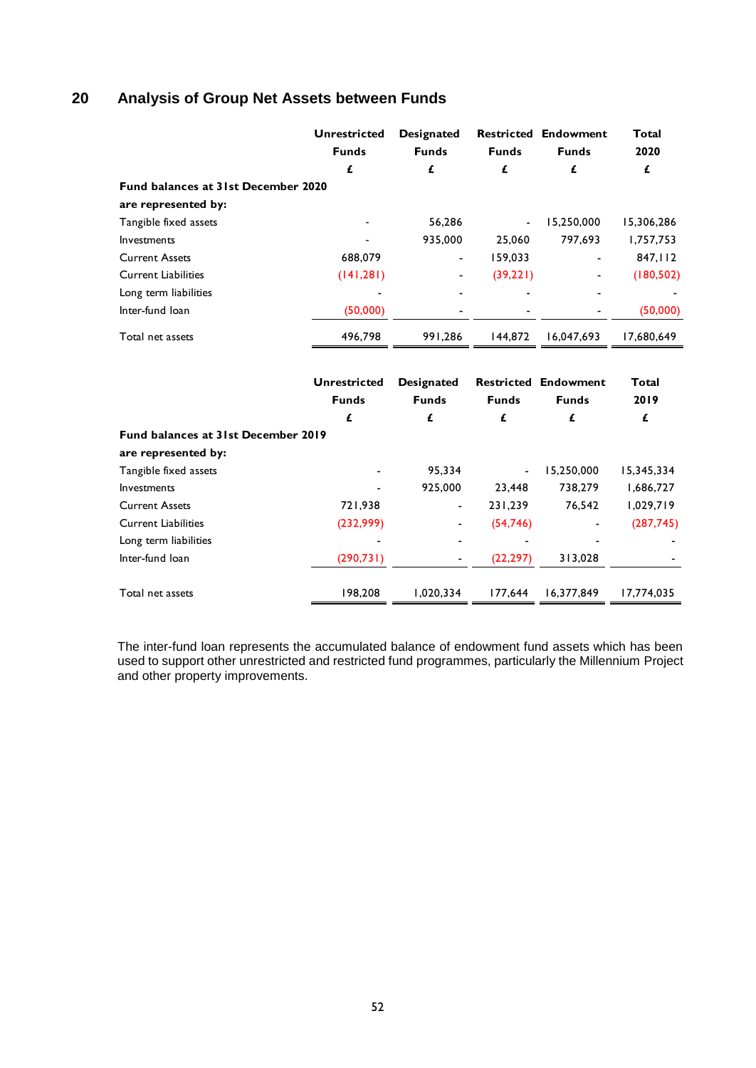## 20 Analysis of Group Net Assets between Funds

| | Unrestricted Funds £ | Designated Funds £ | Restricted Funds £ | Endowment Funds £ | Total 2020 £ |
|---|---|---|---|---|---|
| **Fund balances at 31st December 2020 are represented by:** | | | | | |
| Tangible fixed assets | - | 56,286 | - | 15,250,000 | 15,306,286 |
| Investments | - | 935,000 | 25,060 | 797,693 | 1,757,753 |
| Current Assets | 688,079 | - | 159,033 | - | 847,112 |
| Current Liabilities | (141,281) | - | (39,221) | - | (180,502) |
| Long term liabilities | - | - | - | - | - |
| Inter-fund loan | (50,000) | - | - | - | (50,000) |
| Total net assets | 496,798 | 991,286 | 144,872 | 16,047,693 | 17,680,649 |

| | Unrestricted Funds £ | Designated Funds £ | Restricted Funds £ | Endowment Funds £ | Total 2019 £ |
|---|---|---|---|---|---|
| **Fund balances at 31st December 2019 are represented by:** | | | | | |
| Tangible fixed assets | - | 95,334 | - | 15,250,000 | 15,345,334 |
| Investments | - | 925,000 | 23,448 | 738,279 | 1,686,727 |
| Current Assets | 721,938 | - | 231,239 | 76,542 | 1,029,719 |
| Current Liabilities | (232,999) | - | (54,746) | - | (287,745) |
| Long term liabilities | - | - | - | - | - |
| Inter-fund loan | (290,731) | - | (22,297) | 313,028 | - |
| Total net assets | 198,208 | 1,020,334 | 177,644 | 16,377,849 | 17,774,035 |

The inter-fund loan represents the accumulated balance of endowment fund assets which has been used to support other unrestricted and restricted fund programmes, particularly the Millennium Project and other property improvements.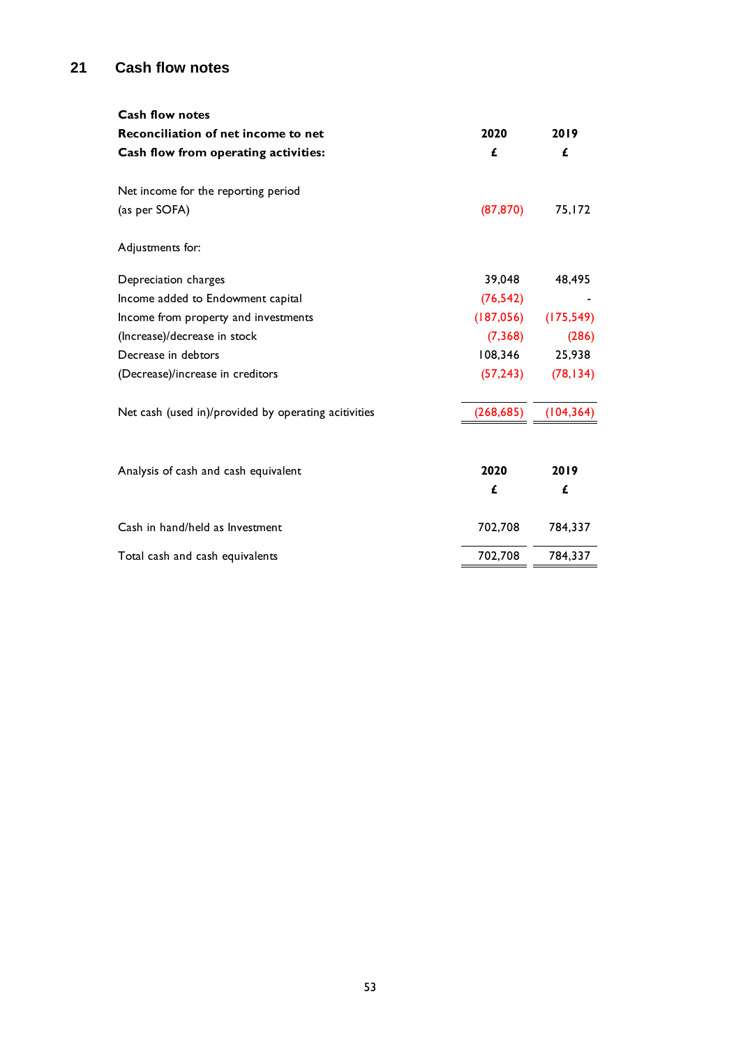## 21 Cash flow notes

| Cash flow notes<br>Reconciliation of net income to net<br>Cash flow from operating activities: | 2020<br>£ | 2019<br>£ |
|---|---|---|
| Net income for the reporting period (as per SOFA) | (87,870) | 75,172 |
| Adjustments for: | | |
| Depreciation charges | 39,048 | 48,495 |
| Income added to Endowment capital | (76,542) | - |
| Income from property and investments | (187,056) | (175,549) |
| (Increase)/decrease in stock | (7,368) | (286) |
| Decrease in debtors | 108,346 | 25,938 |
| (Decrease)/increase in creditors | (57,243) | (78,134) |
| Net cash (used in)/provided by operating acitivities | (268,685) | (104,364) |

| Analysis of cash and cash equivalent | 2020<br>£ | 2019<br>£ |
|---|---|---|
| Cash in hand/held as Investment | 702,708 | 784,337 |
| Total cash and cash equivalents | 702,708 | 784,337 |